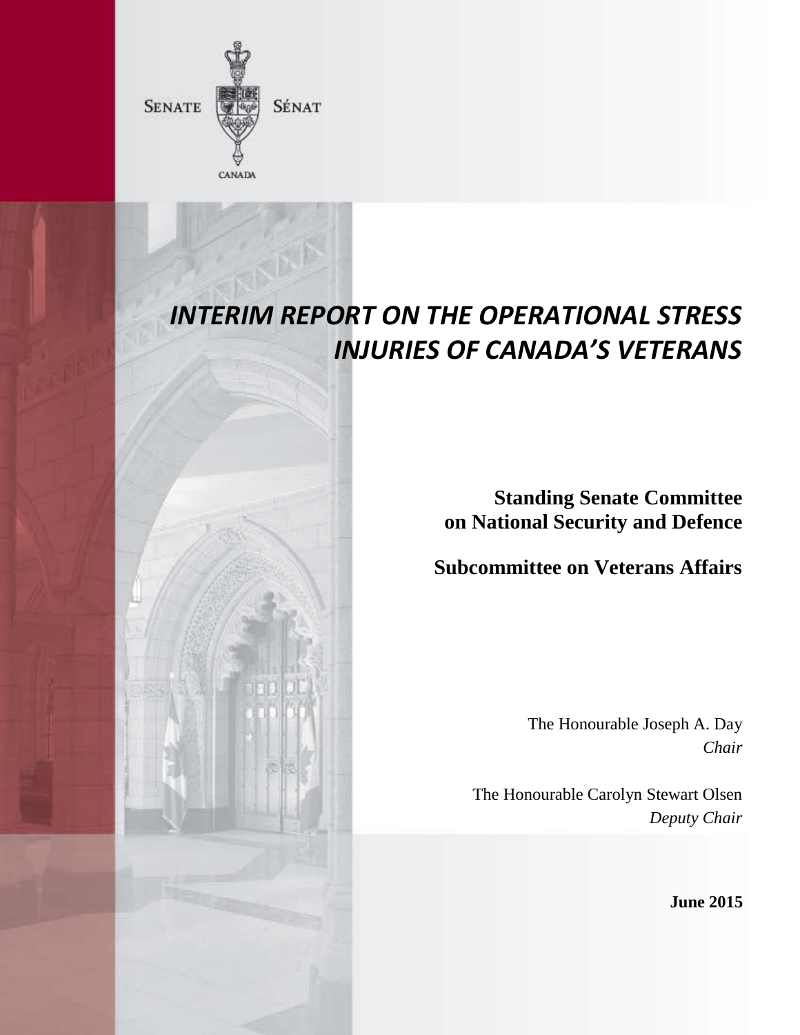SENATE

SÉNAT

CANADA

# *INTERIM REPORT ON THE OPERATIONAL STRESS INJURIES OF CANADA'S VETERANS*

**Standing Senate Committee on National Security and Defence**

**Subcommittee on Veterans Affairs**

The Honourable Joseph A. Day
*Chair*

The Honourable Carolyn Stewart Olsen
*Deputy Chair*

**June 2015**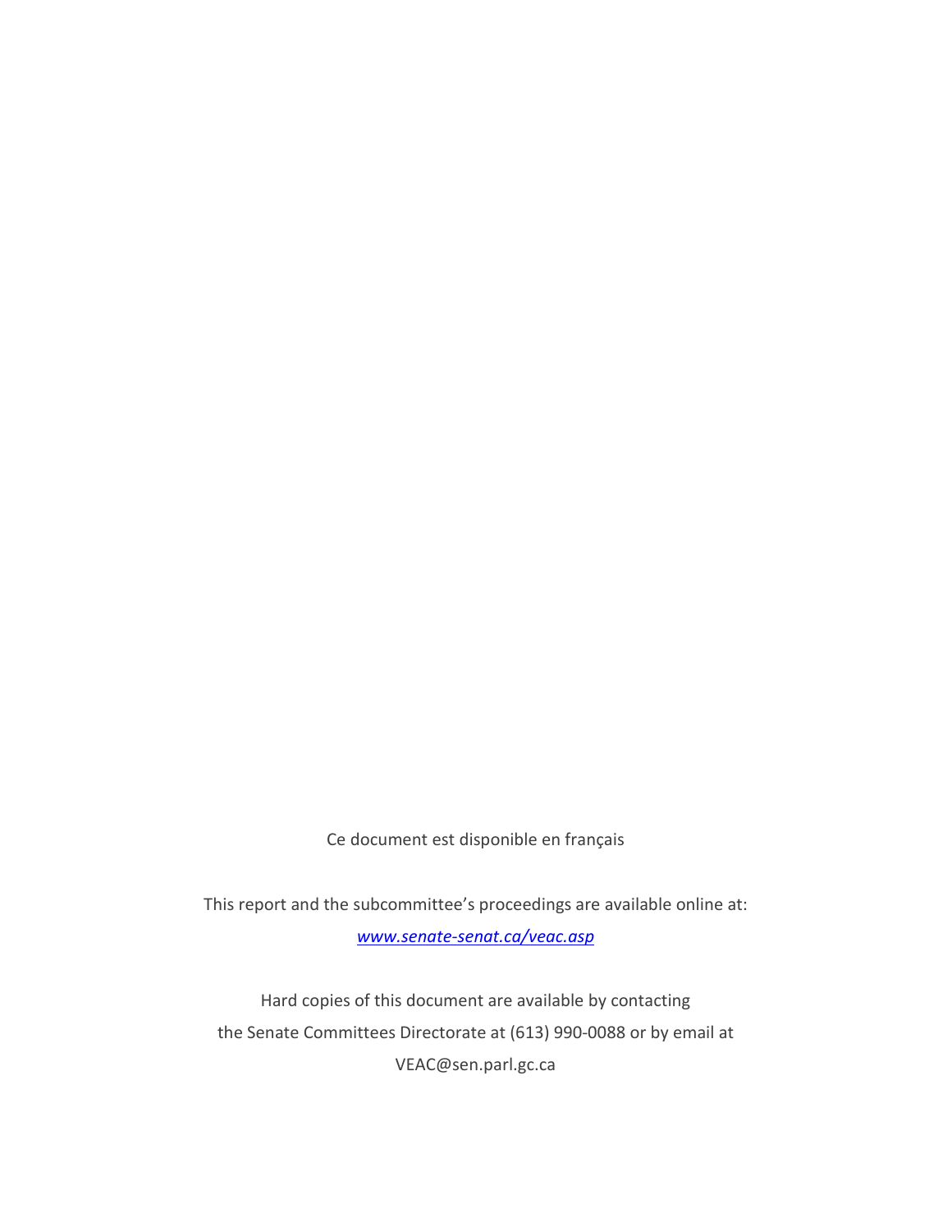Ce document est disponible en français

This report and the subcommittee's proceedings are available online at:

*[www.senate-senat.ca/veac.asp](www.senate-senat.ca/veac.asp)*

Hard copies of this document are available by contacting
the Senate Committees Directorate at (613) 990-0088 or by email at
VEAC@sen.parl.gc.ca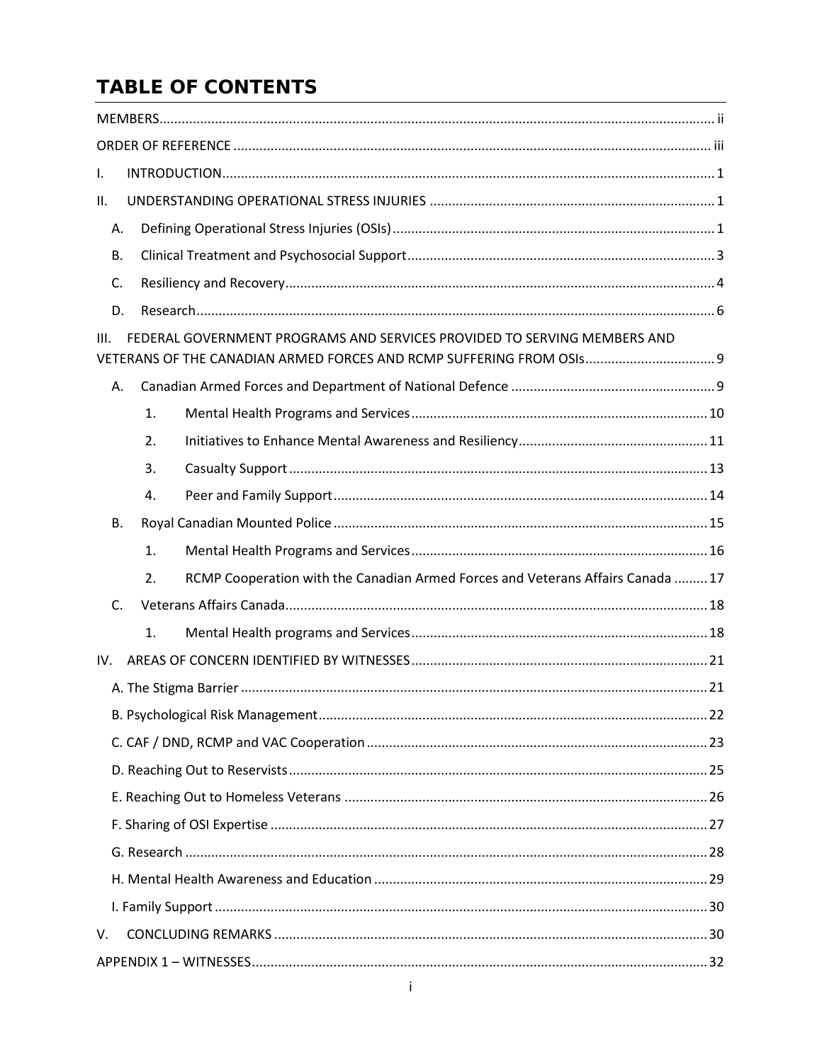# TABLE OF CONTENTS

MEMBERS ..... ii

ORDER OF REFERENCE ..... iii

I. INTRODUCTION ..... 1

II. UNDERSTANDING OPERATIONAL STRESS INJURIES ..... 1

- A. Defining Operational Stress Injuries (OSIs) ..... 1
- B. Clinical Treatment and Psychosocial Support ..... 3
- C. Resiliency and Recovery ..... 4
- D. Research ..... 6

III. FEDERAL GOVERNMENT PROGRAMS AND SERVICES PROVIDED TO SERVING MEMBERS AND VETERANS OF THE CANADIAN ARMED FORCES AND RCMP SUFFERING FROM OSIs ..... 9

- A. Canadian Armed Forces and Department of National Defence ..... 9
  1. Mental Health Programs and Services ..... 10
  2. Initiatives to Enhance Mental Awareness and Resiliency ..... 11
  3. Casualty Support ..... 13
  4. Peer and Family Support ..... 14
- B. Royal Canadian Mounted Police ..... 15
  1. Mental Health Programs and Services ..... 16
  2. RCMP Cooperation with the Canadian Armed Forces and Veterans Affairs Canada ..... 17
- C. Veterans Affairs Canada ..... 18
  1. Mental Health programs and Services ..... 18

IV. AREAS OF CONCERN IDENTIFIED BY WITNESSES ..... 21

- A. The Stigma Barrier ..... 21
- B. Psychological Risk Management ..... 22
- C. CAF / DND, RCMP and VAC Cooperation ..... 23
- D. Reaching Out to Reservists ..... 25
- E. Reaching Out to Homeless Veterans ..... 26
- F. Sharing of OSI Expertise ..... 27
- G. Research ..... 28
- H. Mental Health Awareness and Education ..... 29
- I. Family Support ..... 30

V. CONCLUDING REMARKS ..... 30

APPENDIX 1 – WITNESSES ..... 32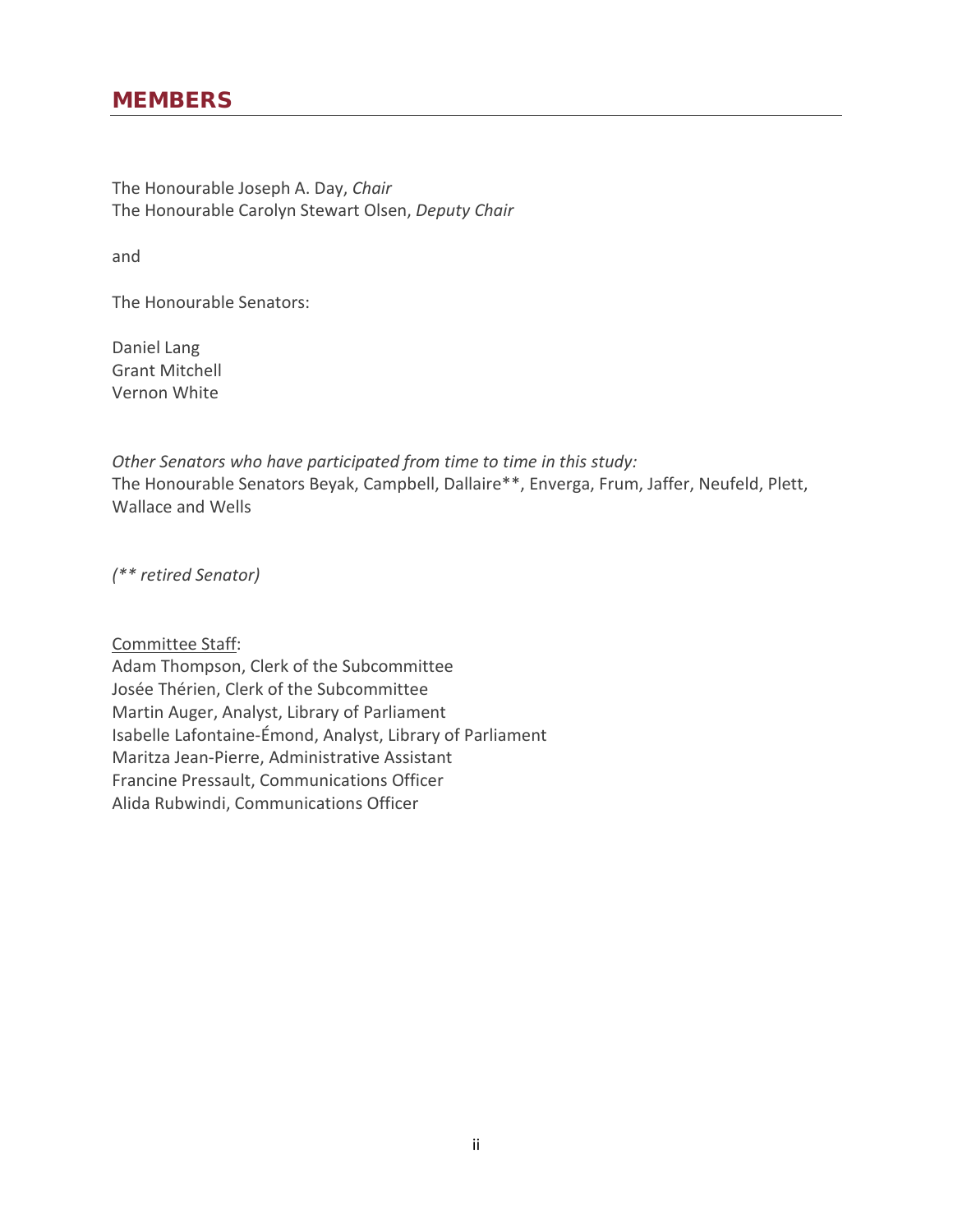# MEMBERS

The Honourable Joseph A. Day, *Chair*
The Honourable Carolyn Stewart Olsen, *Deputy Chair*

and

The Honourable Senators:

Daniel Lang
Grant Mitchell
Vernon White

*Other Senators who have participated from time to time in this study:*
The Honourable Senators Beyak, Campbell, Dallaire**, Enverga, Frum, Jaffer, Neufeld, Plett, Wallace and Wells

*(** retired Senator)*

<u>Committee Staff</u>:
Adam Thompson, Clerk of the Subcommittee
Josée Thérien, Clerk of the Subcommittee
Martin Auger, Analyst, Library of Parliament
Isabelle Lafontaine-Émond, Analyst, Library of Parliament
Maritza Jean-Pierre, Administrative Assistant
Francine Pressault, Communications Officer
Alida Rubwindi, Communications Officer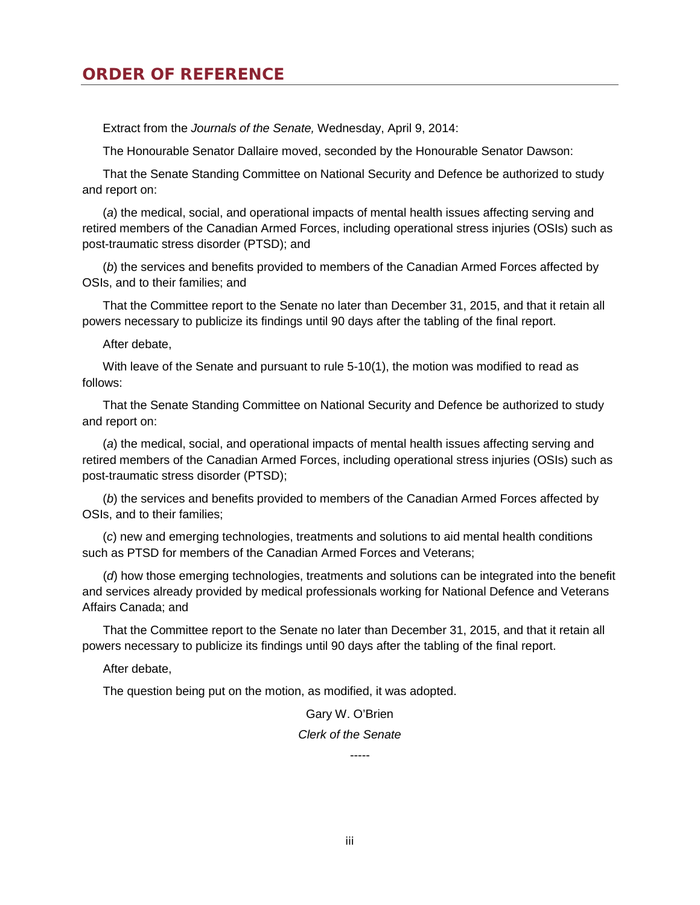# ORDER OF REFERENCE

Extract from the *Journals of the Senate,* Wednesday, April 9, 2014:

The Honourable Senator Dallaire moved, seconded by the Honourable Senator Dawson:

That the Senate Standing Committee on National Security and Defence be authorized to study and report on:

(*a*) the medical, social, and operational impacts of mental health issues affecting serving and retired members of the Canadian Armed Forces, including operational stress injuries (OSIs) such as post-traumatic stress disorder (PTSD); and

(*b*) the services and benefits provided to members of the Canadian Armed Forces affected by OSIs, and to their families; and

That the Committee report to the Senate no later than December 31, 2015, and that it retain all powers necessary to publicize its findings until 90 days after the tabling of the final report.

After debate,

With leave of the Senate and pursuant to rule 5-10(1), the motion was modified to read as follows:

That the Senate Standing Committee on National Security and Defence be authorized to study and report on:

(*a*) the medical, social, and operational impacts of mental health issues affecting serving and retired members of the Canadian Armed Forces, including operational stress injuries (OSIs) such as post-traumatic stress disorder (PTSD);

(*b*) the services and benefits provided to members of the Canadian Armed Forces affected by OSIs, and to their families;

(*c*) new and emerging technologies, treatments and solutions to aid mental health conditions such as PTSD for members of the Canadian Armed Forces and Veterans;

(*d*) how those emerging technologies, treatments and solutions can be integrated into the benefit and services already provided by medical professionals working for National Defence and Veterans Affairs Canada; and

That the Committee report to the Senate no later than December 31, 2015, and that it retain all powers necessary to publicize its findings until 90 days after the tabling of the final report.

After debate,

The question being put on the motion, as modified, it was adopted.

Gary W. O'Brien

*Clerk of the Senate*

-----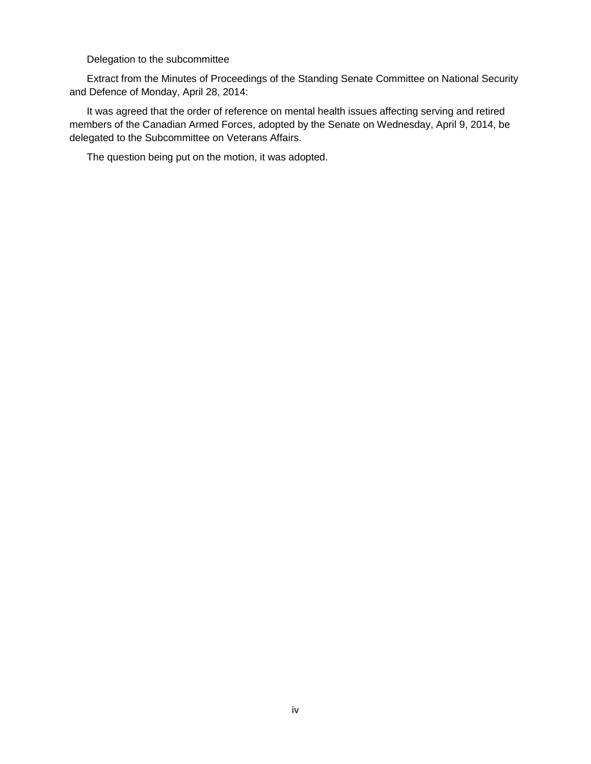Delegation to the subcommittee

Extract from the Minutes of Proceedings of the Standing Senate Committee on National Security and Defence of Monday, April 28, 2014:

It was agreed that the order of reference on mental health issues affecting serving and retired members of the Canadian Armed Forces, adopted by the Senate on Wednesday, April 9, 2014, be delegated to the Subcommittee on Veterans Affairs.

The question being put on the motion, it was adopted.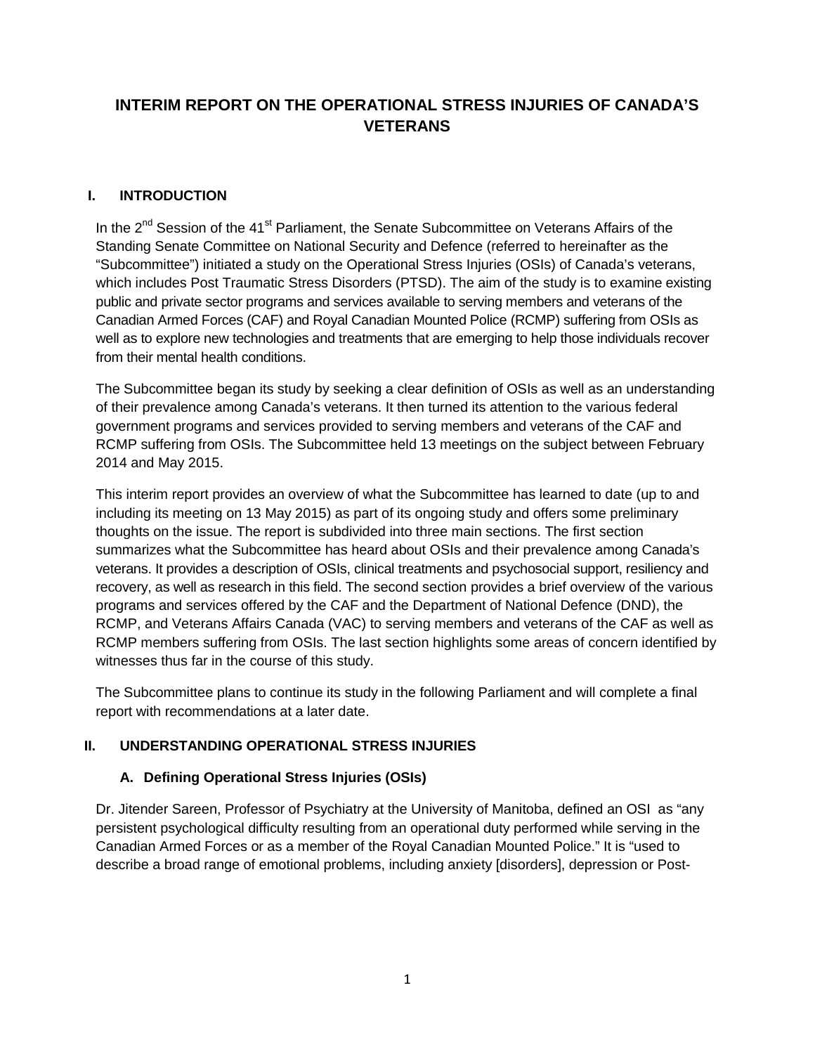# INTERIM REPORT ON THE OPERATIONAL STRESS INJURIES OF CANADA'S VETERANS

## I. INTRODUCTION

In the 2nd Session of the 41st Parliament, the Senate Subcommittee on Veterans Affairs of the Standing Senate Committee on National Security and Defence (referred to hereinafter as the "Subcommittee") initiated a study on the Operational Stress Injuries (OSIs) of Canada's veterans, which includes Post Traumatic Stress Disorders (PTSD). The aim of the study is to examine existing public and private sector programs and services available to serving members and veterans of the Canadian Armed Forces (CAF) and Royal Canadian Mounted Police (RCMP) suffering from OSIs as well as to explore new technologies and treatments that are emerging to help those individuals recover from their mental health conditions.

The Subcommittee began its study by seeking a clear definition of OSIs as well as an understanding of their prevalence among Canada's veterans. It then turned its attention to the various federal government programs and services provided to serving members and veterans of the CAF and RCMP suffering from OSIs. The Subcommittee held 13 meetings on the subject between February 2014 and May 2015.

This interim report provides an overview of what the Subcommittee has learned to date (up to and including its meeting on 13 May 2015) as part of its ongoing study and offers some preliminary thoughts on the issue. The report is subdivided into three main sections. The first section summarizes what the Subcommittee has heard about OSIs and their prevalence among Canada's veterans. It provides a description of OSIs, clinical treatments and psychosocial support, resiliency and recovery, as well as research in this field. The second section provides a brief overview of the various programs and services offered by the CAF and the Department of National Defence (DND), the RCMP, and Veterans Affairs Canada (VAC) to serving members and veterans of the CAF as well as RCMP members suffering from OSIs. The last section highlights some areas of concern identified by witnesses thus far in the course of this study.

The Subcommittee plans to continue its study in the following Parliament and will complete a final report with recommendations at a later date.

## II. UNDERSTANDING OPERATIONAL STRESS INJURIES

### A. Defining Operational Stress Injuries (OSIs)

Dr. Jitender Sareen, Professor of Psychiatry at the University of Manitoba, defined an OSI as "any persistent psychological difficulty resulting from an operational duty performed while serving in the Canadian Armed Forces or as a member of the Royal Canadian Mounted Police." It is "used to describe a broad range of emotional problems, including anxiety [disorders], depression or Post-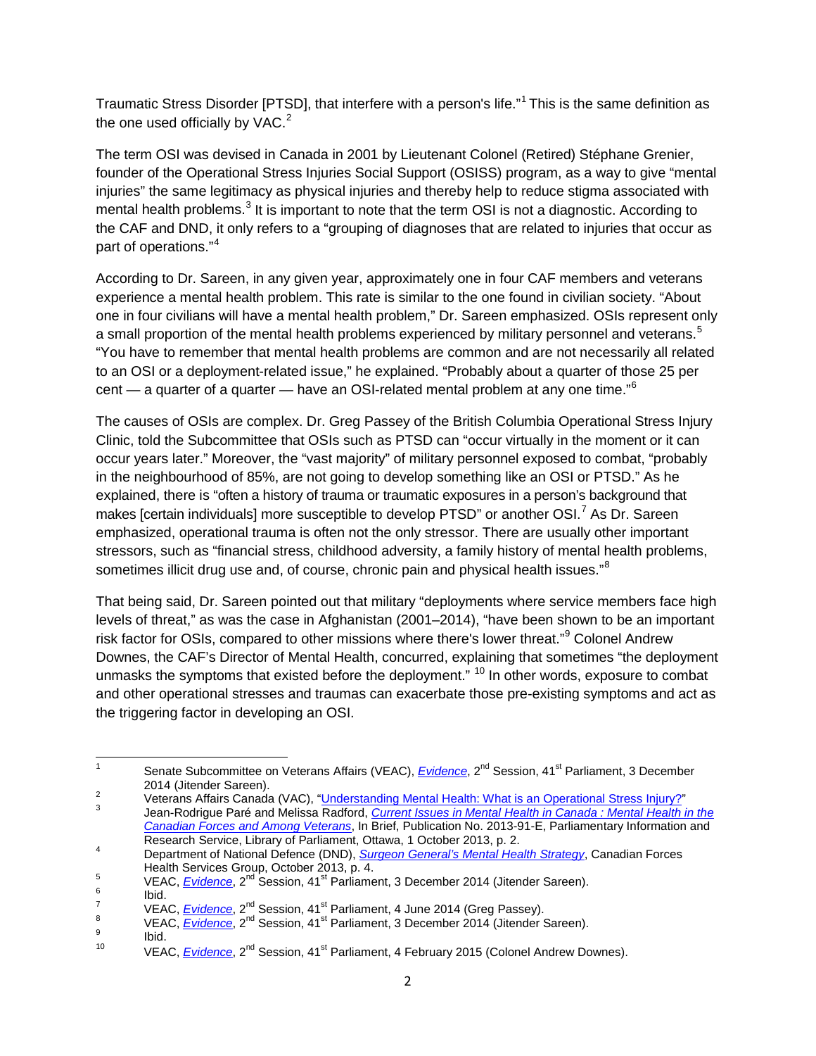Traumatic Stress Disorder [PTSD], that interfere with a person's life."[1] This is the same definition as the one used officially by VAC.[2]

The term OSI was devised in Canada in 2001 by Lieutenant Colonel (Retired) Stéphane Grenier, founder of the Operational Stress Injuries Social Support (OSISS) program, as a way to give "mental injuries" the same legitimacy as physical injuries and thereby help to reduce stigma associated with mental health problems.[3] It is important to note that the term OSI is not a diagnostic. According to the CAF and DND, it only refers to a "grouping of diagnoses that are related to injuries that occur as part of operations."[4]

According to Dr. Sareen, in any given year, approximately one in four CAF members and veterans experience a mental health problem. This rate is similar to the one found in civilian society. "About one in four civilians will have a mental health problem," Dr. Sareen emphasized. OSIs represent only a small proportion of the mental health problems experienced by military personnel and veterans.[5] "You have to remember that mental health problems are common and are not necessarily all related to an OSI or a deployment-related issue," he explained. "Probably about a quarter of those 25 per cent — a quarter of a quarter — have an OSI-related mental problem at any one time."[6]

The causes of OSIs are complex. Dr. Greg Passey of the British Columbia Operational Stress Injury Clinic, told the Subcommittee that OSIs such as PTSD can "occur virtually in the moment or it can occur years later." Moreover, the "vast majority" of military personnel exposed to combat, "probably in the neighbourhood of 85%, are not going to develop something like an OSI or PTSD." As he explained, there is "often a history of trauma or traumatic exposures in a person's background that makes [certain individuals] more susceptible to develop PTSD" or another OSI.[7] As Dr. Sareen emphasized, operational trauma is often not the only stressor. There are usually other important stressors, such as "financial stress, childhood adversity, a family history of mental health problems, sometimes illicit drug use and, of course, chronic pain and physical health issues."[8]

That being said, Dr. Sareen pointed out that military "deployments where service members face high levels of threat," as was the case in Afghanistan (2001–2014), "have been shown to be an important risk factor for OSIs, compared to other missions where there's lower threat."[9] Colonel Andrew Downes, the CAF's Director of Mental Health, concurred, explaining that sometimes "the deployment unmasks the symptoms that existed before the deployment." [10] In other words, exposure to combat and other operational stresses and traumas can exacerbate those pre-existing symptoms and act as the triggering factor in developing an OSI.

---

[1] Senate Subcommittee on Veterans Affairs (VEAC), *Evidence*, 2nd Session, 41st Parliament, 3 December 2014 (Jitender Sareen).

[2] Veterans Affairs Canada (VAC), "Understanding Mental Health: What is an Operational Stress Injury?"

[3] Jean-Rodrigue Paré and Melissa Radford, *Current Issues in Mental Health in Canada : Mental Health in the Canadian Forces and Among Veterans*, In Brief, Publication No. 2013-91-E, Parliamentary Information and Research Service, Library of Parliament, Ottawa, 1 October 2013, p. 2.

[4] Department of National Defence (DND), *Surgeon General's Mental Health Strategy*, Canadian Forces Health Services Group, October 2013, p. 4.

[5] VEAC, *Evidence*, 2nd Session, 41st Parliament, 3 December 2014 (Jitender Sareen).

[6] Ibid.

[7] VEAC, *Evidence*, 2nd Session, 41st Parliament, 4 June 2014 (Greg Passey).

[8] VEAC, *Evidence*, 2nd Session, 41st Parliament, 3 December 2014 (Jitender Sareen).

[9] Ibid.

[10] VEAC, *Evidence*, 2nd Session, 41st Parliament, 4 February 2015 (Colonel Andrew Downes).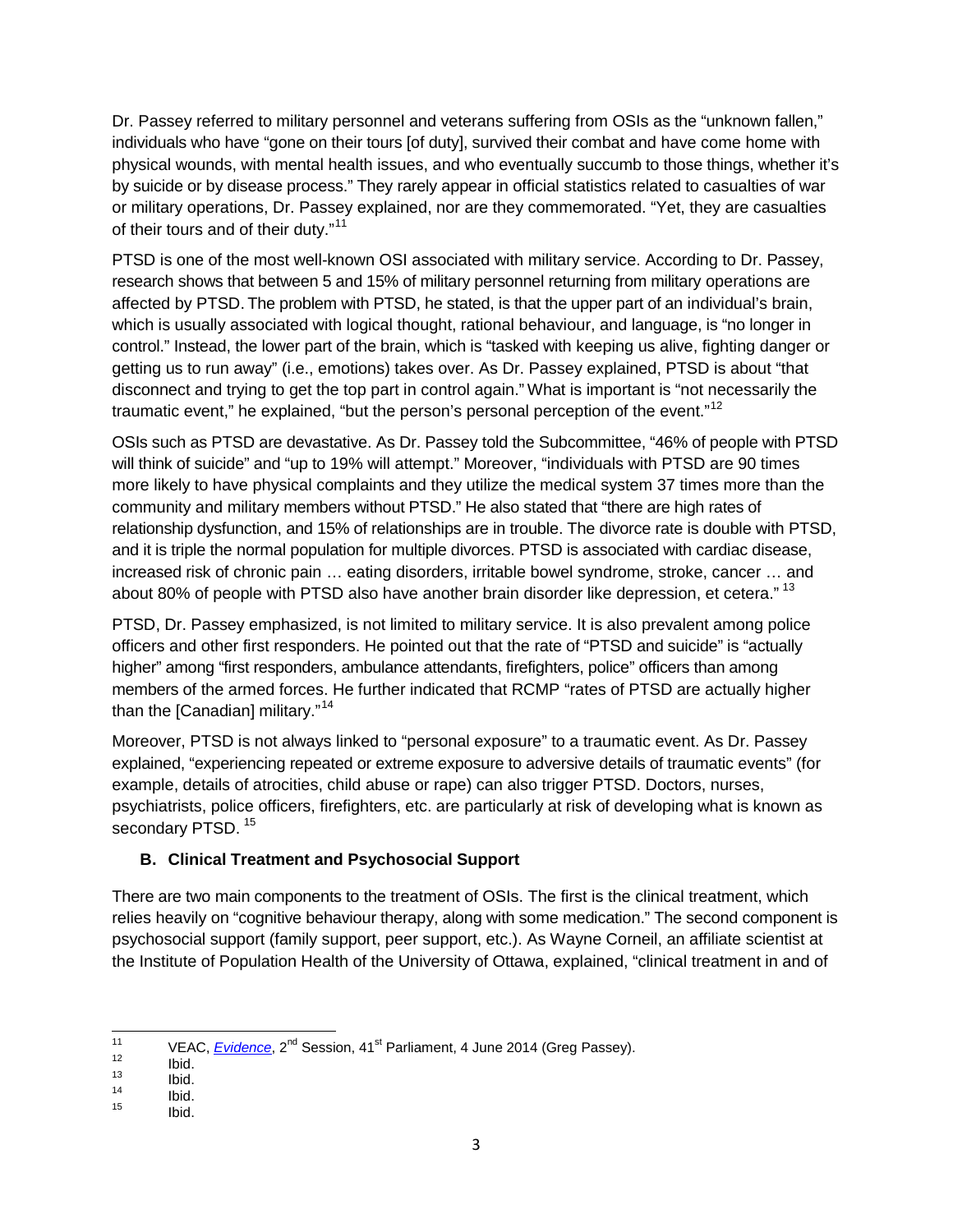Dr. Passey referred to military personnel and veterans suffering from OSIs as the "unknown fallen," individuals who have "gone on their tours [of duty], survived their combat and have come home with physical wounds, with mental health issues, and who eventually succumb to those things, whether it's by suicide or by disease process." They rarely appear in official statistics related to casualties of war or military operations, Dr. Passey explained, nor are they commemorated. "Yet, they are casualties of their tours and of their duty."[11]

PTSD is one of the most well-known OSI associated with military service. According to Dr. Passey, research shows that between 5 and 15% of military personnel returning from military operations are affected by PTSD. The problem with PTSD, he stated, is that the upper part of an individual's brain, which is usually associated with logical thought, rational behaviour, and language, is "no longer in control." Instead, the lower part of the brain, which is "tasked with keeping us alive, fighting danger or getting us to run away" (i.e., emotions) takes over. As Dr. Passey explained, PTSD is about "that disconnect and trying to get the top part in control again." What is important is "not necessarily the traumatic event," he explained, "but the person's personal perception of the event."[12]

OSIs such as PTSD are devastative. As Dr. Passey told the Subcommittee, "46% of people with PTSD will think of suicide" and "up to 19% will attempt." Moreover, "individuals with PTSD are 90 times more likely to have physical complaints and they utilize the medical system 37 times more than the community and military members without PTSD." He also stated that "there are high rates of relationship dysfunction, and 15% of relationships are in trouble. The divorce rate is double with PTSD, and it is triple the normal population for multiple divorces. PTSD is associated with cardiac disease, increased risk of chronic pain … eating disorders, irritable bowel syndrome, stroke, cancer … and about 80% of people with PTSD also have another brain disorder like depression, et cetera."[13]

PTSD, Dr. Passey emphasized, is not limited to military service. It is also prevalent among police officers and other first responders. He pointed out that the rate of "PTSD and suicide" is "actually higher" among "first responders, ambulance attendants, firefighters, police" officers than among members of the armed forces. He further indicated that RCMP "rates of PTSD are actually higher than the [Canadian] military."[14]

Moreover, PTSD is not always linked to "personal exposure" to a traumatic event. As Dr. Passey explained, "experiencing repeated or extreme exposure to adversive details of traumatic events" (for example, details of atrocities, child abuse or rape) can also trigger PTSD. Doctors, nurses, psychiatrists, police officers, firefighters, etc. are particularly at risk of developing what is known as secondary PTSD.[15]

### B. Clinical Treatment and Psychosocial Support

There are two main components to the treatment of OSIs. The first is the clinical treatment, which relies heavily on "cognitive behaviour therapy, along with some medication." The second component is psychosocial support (family support, peer support, etc.). As Wayne Corneil, an affiliate scientist at the Institute of Population Health of the University of Ottawa, explained, "clinical treatment in and of

---

[11] VEAC, *Evidence*, 2nd Session, 41st Parliament, 4 June 2014 (Greg Passey).

[12] Ibid.

[13] Ibid.

[14] Ibid.

[15] Ibid.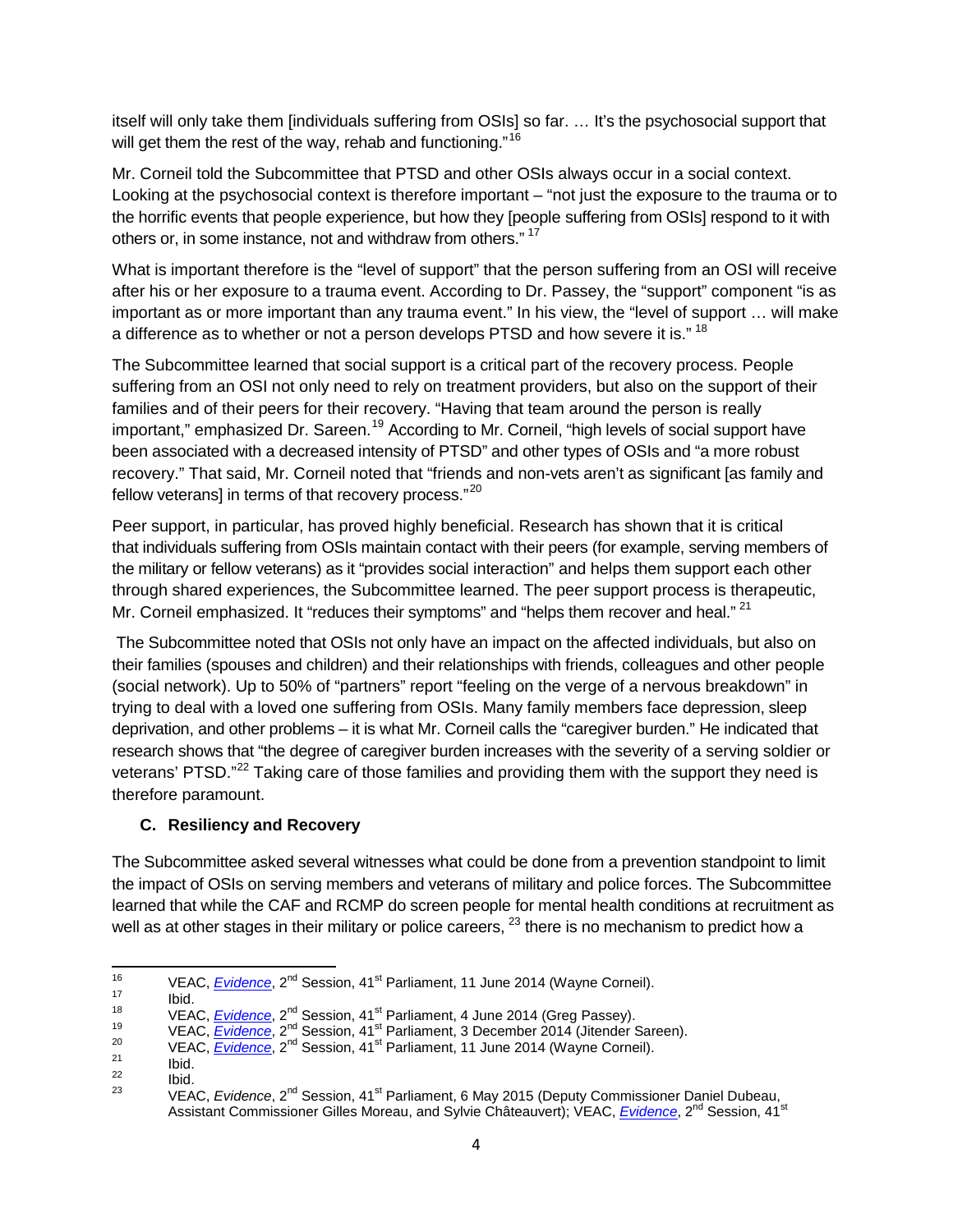itself will only take them [individuals suffering from OSIs] so far. … It's the psychosocial support that will get them the rest of the way, rehab and functioning."[16]

Mr. Corneil told the Subcommittee that PTSD and other OSIs always occur in a social context. Looking at the psychosocial context is therefore important – "not just the exposure to the trauma or to the horrific events that people experience, but how they [people suffering from OSIs] respond to it with others or, in some instance, not and withdraw from others." [17]

What is important therefore is the "level of support" that the person suffering from an OSI will receive after his or her exposure to a trauma event. According to Dr. Passey, the "support" component "is as important as or more important than any trauma event." In his view, the "level of support … will make a difference as to whether or not a person develops PTSD and how severe it is." [18]

The Subcommittee learned that social support is a critical part of the recovery process. People suffering from an OSI not only need to rely on treatment providers, but also on the support of their families and of their peers for their recovery. "Having that team around the person is really important," emphasized Dr. Sareen.[19] According to Mr. Corneil, "high levels of social support have been associated with a decreased intensity of PTSD" and other types of OSIs and "a more robust recovery." That said, Mr. Corneil noted that "friends and non-vets aren't as significant [as family and fellow veterans] in terms of that recovery process."[20]

Peer support, in particular, has proved highly beneficial. Research has shown that it is critical that individuals suffering from OSIs maintain contact with their peers (for example, serving members of the military or fellow veterans) as it "provides social interaction" and helps them support each other through shared experiences, the Subcommittee learned. The peer support process is therapeutic, Mr. Corneil emphasized. It "reduces their symptoms" and "helps them recover and heal." [21]

The Subcommittee noted that OSIs not only have an impact on the affected individuals, but also on their families (spouses and children) and their relationships with friends, colleagues and other people (social network). Up to 50% of "partners" report "feeling on the verge of a nervous breakdown" in trying to deal with a loved one suffering from OSIs. Many family members face depression, sleep deprivation, and other problems – it is what Mr. Corneil calls the "caregiver burden." He indicated that research shows that "the degree of caregiver burden increases with the severity of a serving soldier or veterans' PTSD."[22] Taking care of those families and providing them with the support they need is therefore paramount.

### C. Resiliency and Recovery

The Subcommittee asked several witnesses what could be done from a prevention standpoint to limit the impact of OSIs on serving members and veterans of military and police forces. The Subcommittee learned that while the CAF and RCMP do screen people for mental health conditions at recruitment as well as at other stages in their military or police careers, [23] there is no mechanism to predict how a

---

[16] VEAC, *Evidence*, 2nd Session, 41st Parliament, 11 June 2014 (Wayne Corneil).

[17] Ibid.

[18] VEAC, *Evidence*, 2nd Session, 41st Parliament, 4 June 2014 (Greg Passey).

[19] VEAC, *Evidence*, 2nd Session, 41st Parliament, 3 December 2014 (Jitender Sareen).

[20] VEAC, *Evidence*, 2nd Session, 41st Parliament, 11 June 2014 (Wayne Corneil).

[21] Ibid.

[22] Ibid.

[23] VEAC, *Evidence*, 2nd Session, 41st Parliament, 6 May 2015 (Deputy Commissioner Daniel Dubeau, Assistant Commissioner Gilles Moreau, and Sylvie Châteauvert); VEAC, *Evidence*, 2nd Session, 41st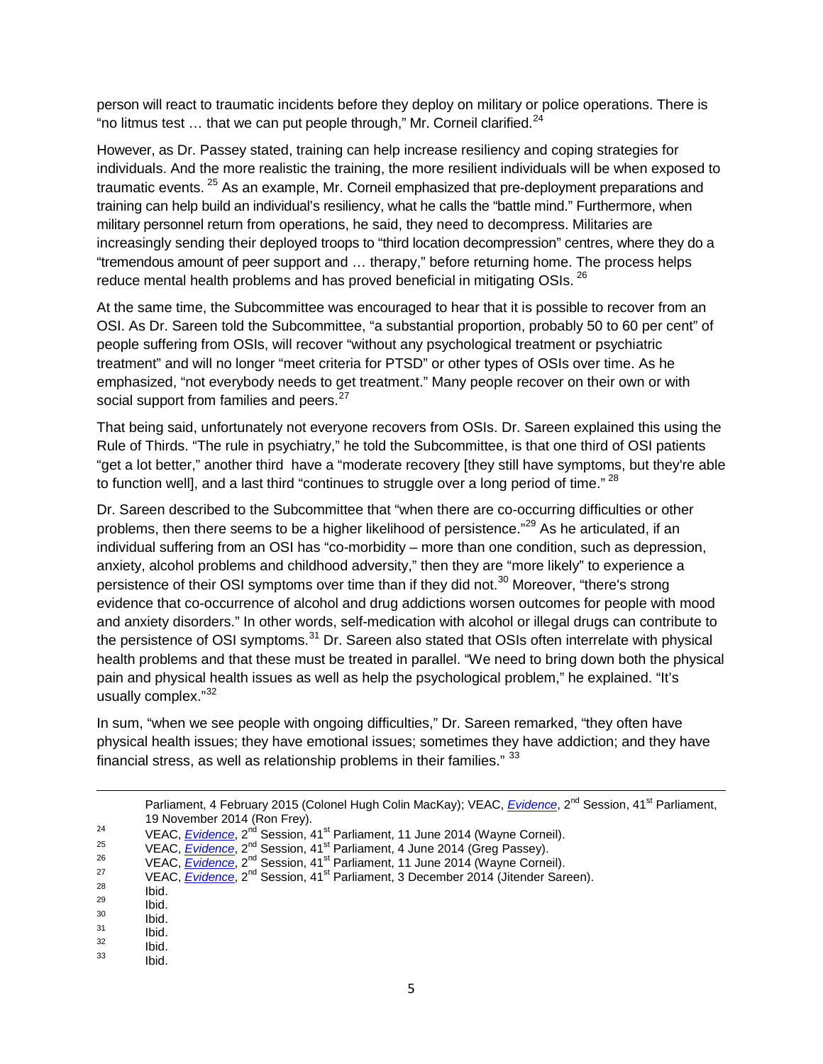person will react to traumatic incidents before they deploy on military or police operations. There is "no litmus test … that we can put people through," Mr. Corneil clarified.[24]

However, as Dr. Passey stated, training can help increase resiliency and coping strategies for individuals. And the more realistic the training, the more resilient individuals will be when exposed to traumatic events.[25] As an example, Mr. Corneil emphasized that pre-deployment preparations and training can help build an individual's resiliency, what he calls the "battle mind." Furthermore, when military personnel return from operations, he said, they need to decompress. Militaries are increasingly sending their deployed troops to "third location decompression" centres, where they do a "tremendous amount of peer support and … therapy," before returning home. The process helps reduce mental health problems and has proved beneficial in mitigating OSIs.[26]

At the same time, the Subcommittee was encouraged to hear that it is possible to recover from an OSI. As Dr. Sareen told the Subcommittee, "a substantial proportion, probably 50 to 60 per cent" of people suffering from OSIs, will recover "without any psychological treatment or psychiatric treatment" and will no longer "meet criteria for PTSD" or other types of OSIs over time. As he emphasized, "not everybody needs to get treatment." Many people recover on their own or with social support from families and peers.[27]

That being said, unfortunately not everyone recovers from OSIs. Dr. Sareen explained this using the Rule of Thirds. "The rule in psychiatry," he told the Subcommittee, is that one third of OSI patients "get a lot better," another third have a "moderate recovery [they still have symptoms, but they're able to function well], and a last third "continues to struggle over a long period of time."[28]

Dr. Sareen described to the Subcommittee that "when there are co-occurring difficulties or other problems, then there seems to be a higher likelihood of persistence."[29] As he articulated, if an individual suffering from an OSI has "co-morbidity – more than one condition, such as depression, anxiety, alcohol problems and childhood adversity," then they are "more likely" to experience a persistence of their OSI symptoms over time than if they did not.[30] Moreover, "there's strong evidence that co-occurrence of alcohol and drug addictions worsen outcomes for people with mood and anxiety disorders." In other words, self-medication with alcohol or illegal drugs can contribute to the persistence of OSI symptoms.[31] Dr. Sareen also stated that OSIs often interrelate with physical health problems and that these must be treated in parallel. "We need to bring down both the physical pain and physical health issues as well as help the psychological problem," he explained. "It's usually complex."[32]

In sum, "when we see people with ongoing difficulties," Dr. Sareen remarked, "they often have physical health issues; they have emotional issues; sometimes they have addiction; and they have financial stress, as well as relationship problems in their families."[33]

---

Parliament, 4 February 2015 (Colonel Hugh Colin MacKay); VEAC, *Evidence*, 2nd Session, 41st Parliament, 19 November 2014 (Ron Frey).

[24] VEAC, *Evidence*, 2nd Session, 41st Parliament, 11 June 2014 (Wayne Corneil).

[25] VEAC, *Evidence*, 2nd Session, 41st Parliament, 4 June 2014 (Greg Passey).

[26] VEAC, *Evidence*, 2nd Session, 41st Parliament, 11 June 2014 (Wayne Corneil).

[27] VEAC, *Evidence*, 2nd Session, 41st Parliament, 3 December 2014 (Jitender Sareen).

[28] Ibid.

[29] Ibid.

[30] Ibid.

[31] Ibid.

[32] Ibid.

[33] Ibid.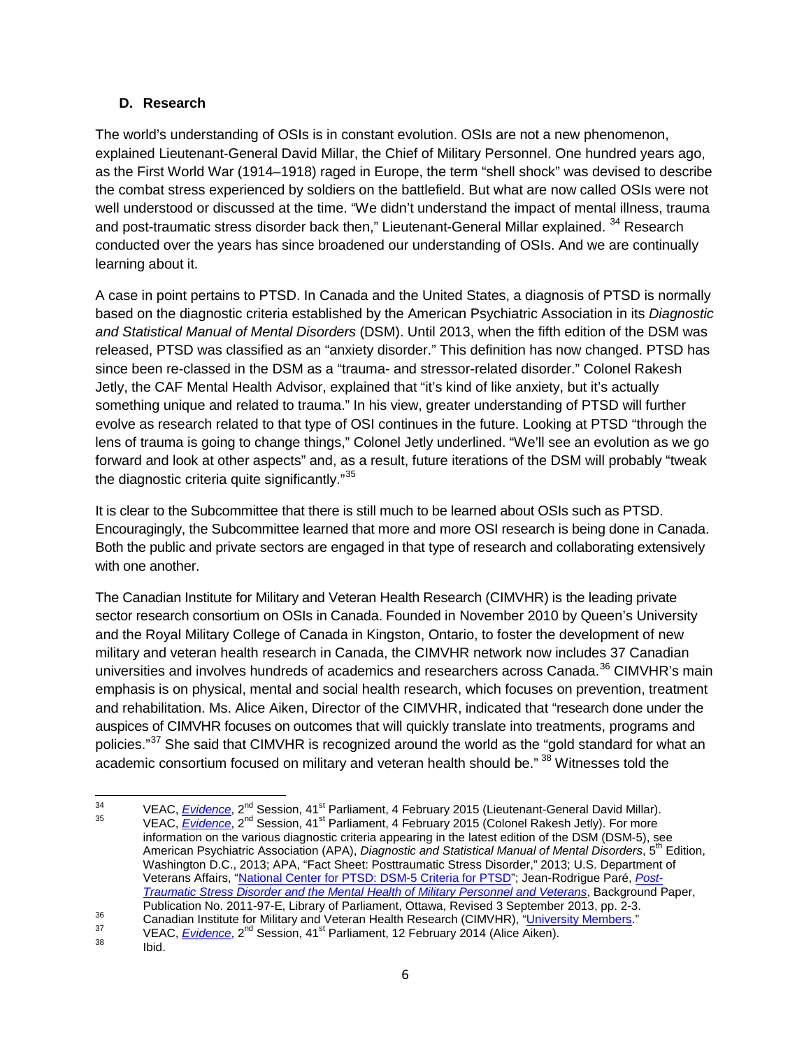### D. Research

The world's understanding of OSIs is in constant evolution. OSIs are not a new phenomenon, explained Lieutenant-General David Millar, the Chief of Military Personnel. One hundred years ago, as the First World War (1914–1918) raged in Europe, the term "shell shock" was devised to describe the combat stress experienced by soldiers on the battlefield. But what are now called OSIs were not well understood or discussed at the time. "We didn't understand the impact of mental illness, trauma and post-traumatic stress disorder back then," Lieutenant-General Millar explained. [34] Research conducted over the years has since broadened our understanding of OSIs. And we are continually learning about it.

A case in point pertains to PTSD. In Canada and the United States, a diagnosis of PTSD is normally based on the diagnostic criteria established by the American Psychiatric Association in its *Diagnostic and Statistical Manual of Mental Disorders* (DSM). Until 2013, when the fifth edition of the DSM was released, PTSD was classified as an "anxiety disorder." This definition has now changed. PTSD has since been re-classed in the DSM as a "trauma- and stressor-related disorder." Colonel Rakesh Jetly, the CAF Mental Health Advisor, explained that "it's kind of like anxiety, but it's actually something unique and related to trauma." In his view, greater understanding of PTSD will further evolve as research related to that type of OSI continues in the future. Looking at PTSD "through the lens of trauma is going to change things," Colonel Jetly underlined. "We'll see an evolution as we go forward and look at other aspects" and, as a result, future iterations of the DSM will probably "tweak the diagnostic criteria quite significantly."[35]

It is clear to the Subcommittee that there is still much to be learned about OSIs such as PTSD. Encouragingly, the Subcommittee learned that more and more OSI research is being done in Canada. Both the public and private sectors are engaged in that type of research and collaborating extensively with one another.

The Canadian Institute for Military and Veteran Health Research (CIMVHR) is the leading private sector research consortium on OSIs in Canada. Founded in November 2010 by Queen's University and the Royal Military College of Canada in Kingston, Ontario, to foster the development of new military and veteran health research in Canada, the CIMVHR network now includes 37 Canadian universities and involves hundreds of academics and researchers across Canada.[36] CIMVHR's main emphasis is on physical, mental and social health research, which focuses on prevention, treatment and rehabilitation. Ms. Alice Aiken, Director of the CIMVHR, indicated that "research done under the auspices of CIMVHR focuses on outcomes that will quickly translate into treatments, programs and policies."[37] She said that CIMVHR is recognized around the world as the "gold standard for what an academic consortium focused on military and veteran health should be." [38] Witnesses told the

---

[34] VEAC, *Evidence*, 2nd Session, 41st Parliament, 4 February 2015 (Lieutenant-General David Millar).

[35] VEAC, *Evidence*, 2nd Session, 41st Parliament, 4 February 2015 (Colonel Rakesh Jetly). For more information on the various diagnostic criteria appearing in the latest edition of the DSM (DSM-5), see American Psychiatric Association (APA), *Diagnostic and Statistical Manual of Mental Disorders*, 5th Edition, Washington D.C., 2013; APA, "Fact Sheet: Posttraumatic Stress Disorder," 2013; U.S. Department of Veterans Affairs, "National Center for PTSD: DSM-5 Criteria for PTSD"; Jean-Rodrigue Paré, *Post-Traumatic Stress Disorder and the Mental Health of Military Personnel and Veterans*, Background Paper, Publication No. 2011-97-E, Library of Parliament, Ottawa, Revised 3 September 2013, pp. 2-3.

[36] Canadian Institute for Military and Veteran Health Research (CIMVHR), "University Members."

[37] VEAC, *Evidence*, 2nd Session, 41st Parliament, 12 February 2014 (Alice Aiken).

[38] Ibid.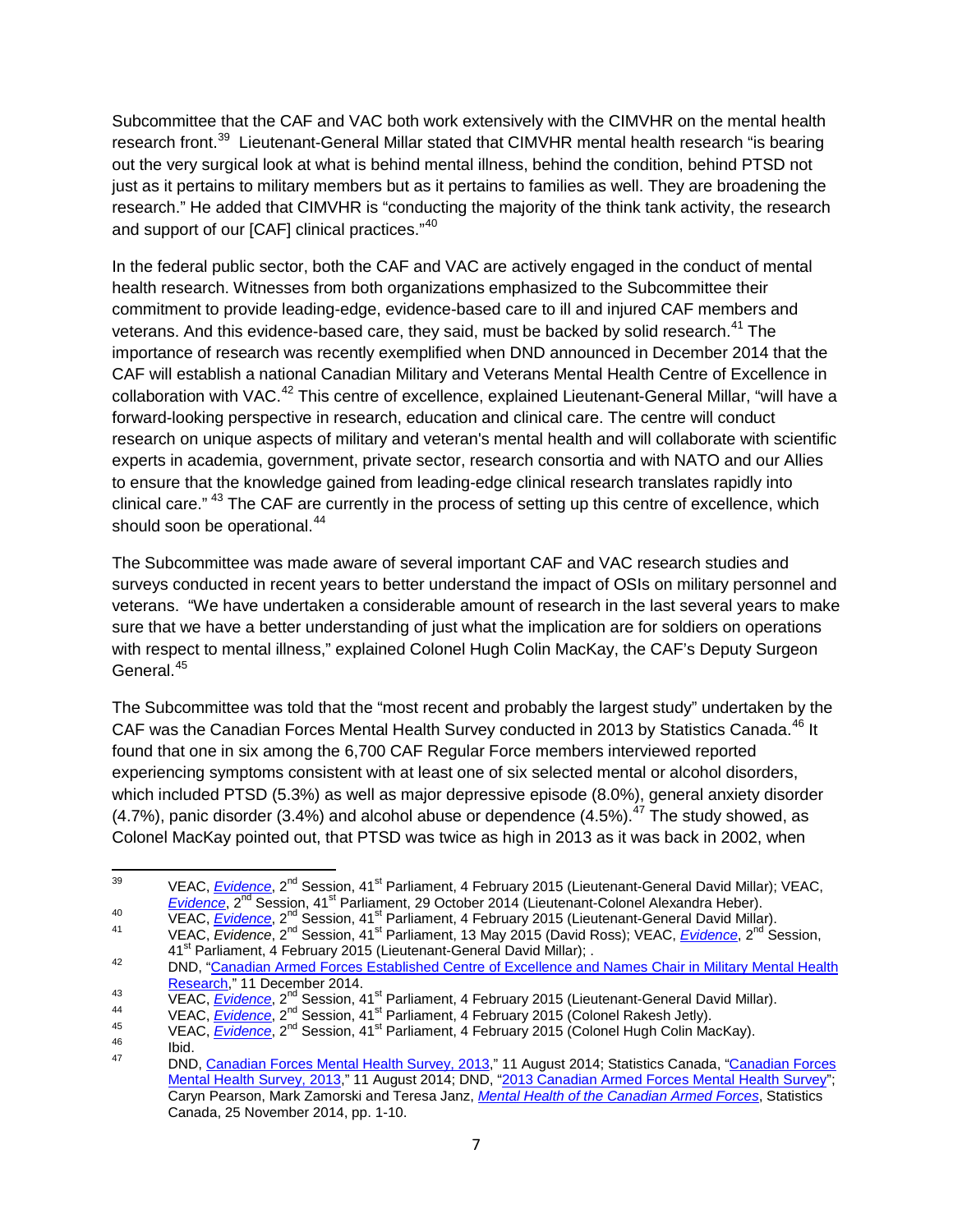Subcommittee that the CAF and VAC both work extensively with the CIMVHR on the mental health research front.[39] Lieutenant-General Millar stated that CIMVHR mental health research "is bearing out the very surgical look at what is behind mental illness, behind the condition, behind PTSD not just as it pertains to military members but as it pertains to families as well. They are broadening the research." He added that CIMVHR is "conducting the majority of the think tank activity, the research and support of our [CAF] clinical practices."[40]

In the federal public sector, both the CAF and VAC are actively engaged in the conduct of mental health research. Witnesses from both organizations emphasized to the Subcommittee their commitment to provide leading-edge, evidence-based care to ill and injured CAF members and veterans. And this evidence-based care, they said, must be backed by solid research.[41] The importance of research was recently exemplified when DND announced in December 2014 that the CAF will establish a national Canadian Military and Veterans Mental Health Centre of Excellence in collaboration with VAC.[42] This centre of excellence, explained Lieutenant-General Millar, "will have a forward-looking perspective in research, education and clinical care. The centre will conduct research on unique aspects of military and veteran's mental health and will collaborate with scientific experts in academia, government, private sector, research consortia and with NATO and our Allies to ensure that the knowledge gained from leading-edge clinical research translates rapidly into clinical care."[43] The CAF are currently in the process of setting up this centre of excellence, which should soon be operational.[44]

The Subcommittee was made aware of several important CAF and VAC research studies and surveys conducted in recent years to better understand the impact of OSIs on military personnel and veterans. "We have undertaken a considerable amount of research in the last several years to make sure that we have a better understanding of just what the implication are for soldiers on operations with respect to mental illness," explained Colonel Hugh Colin MacKay, the CAF's Deputy Surgeon General.[45]

The Subcommittee was told that the "most recent and probably the largest study" undertaken by the CAF was the Canadian Forces Mental Health Survey conducted in 2013 by Statistics Canada.[46] It found that one in six among the 6,700 CAF Regular Force members interviewed reported experiencing symptoms consistent with at least one of six selected mental or alcohol disorders, which included PTSD (5.3%) as well as major depressive episode (8.0%), general anxiety disorder (4.7%), panic disorder (3.4%) and alcohol abuse or dependence (4.5%).[47] The study showed, as Colonel MacKay pointed out, that PTSD was twice as high in 2013 as it was back in 2002, when

---

[39] VEAC, *Evidence*, 2nd Session, 41st Parliament, 4 February 2015 (Lieutenant-General David Millar); VEAC, *Evidence*, 2nd Session, 41st Parliament, 29 October 2014 (Lieutenant-Colonel Alexandra Heber).

[40] VEAC, *Evidence*, 2nd Session, 41st Parliament, 4 February 2015 (Lieutenant-General David Millar).

[41] VEAC, *Evidence*, 2nd Session, 41st Parliament, 13 May 2015 (David Ross); VEAC, *Evidence*, 2nd Session, 41st Parliament, 4 February 2015 (Lieutenant-General David Millar); .

[42] DND, "Canadian Armed Forces Established Centre of Excellence and Names Chair in Military Mental Health Research," 11 December 2014.

[43] VEAC, *Evidence*, 2nd Session, 41st Parliament, 4 February 2015 (Lieutenant-General David Millar).

[44] VEAC, *Evidence*, 2nd Session, 41st Parliament, 4 February 2015 (Colonel Rakesh Jetly).

[45] VEAC, *Evidence*, 2nd Session, 41st Parliament, 4 February 2015 (Colonel Hugh Colin MacKay).

[46] Ibid.

[47] DND, "Canadian Forces Mental Health Survey, 2013," 11 August 2014; Statistics Canada, "Canadian Forces Mental Health Survey, 2013," 11 August 2014; DND, "2013 Canadian Armed Forces Mental Health Survey"; Caryn Pearson, Mark Zamorski and Teresa Janz, *Mental Health of the Canadian Armed Forces*, Statistics Canada, 25 November 2014, pp. 1-10.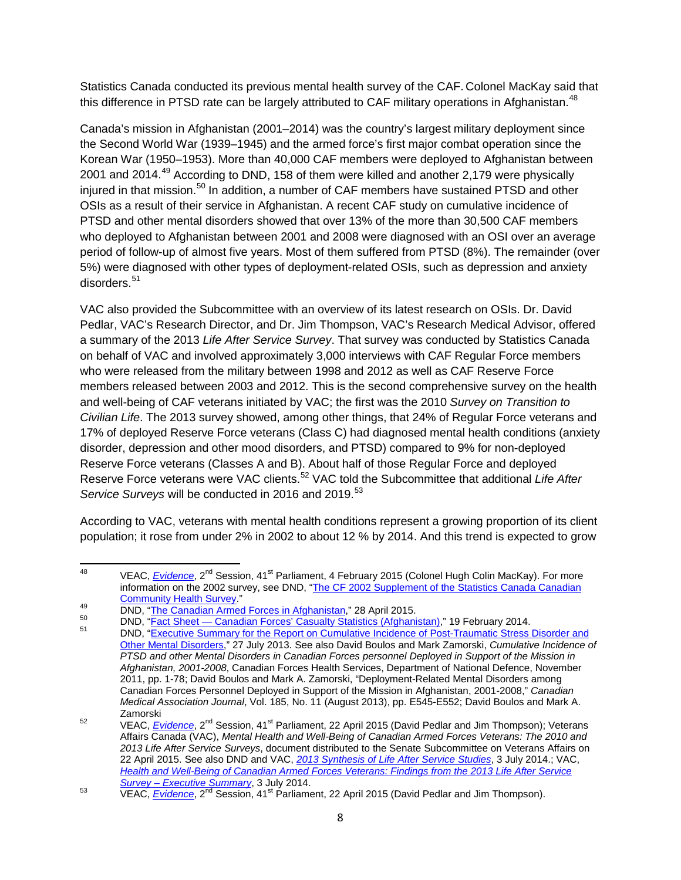Statistics Canada conducted its previous mental health survey of the CAF. Colonel MacKay said that this difference in PTSD rate can be largely attributed to CAF military operations in Afghanistan.[48]

Canada's mission in Afghanistan (2001–2014) was the country's largest military deployment since the Second World War (1939–1945) and the armed force's first major combat operation since the Korean War (1950–1953). More than 40,000 CAF members were deployed to Afghanistan between 2001 and 2014.[49] According to DND, 158 of them were killed and another 2,179 were physically injured in that mission.[50] In addition, a number of CAF members have sustained PTSD and other OSIs as a result of their service in Afghanistan. A recent CAF study on cumulative incidence of PTSD and other mental disorders showed that over 13% of the more than 30,500 CAF members who deployed to Afghanistan between 2001 and 2008 were diagnosed with an OSI over an average period of follow-up of almost five years. Most of them suffered from PTSD (8%). The remainder (over 5%) were diagnosed with other types of deployment-related OSIs, such as depression and anxiety disorders.[51]

VAC also provided the Subcommittee with an overview of its latest research on OSIs. Dr. David Pedlar, VAC's Research Director, and Dr. Jim Thompson, VAC's Research Medical Advisor, offered a summary of the 2013 *Life After Service Survey*. That survey was conducted by Statistics Canada on behalf of VAC and involved approximately 3,000 interviews with CAF Regular Force members who were released from the military between 1998 and 2012 as well as CAF Reserve Force members released between 2003 and 2012. This is the second comprehensive survey on the health and well-being of CAF veterans initiated by VAC; the first was the 2010 *Survey on Transition to Civilian Life*. The 2013 survey showed, among other things, that 24% of Regular Force veterans and 17% of deployed Reserve Force veterans (Class C) had diagnosed mental health conditions (anxiety disorder, depression and other mood disorders, and PTSD) compared to 9% for non-deployed Reserve Force veterans (Classes A and B). About half of those Regular Force and deployed Reserve Force veterans were VAC clients.[52] VAC told the Subcommittee that additional *Life After Service Surveys* will be conducted in 2016 and 2019.[53]

According to VAC, veterans with mental health conditions represent a growing proportion of its client population; it rose from under 2% in 2002 to about 12 % by 2014. And this trend is expected to grow

---

[48] VEAC, *Evidence*, 2nd Session, 41st Parliament, 4 February 2015 (Colonel Hugh Colin MacKay). For more information on the 2002 survey, see DND, "The CF 2002 Supplement of the Statistics Canada Canadian Community Health Survey."

[49] DND, "The Canadian Armed Forces in Afghanistan," 28 April 2015.

[50] DND, "Fact Sheet — Canadian Forces' Casualty Statistics (Afghanistan)," 19 February 2014.

[51] DND, "Executive Summary for the Report on Cumulative Incidence of Post-Traumatic Stress Disorder and Other Mental Disorders," 27 July 2013. See also David Boulos and Mark Zamorski, *Cumulative Incidence of PTSD and other Mental Disorders in Canadian Forces personnel Deployed in Support of the Mission in Afghanistan, 2001-2008*, Canadian Forces Health Services, Department of National Defence, November 2011, pp. 1-78; David Boulos and Mark A. Zamorski, "Deployment-Related Mental Disorders among Canadian Forces Personnel Deployed in Support of the Mission in Afghanistan, 2001-2008," *Canadian Medical Association Journal*, Vol. 185, No. 11 (August 2013), pp. E545-E552; David Boulos and Mark A. Zamorski

[52] VEAC, *Evidence*, 2nd Session, 41st Parliament, 22 April 2015 (David Pedlar and Jim Thompson); Veterans Affairs Canada (VAC), *Mental Health and Well-Being of Canadian Armed Forces Veterans: The 2010 and 2013 Life After Service Surveys*, document distributed to the Senate Subcommittee on Veterans Affairs on 22 April 2015. See also DND and VAC, *2013 Synthesis of Life After Service Studies*, 3 July 2014.; VAC, *Health and Well-Being of Canadian Armed Forces Veterans: Findings from the 2013 Life After Service Survey – Executive Summary*, 3 July 2014.

[53] VEAC, *Evidence*, 2nd Session, 41st Parliament, 22 April 2015 (David Pedlar and Jim Thompson).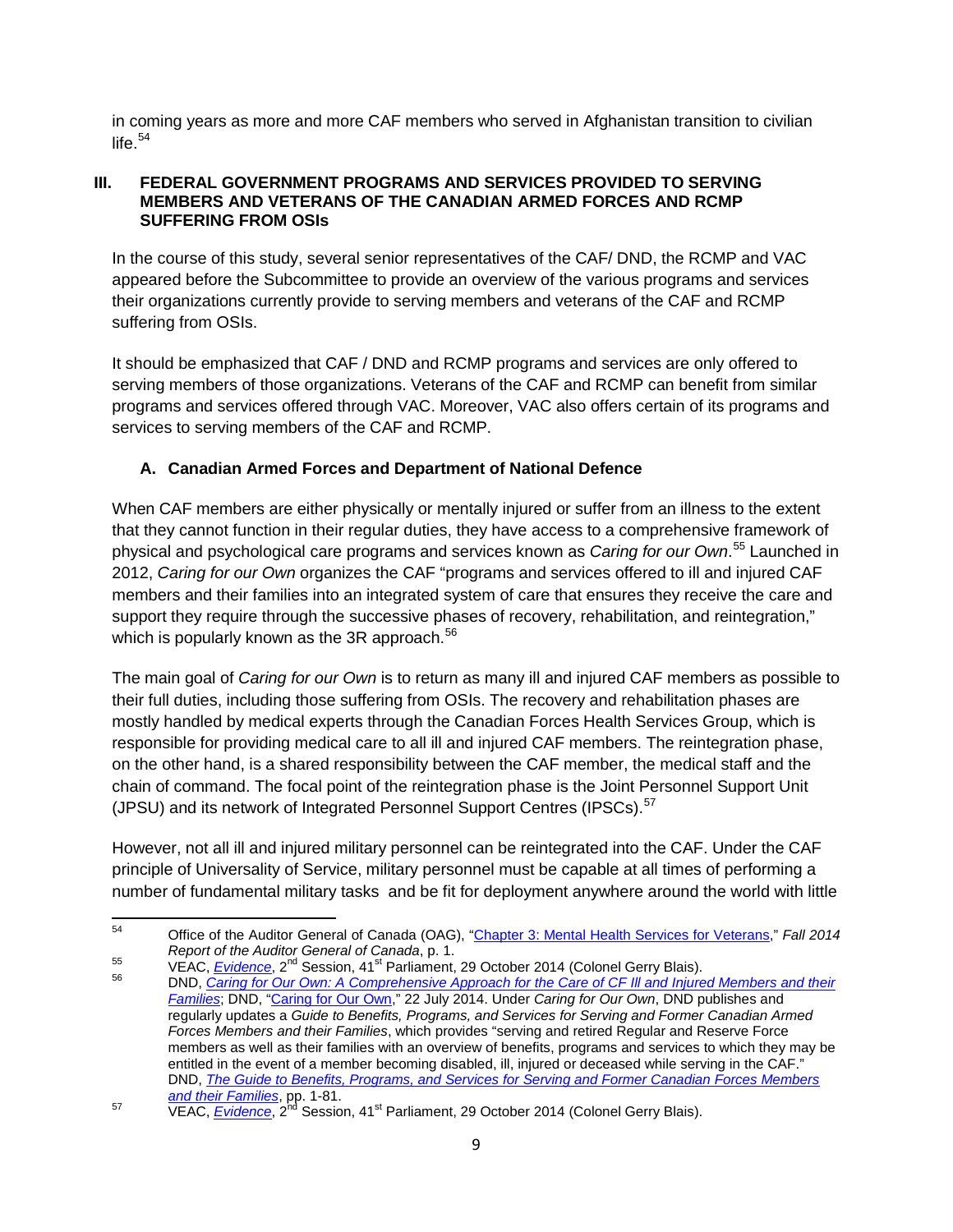in coming years as more and more CAF members who served in Afghanistan transition to civilian life.[54]

## III. FEDERAL GOVERNMENT PROGRAMS AND SERVICES PROVIDED TO SERVING MEMBERS AND VETERANS OF THE CANADIAN ARMED FORCES AND RCMP SUFFERING FROM OSIs

In the course of this study, several senior representatives of the CAF/ DND, the RCMP and VAC appeared before the Subcommittee to provide an overview of the various programs and services their organizations currently provide to serving members and veterans of the CAF and RCMP suffering from OSIs.

It should be emphasized that CAF / DND and RCMP programs and services are only offered to serving members of those organizations. Veterans of the CAF and RCMP can benefit from similar programs and services offered through VAC. Moreover, VAC also offers certain of its programs and services to serving members of the CAF and RCMP.

### A. Canadian Armed Forces and Department of National Defence

When CAF members are either physically or mentally injured or suffer from an illness to the extent that they cannot function in their regular duties, they have access to a comprehensive framework of physical and psychological care programs and services known as *Caring for our Own*.[55] Launched in 2012, *Caring for our Own* organizes the CAF "programs and services offered to ill and injured CAF members and their families into an integrated system of care that ensures they receive the care and support they require through the successive phases of recovery, rehabilitation, and reintegration," which is popularly known as the 3R approach.[56]

The main goal of *Caring for our Own* is to return as many ill and injured CAF members as possible to their full duties, including those suffering from OSIs. The recovery and rehabilitation phases are mostly handled by medical experts through the Canadian Forces Health Services Group, which is responsible for providing medical care to all ill and injured CAF members. The reintegration phase, on the other hand, is a shared responsibility between the CAF member, the medical staff and the chain of command. The focal point of the reintegration phase is the Joint Personnel Support Unit (JPSU) and its network of Integrated Personnel Support Centres (IPSCs).[57]

However, not all ill and injured military personnel can be reintegrated into the CAF. Under the CAF principle of Universality of Service, military personnel must be capable at all times of performing a number of fundamental military tasks and be fit for deployment anywhere around the world with little

---

[54] Office of the Auditor General of Canada (OAG), "Chapter 3: Mental Health Services for Veterans," *Fall 2014 Report of the Auditor General of Canada*, p. 1.

[55] VEAC, *Evidence*, 2nd Session, 41st Parliament, 29 October 2014 (Colonel Gerry Blais).

[56] DND, *Caring for Our Own: A Comprehensive Approach for the Care of CF Ill and Injured Members and their Families*; DND, "Caring for Our Own," 22 July 2014. Under *Caring for Our Own*, DND publishes and regularly updates a *Guide to Benefits, Programs, and Services for Serving and Former Canadian Armed Forces Members and their Families*, which provides "serving and retired Regular and Reserve Force members as well as their families with an overview of benefits, programs and services to which they may be entitled in the event of a member becoming disabled, ill, injured or deceased while serving in the CAF." DND, *The Guide to Benefits, Programs, and Services for Serving and Former Canadian Forces Members and their Families*, pp. 1-81.

[57] VEAC, *Evidence*, 2nd Session, 41st Parliament, 29 October 2014 (Colonel Gerry Blais).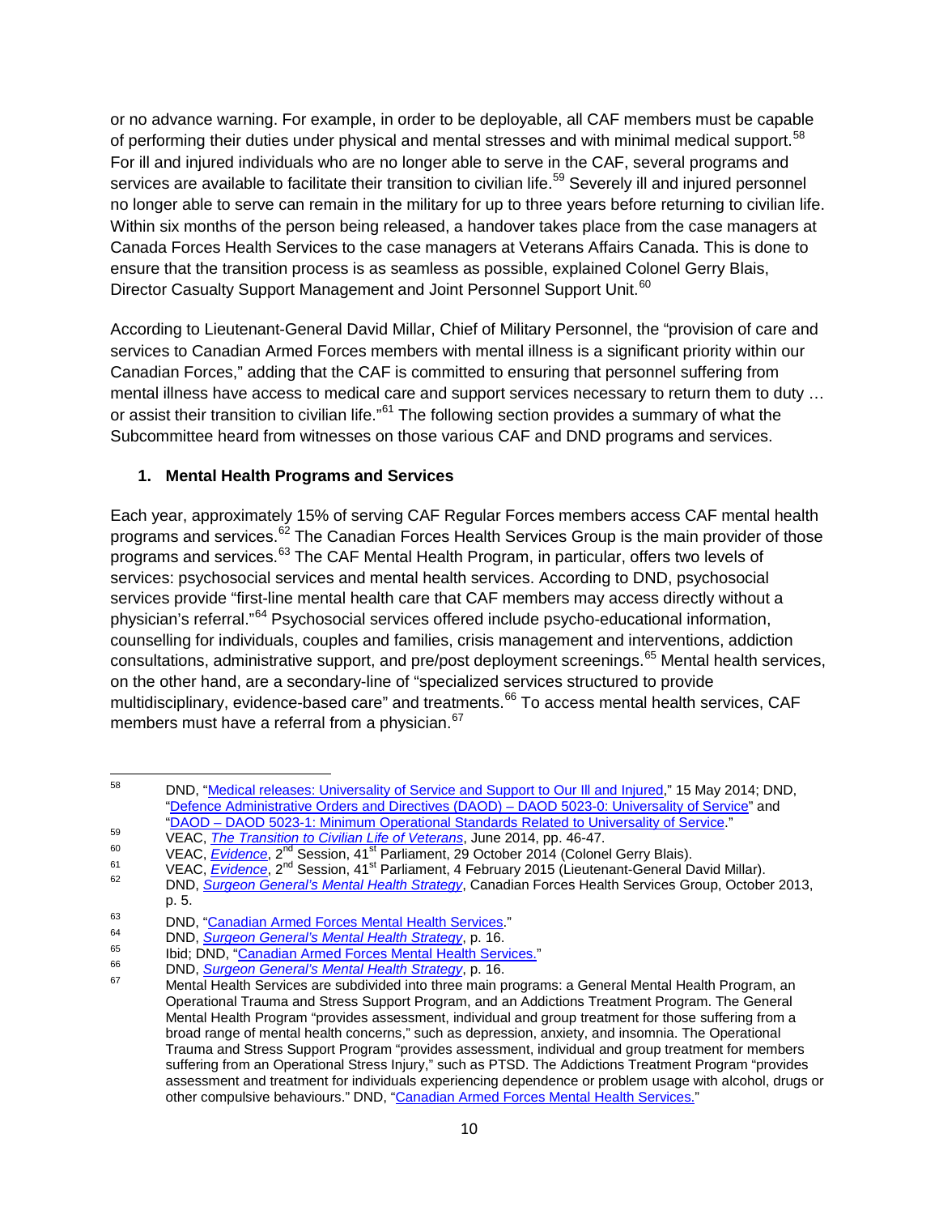or no advance warning. For example, in order to be deployable, all CAF members must be capable of performing their duties under physical and mental stresses and with minimal medical support.[58] For ill and injured individuals who are no longer able to serve in the CAF, several programs and services are available to facilitate their transition to civilian life.[59] Severely ill and injured personnel no longer able to serve can remain in the military for up to three years before returning to civilian life. Within six months of the person being released, a handover takes place from the case managers at Canada Forces Health Services to the case managers at Veterans Affairs Canada. This is done to ensure that the transition process is as seamless as possible, explained Colonel Gerry Blais, Director Casualty Support Management and Joint Personnel Support Unit.[60]

According to Lieutenant-General David Millar, Chief of Military Personnel, the "provision of care and services to Canadian Armed Forces members with mental illness is a significant priority within our Canadian Forces," adding that the CAF is committed to ensuring that personnel suffering from mental illness have access to medical care and support services necessary to return them to duty … or assist their transition to civilian life."[61] The following section provides a summary of what the Subcommittee heard from witnesses on those various CAF and DND programs and services.

### 1. Mental Health Programs and Services

Each year, approximately 15% of serving CAF Regular Forces members access CAF mental health programs and services.[62] The Canadian Forces Health Services Group is the main provider of those programs and services.[63] The CAF Mental Health Program, in particular, offers two levels of services: psychosocial services and mental health services. According to DND, psychosocial services provide "first-line mental health care that CAF members may access directly without a physician's referral."[64] Psychosocial services offered include psycho-educational information, counselling for individuals, couples and families, crisis management and interventions, addiction consultations, administrative support, and pre/post deployment screenings.[65] Mental health services, on the other hand, are a secondary-line of "specialized services structured to provide multidisciplinary, evidence-based care" and treatments.[66] To access mental health services, CAF members must have a referral from a physician.[67]

---

58 DND, "Medical releases: Universality of Service and Support to Our Ill and Injured," 15 May 2014; DND, "Defence Administrative Orders and Directives (DAOD) – DAOD 5023-0: Universality of Service" and "DAOD – DAOD 5023-1: Minimum Operational Standards Related to Universality of Service."

59 VEAC, *The Transition to Civilian Life of Veterans*, June 2014, pp. 46-47.

60 VEAC, *Evidence*, 2nd Session, 41st Parliament, 29 October 2014 (Colonel Gerry Blais).

61 VEAC, *Evidence*, 2nd Session, 41st Parliament, 4 February 2015 (Lieutenant-General David Millar).

62 DND, *Surgeon General's Mental Health Strategy*, Canadian Forces Health Services Group, October 2013, p. 5.

63 DND, "Canadian Armed Forces Mental Health Services."

64 DND, *Surgeon General's Mental Health Strategy*, p. 16.

65 Ibid; DND, "Canadian Armed Forces Mental Health Services."

66 DND, *Surgeon General's Mental Health Strategy*, p. 16.

67 Mental Health Services are subdivided into three main programs: a General Mental Health Program, an Operational Trauma and Stress Support Program, and an Addictions Treatment Program. The General Mental Health Program "provides assessment, individual and group treatment for those suffering from a broad range of mental health concerns," such as depression, anxiety, and insomnia. The Operational Trauma and Stress Support Program "provides assessment, individual and group treatment for members suffering from an Operational Stress Injury," such as PTSD. The Addictions Treatment Program "provides assessment and treatment for individuals experiencing dependence or problem usage with alcohol, drugs or other compulsive behaviours." DND, "Canadian Armed Forces Mental Health Services."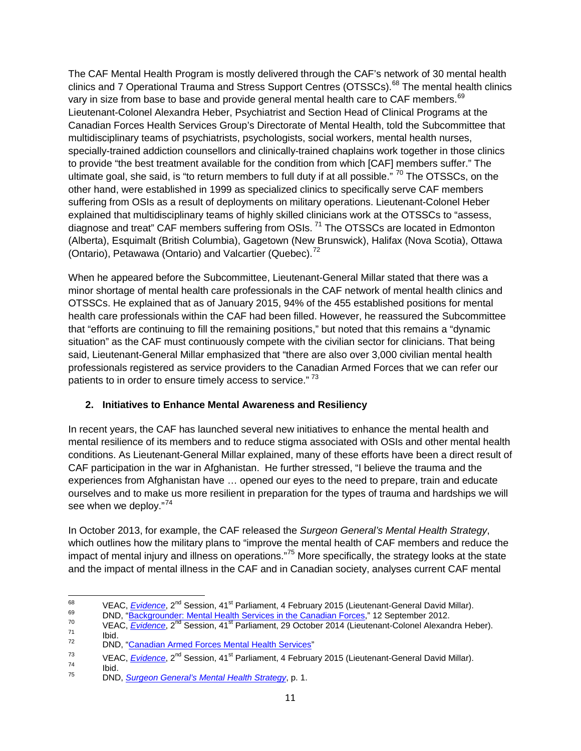The CAF Mental Health Program is mostly delivered through the CAF's network of 30 mental health clinics and 7 Operational Trauma and Stress Support Centres (OTSSCs).[68] The mental health clinics vary in size from base to base and provide general mental health care to CAF members.[69] Lieutenant-Colonel Alexandra Heber, Psychiatrist and Section Head of Clinical Programs at the Canadian Forces Health Services Group's Directorate of Mental Health, told the Subcommittee that multidisciplinary teams of psychiatrists, psychologists, social workers, mental health nurses, specially-trained addiction counsellors and clinically-trained chaplains work together in those clinics to provide "the best treatment available for the condition from which [CAF] members suffer." The ultimate goal, she said, is "to return members to full duty if at all possible." [70] The OTSSCs, on the other hand, were established in 1999 as specialized clinics to specifically serve CAF members suffering from OSIs as a result of deployments on military operations. Lieutenant-Colonel Heber explained that multidisciplinary teams of highly skilled clinicians work at the OTSSCs to "assess, diagnose and treat" CAF members suffering from OSIs. [71] The OTSSCs are located in Edmonton (Alberta), Esquimalt (British Columbia), Gagetown (New Brunswick), Halifax (Nova Scotia), Ottawa (Ontario), Petawawa (Ontario) and Valcartier (Quebec).[72]

When he appeared before the Subcommittee, Lieutenant-General Millar stated that there was a minor shortage of mental health care professionals in the CAF network of mental health clinics and OTSSCs. He explained that as of January 2015, 94% of the 455 established positions for mental health care professionals within the CAF had been filled. However, he reassured the Subcommittee that "efforts are continuing to fill the remaining positions," but noted that this remains a "dynamic situation" as the CAF must continuously compete with the civilian sector for clinicians. That being said, Lieutenant-General Millar emphasized that "there are also over 3,000 civilian mental health professionals registered as service providers to the Canadian Armed Forces that we can refer our patients to in order to ensure timely access to service." [73]

### 2. Initiatives to Enhance Mental Awareness and Resiliency

In recent years, the CAF has launched several new initiatives to enhance the mental health and mental resilience of its members and to reduce stigma associated with OSIs and other mental health conditions. As Lieutenant-General Millar explained, many of these efforts have been a direct result of CAF participation in the war in Afghanistan. He further stressed, "I believe the trauma and the experiences from Afghanistan have … opened our eyes to the need to prepare, train and educate ourselves and to make us more resilient in preparation for the types of trauma and hardships we will see when we deploy."[74]

In October 2013, for example, the CAF released the *Surgeon General's Mental Health Strategy*, which outlines how the military plans to "improve the mental health of CAF members and reduce the impact of mental injury and illness on operations."[75] More specifically, the strategy looks at the state and the impact of mental illness in the CAF and in Canadian society, analyses current CAF mental

---

68 VEAC, *Evidence*, 2nd Session, 41st Parliament, 4 February 2015 (Lieutenant-General David Millar).

69 DND, "Backgrounder: Mental Health Services in the Canadian Forces," 12 September 2012.

70 VEAC, *Evidence*, 2nd Session, 41st Parliament, 29 October 2014 (Lieutenant-Colonel Alexandra Heber).

71 Ibid.

72 DND, "Canadian Armed Forces Mental Health Services"

73 VEAC, *Evidence*, 2nd Session, 41st Parliament, 4 February 2015 (Lieutenant-General David Millar).

74 Ibid.

75 DND, *Surgeon General's Mental Health Strategy*, p. 1.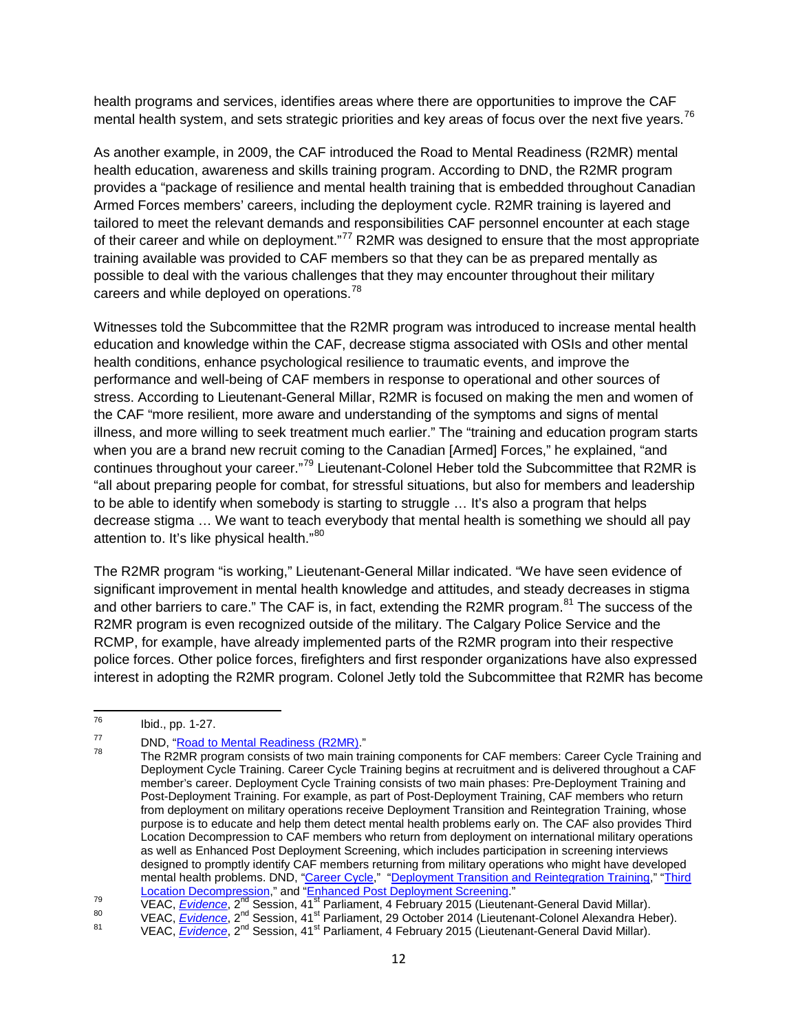health programs and services, identifies areas where there are opportunities to improve the CAF mental health system, and sets strategic priorities and key areas of focus over the next five years.[76]

As another example, in 2009, the CAF introduced the Road to Mental Readiness (R2MR) mental health education, awareness and skills training program. According to DND, the R2MR program provides a "package of resilience and mental health training that is embedded throughout Canadian Armed Forces members' careers, including the deployment cycle. R2MR training is layered and tailored to meet the relevant demands and responsibilities CAF personnel encounter at each stage of their career and while on deployment."[77] R2MR was designed to ensure that the most appropriate training available was provided to CAF members so that they can be as prepared mentally as possible to deal with the various challenges that they may encounter throughout their military careers and while deployed on operations.[78]

Witnesses told the Subcommittee that the R2MR program was introduced to increase mental health education and knowledge within the CAF, decrease stigma associated with OSIs and other mental health conditions, enhance psychological resilience to traumatic events, and improve the performance and well-being of CAF members in response to operational and other sources of stress. According to Lieutenant-General Millar, R2MR is focused on making the men and women of the CAF "more resilient, more aware and understanding of the symptoms and signs of mental illness, and more willing to seek treatment much earlier." The "training and education program starts when you are a brand new recruit coming to the Canadian [Armed] Forces," he explained, "and continues throughout your career."[79] Lieutenant-Colonel Heber told the Subcommittee that R2MR is "all about preparing people for combat, for stressful situations, but also for members and leadership to be able to identify when somebody is starting to struggle … It's also a program that helps decrease stigma … We want to teach everybody that mental health is something we should all pay attention to. It's like physical health."[80]

The R2MR program "is working," Lieutenant-General Millar indicated. "We have seen evidence of significant improvement in mental health knowledge and attitudes, and steady decreases in stigma and other barriers to care." The CAF is, in fact, extending the R2MR program.[81] The success of the R2MR program is even recognized outside of the military. The Calgary Police Service and the RCMP, for example, have already implemented parts of the R2MR program into their respective police forces. Other police forces, firefighters and first responder organizations have also expressed interest in adopting the R2MR program. Colonel Jetly told the Subcommittee that R2MR has become

---

76 Ibid., pp. 1-27.

77 DND, "Road to Mental Readiness (R2MR)."

78 The R2MR program consists of two main training components for CAF members: Career Cycle Training and Deployment Cycle Training. Career Cycle Training begins at recruitment and is delivered throughout a CAF member's career. Deployment Cycle Training consists of two main phases: Pre-Deployment Training and Post-Deployment Training. For example, as part of Post-Deployment Training, CAF members who return from deployment on military operations receive Deployment Transition and Reintegration Training, whose purpose is to educate and help them detect mental health problems early on. The CAF also provides Third Location Decompression to CAF members who return from deployment on international military operations as well as Enhanced Post Deployment Screening, which includes participation in screening interviews designed to promptly identify CAF members returning from military operations who might have developed mental health problems. DND, "Career Cycle," "Deployment Transition and Reintegration Training," "Third Location Decompression," and "Enhanced Post Deployment Screening."

79 VEAC, *Evidence*, 2nd Session, 41st Parliament, 4 February 2015 (Lieutenant-General David Millar).

80 VEAC, *Evidence*, 2nd Session, 41st Parliament, 29 October 2014 (Lieutenant-Colonel Alexandra Heber).

81 VEAC, *Evidence*, 2nd Session, 41st Parliament, 4 February 2015 (Lieutenant-General David Millar).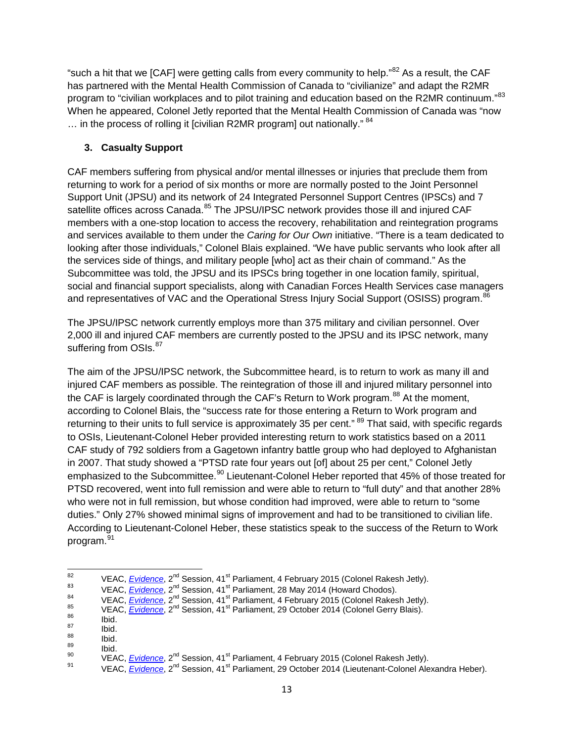"such a hit that we [CAF] were getting calls from every community to help."[82] As a result, the CAF has partnered with the Mental Health Commission of Canada to "civilianize" and adapt the R2MR program to "civilian workplaces and to pilot training and education based on the R2MR continuum."[83] When he appeared, Colonel Jetly reported that the Mental Health Commission of Canada was "now … in the process of rolling it [civilian R2MR program] out nationally." [84]

### 3. Casualty Support

CAF members suffering from physical and/or mental illnesses or injuries that preclude them from returning to work for a period of six months or more are normally posted to the Joint Personnel Support Unit (JPSU) and its network of 24 Integrated Personnel Support Centres (IPSCs) and 7 satellite offices across Canada.[85] The JPSU/IPSC network provides those ill and injured CAF members with a one-stop location to access the recovery, rehabilitation and reintegration programs and services available to them under the *Caring for Our Own* initiative. "There is a team dedicated to looking after those individuals," Colonel Blais explained. "We have public servants who look after all the services side of things, and military people [who] act as their chain of command." As the Subcommittee was told, the JPSU and its IPSCs bring together in one location family, spiritual, social and financial support specialists, along with Canadian Forces Health Services case managers and representatives of VAC and the Operational Stress Injury Social Support (OSISS) program.[86]

The JPSU/IPSC network currently employs more than 375 military and civilian personnel. Over 2,000 ill and injured CAF members are currently posted to the JPSU and its IPSC network, many suffering from OSIs.[87]

The aim of the JPSU/IPSC network, the Subcommittee heard, is to return to work as many ill and injured CAF members as possible. The reintegration of those ill and injured military personnel into the CAF is largely coordinated through the CAF's Return to Work program.[88] At the moment, according to Colonel Blais, the "success rate for those entering a Return to Work program and returning to their units to full service is approximately 35 per cent." [89] That said, with specific regards to OSIs, Lieutenant-Colonel Heber provided interesting return to work statistics based on a 2011 CAF study of 792 soldiers from a Gagetown infantry battle group who had deployed to Afghanistan in 2007. That study showed a "PTSD rate four years out [of] about 25 per cent," Colonel Jetly emphasized to the Subcommittee.[90] Lieutenant-Colonel Heber reported that 45% of those treated for PTSD recovered, went into full remission and were able to return to "full duty" and that another 28% who were not in full remission, but whose condition had improved, were able to return to "some duties." Only 27% showed minimal signs of improvement and had to be transitioned to civilian life. According to Lieutenant-Colonel Heber, these statistics speak to the success of the Return to Work program.[91]

---

[82] VEAC, *Evidence*, 2nd Session, 41st Parliament, 4 February 2015 (Colonel Rakesh Jetly).
[83] VEAC, *Evidence*, 2nd Session, 41st Parliament, 28 May 2014 (Howard Chodos).
[84] VEAC, *Evidence*, 2nd Session, 41st Parliament, 4 February 2015 (Colonel Rakesh Jetly).
[85] VEAC, *Evidence*, 2nd Session, 41st Parliament, 29 October 2014 (Colonel Gerry Blais).
[86] Ibid.
[87] Ibid.
[88] Ibid.
[89] Ibid.
[90] VEAC, *Evidence*, 2nd Session, 41st Parliament, 4 February 2015 (Colonel Rakesh Jetly).
[91] VEAC, *Evidence*, 2nd Session, 41st Parliament, 29 October 2014 (Lieutenant-Colonel Alexandra Heber).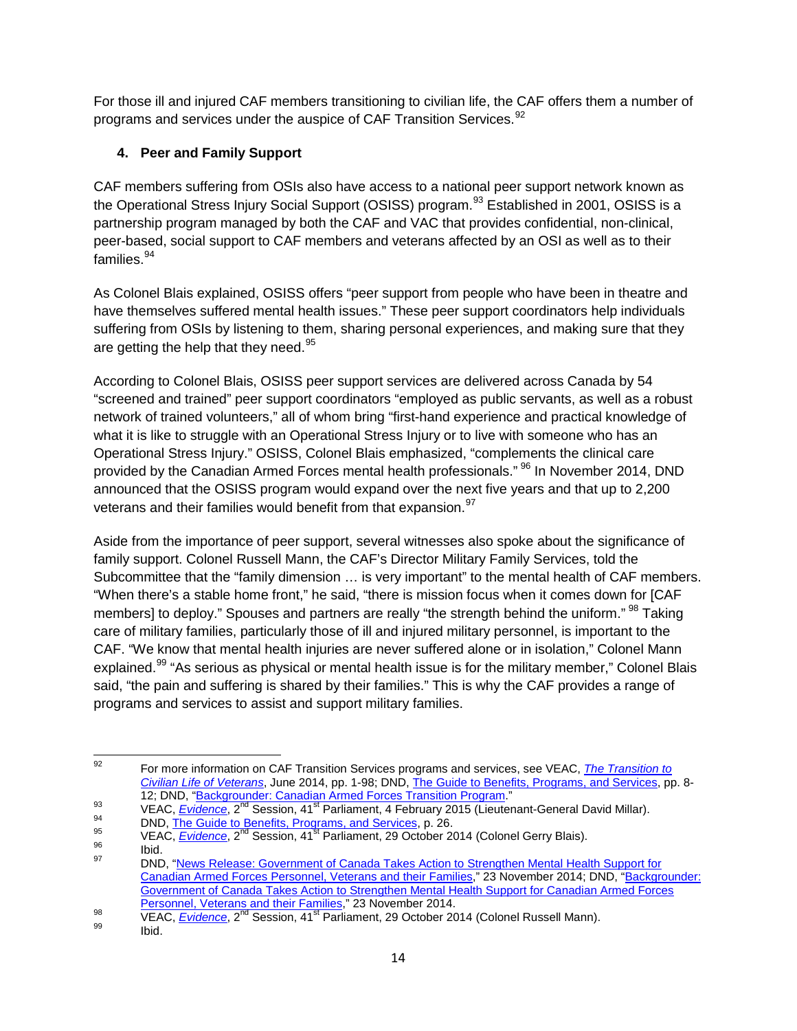For those ill and injured CAF members transitioning to civilian life, the CAF offers them a number of programs and services under the auspice of CAF Transition Services.[92]

### 4. Peer and Family Support

CAF members suffering from OSIs also have access to a national peer support network known as the Operational Stress Injury Social Support (OSISS) program.[93] Established in 2001, OSISS is a partnership program managed by both the CAF and VAC that provides confidential, non-clinical, peer-based, social support to CAF members and veterans affected by an OSI as well as to their families.[94]

As Colonel Blais explained, OSISS offers "peer support from people who have been in theatre and have themselves suffered mental health issues." These peer support coordinators help individuals suffering from OSIs by listening to them, sharing personal experiences, and making sure that they are getting the help that they need.[95]

According to Colonel Blais, OSISS peer support services are delivered across Canada by 54 "screened and trained" peer support coordinators "employed as public servants, as well as a robust network of trained volunteers," all of whom bring "first-hand experience and practical knowledge of what it is like to struggle with an Operational Stress Injury or to live with someone who has an Operational Stress Injury." OSISS, Colonel Blais emphasized, "complements the clinical care provided by the Canadian Armed Forces mental health professionals." [96] In November 2014, DND announced that the OSISS program would expand over the next five years and that up to 2,200 veterans and their families would benefit from that expansion.[97]

Aside from the importance of peer support, several witnesses also spoke about the significance of family support. Colonel Russell Mann, the CAF's Director Military Family Services, told the Subcommittee that the "family dimension … is very important" to the mental health of CAF members. "When there's a stable home front," he said, "there is mission focus when it comes down for [CAF members] to deploy." Spouses and partners are really "the strength behind the uniform." [98] Taking care of military families, particularly those of ill and injured military personnel, is important to the CAF. "We know that mental health injuries are never suffered alone or in isolation," Colonel Mann explained.[99] "As serious as physical or mental health issue is for the military member," Colonel Blais said, "the pain and suffering is shared by their families." This is why the CAF provides a range of programs and services to assist and support military families.

---

[92] For more information on CAF Transition Services programs and services, see VEAC, *The Transition to Civilian Life of Veterans*, June 2014, pp. 1-98; DND, The Guide to Benefits, Programs, and Services, pp. 8-12; DND, "Backgrounder: Canadian Armed Forces Transition Program."

[93] VEAC, *Evidence*, 2nd Session, 41st Parliament, 4 February 2015 (Lieutenant-General David Millar).

[94] DND, The Guide to Benefits, Programs, and Services, p. 26.

[95] VEAC, *Evidence*, 2nd Session, 41st Parliament, 29 October 2014 (Colonel Gerry Blais).

[96] Ibid.

[97] DND, "News Release: Government of Canada Takes Action to Strengthen Mental Health Support for Canadian Armed Forces Personnel, Veterans and their Families," 23 November 2014; DND, "Backgrounder: Government of Canada Takes Action to Strengthen Mental Health Support for Canadian Armed Forces Personnel, Veterans and their Families," 23 November 2014.

[98] VEAC, *Evidence*, 2nd Session, 41st Parliament, 29 October 2014 (Colonel Russell Mann).

[99] Ibid.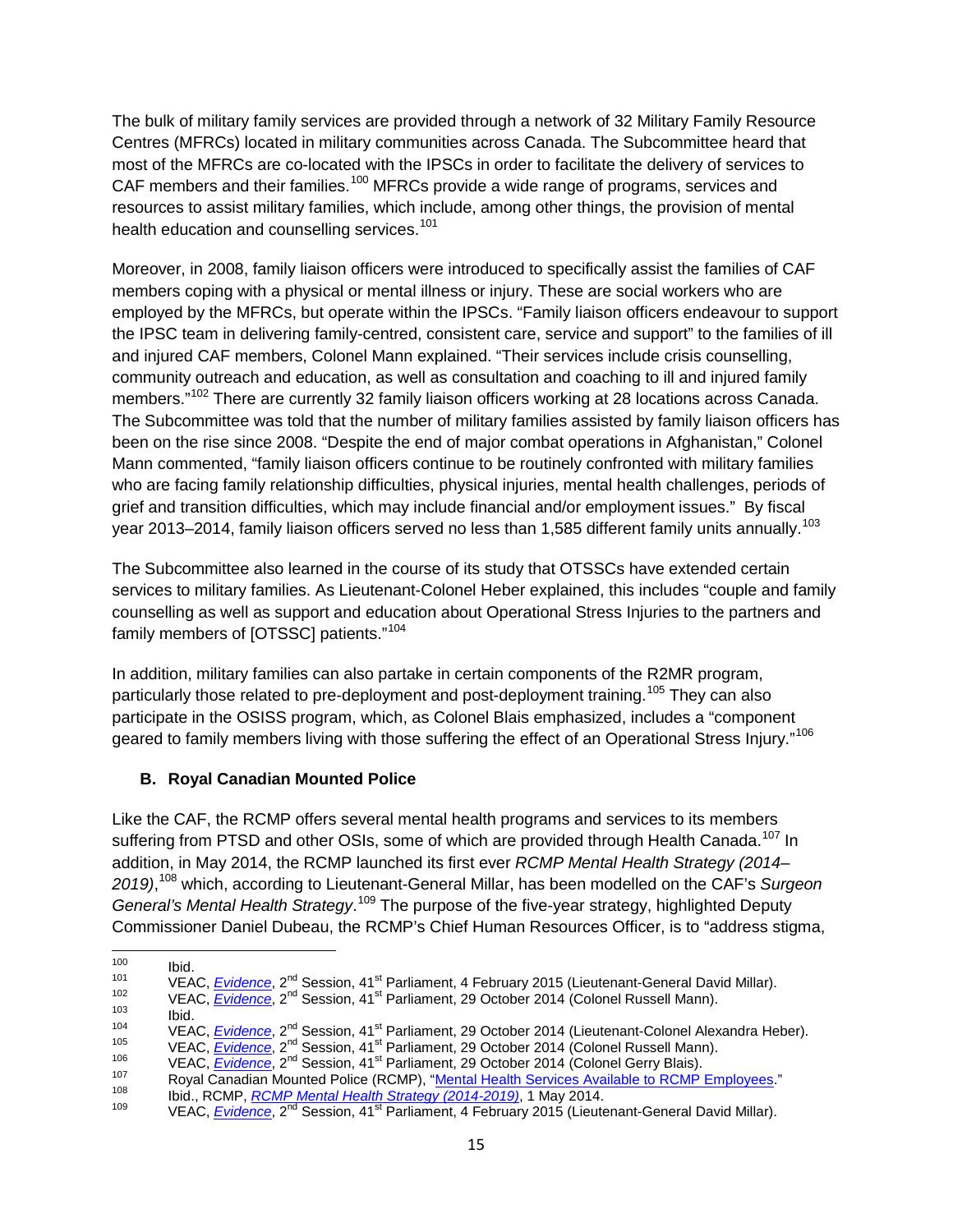The bulk of military family services are provided through a network of 32 Military Family Resource Centres (MFRCs) located in military communities across Canada. The Subcommittee heard that most of the MFRCs are co-located with the IPSCs in order to facilitate the delivery of services to CAF members and their families.[100] MFRCs provide a wide range of programs, services and resources to assist military families, which include, among other things, the provision of mental health education and counselling services.[101]

Moreover, in 2008, family liaison officers were introduced to specifically assist the families of CAF members coping with a physical or mental illness or injury. These are social workers who are employed by the MFRCs, but operate within the IPSCs. "Family liaison officers endeavour to support the IPSC team in delivering family-centred, consistent care, service and support" to the families of ill and injured CAF members, Colonel Mann explained. "Their services include crisis counselling, community outreach and education, as well as consultation and coaching to ill and injured family members."[102] There are currently 32 family liaison officers working at 28 locations across Canada. The Subcommittee was told that the number of military families assisted by family liaison officers has been on the rise since 2008. "Despite the end of major combat operations in Afghanistan," Colonel Mann commented, "family liaison officers continue to be routinely confronted with military families who are facing family relationship difficulties, physical injuries, mental health challenges, periods of grief and transition difficulties, which may include financial and/or employment issues." By fiscal year 2013–2014, family liaison officers served no less than 1,585 different family units annually.[103]

The Subcommittee also learned in the course of its study that OTSSCs have extended certain services to military families. As Lieutenant-Colonel Heber explained, this includes "couple and family counselling as well as support and education about Operational Stress Injuries to the partners and family members of [OTSSC] patients."[104]

In addition, military families can also partake in certain components of the R2MR program, particularly those related to pre-deployment and post-deployment training.[105] They can also participate in the OSISS program, which, as Colonel Blais emphasized, includes a "component geared to family members living with those suffering the effect of an Operational Stress Injury."[106]

### B. Royal Canadian Mounted Police

Like the CAF, the RCMP offers several mental health programs and services to its members suffering from PTSD and other OSIs, some of which are provided through Health Canada.[107] In addition, in May 2014, the RCMP launched its first ever *RCMP Mental Health Strategy (2014–2019)*,[108] which, according to Lieutenant-General Millar, has been modelled on the CAF's *Surgeon General's Mental Health Strategy*.[109] The purpose of the five-year strategy, highlighted Deputy Commissioner Daniel Dubeau, the RCMP's Chief Human Resources Officer, is to "address stigma,

---

[100] Ibid.

[101] VEAC, *Evidence*, 2nd Session, 41st Parliament, 4 February 2015 (Lieutenant-General David Millar).

[102] VEAC, *Evidence*, 2nd Session, 41st Parliament, 29 October 2014 (Colonel Russell Mann).

[103] Ibid.

[104] VEAC, *Evidence*, 2nd Session, 41st Parliament, 29 October 2014 (Lieutenant-Colonel Alexandra Heber).

[105] VEAC, *Evidence*, 2nd Session, 41st Parliament, 29 October 2014 (Colonel Russell Mann).

[106] VEAC, *Evidence*, 2nd Session, 41st Parliament, 29 October 2014 (Colonel Gerry Blais).

[107] Royal Canadian Mounted Police (RCMP), "Mental Health Services Available to RCMP Employees."

[108] Ibid., RCMP, *RCMP Mental Health Strategy (2014-2019)*, 1 May 2014.

[109] VEAC, *Evidence*, 2nd Session, 41st Parliament, 4 February 2015 (Lieutenant-General David Millar).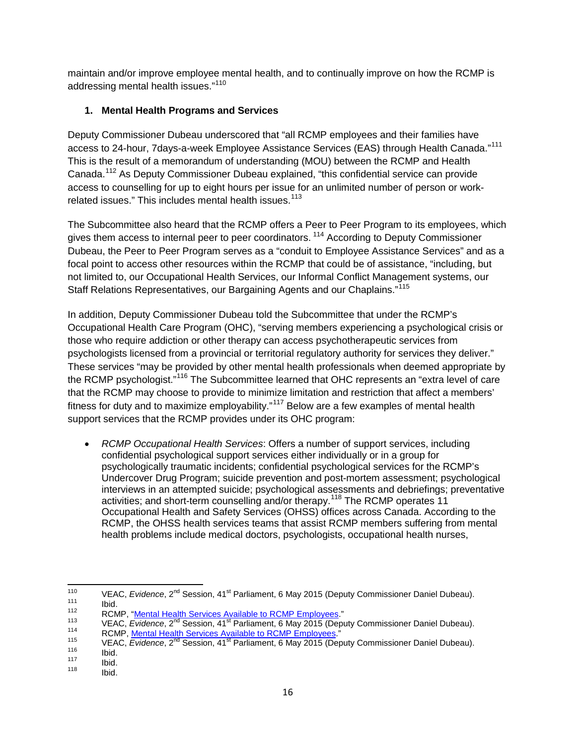maintain and/or improve employee mental health, and to continually improve on how the RCMP is addressing mental health issues."[110]

### 1. Mental Health Programs and Services

Deputy Commissioner Dubeau underscored that "all RCMP employees and their families have access to 24-hour, 7days-a-week Employee Assistance Services (EAS) through Health Canada."[111] This is the result of a memorandum of understanding (MOU) between the RCMP and Health Canada.[112] As Deputy Commissioner Dubeau explained, "this confidential service can provide access to counselling for up to eight hours per issue for an unlimited number of person or work-related issues." This includes mental health issues.[113]

The Subcommittee also heard that the RCMP offers a Peer to Peer Program to its employees, which gives them access to internal peer to peer coordinators. [114] According to Deputy Commissioner Dubeau, the Peer to Peer Program serves as a "conduit to Employee Assistance Services" and as a focal point to access other resources within the RCMP that could be of assistance, "including, but not limited to, our Occupational Health Services, our Informal Conflict Management systems, our Staff Relations Representatives, our Bargaining Agents and our Chaplains."[115]

In addition, Deputy Commissioner Dubeau told the Subcommittee that under the RCMP's Occupational Health Care Program (OHC), "serving members experiencing a psychological crisis or those who require addiction or other therapy can access psychotherapeutic services from psychologists licensed from a provincial or territorial regulatory authority for services they deliver." These services "may be provided by other mental health professionals when deemed appropriate by the RCMP psychologist."[116] The Subcommittee learned that OHC represents an "extra level of care that the RCMP may choose to provide to minimize limitation and restriction that affect a members' fitness for duty and to maximize employability."[117] Below are a few examples of mental health support services that the RCMP provides under its OHC program:

- *RCMP Occupational Health Services*: Offers a number of support services, including confidential psychological support services either individually or in a group for psychologically traumatic incidents; confidential psychological services for the RCMP's Undercover Drug Program; suicide prevention and post-mortem assessment; psychological interviews in an attempted suicide; psychological assessments and debriefings; preventative activities; and short-term counselling and/or therapy.[118] The RCMP operates 11 Occupational Health and Safety Services (OHSS) offices across Canada. According to the RCMP, the OHSS health services teams that assist RCMP members suffering from mental health problems include medical doctors, psychologists, occupational health nurses,

---

110 VEAC, *Evidence*, 2nd Session, 41st Parliament, 6 May 2015 (Deputy Commissioner Daniel Dubeau).
111 Ibid.
112 RCMP, "Mental Health Services Available to RCMP Employees."
113 VEAC, *Evidence*, 2nd Session, 41st Parliament, 6 May 2015 (Deputy Commissioner Daniel Dubeau).
114 RCMP, Mental Health Services Available to RCMP Employees."
115 VEAC, *Evidence*, 2nd Session, 41st Parliament, 6 May 2015 (Deputy Commissioner Daniel Dubeau).
116 Ibid.
117 Ibid.
118 Ibid.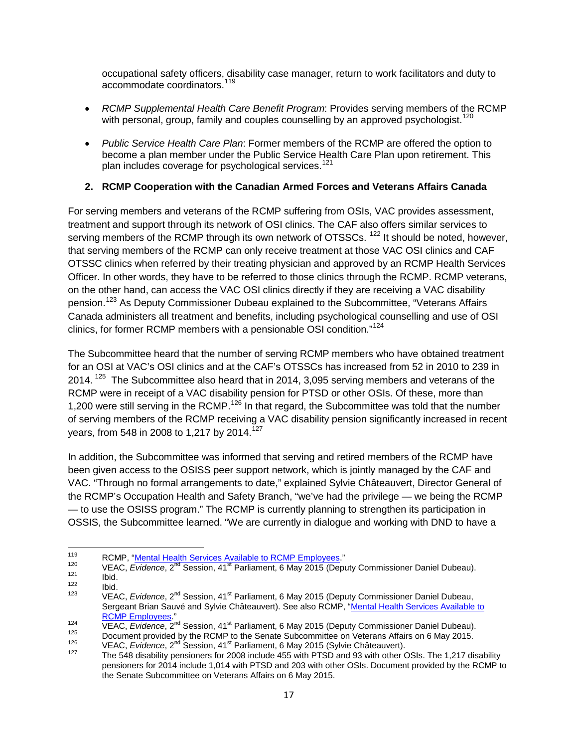occupational safety officers, disability case manager, return to work facilitators and duty to accommodate coordinators.[119]

- *RCMP Supplemental Health Care Benefit Program*: Provides serving members of the RCMP with personal, group, family and couples counselling by an approved psychologist.[120]
- *Public Service Health Care Plan*: Former members of the RCMP are offered the option to become a plan member under the Public Service Health Care Plan upon retirement. This plan includes coverage for psychological services.[121]

### 2. RCMP Cooperation with the Canadian Armed Forces and Veterans Affairs Canada

For serving members and veterans of the RCMP suffering from OSIs, VAC provides assessment, treatment and support through its network of OSI clinics. The CAF also offers similar services to serving members of the RCMP through its own network of OTSSCs. [122] It should be noted, however, that serving members of the RCMP can only receive treatment at those VAC OSI clinics and CAF OTSSC clinics when referred by their treating physician and approved by an RCMP Health Services Officer. In other words, they have to be referred to those clinics through the RCMP. RCMP veterans, on the other hand, can access the VAC OSI clinics directly if they are receiving a VAC disability pension.[123] As Deputy Commissioner Dubeau explained to the Subcommittee, "Veterans Affairs Canada administers all treatment and benefits, including psychological counselling and use of OSI clinics, for former RCMP members with a pensionable OSI condition."[124]

The Subcommittee heard that the number of serving RCMP members who have obtained treatment for an OSI at VAC's OSI clinics and at the CAF's OTSSCs has increased from 52 in 2010 to 239 in 2014. [125] The Subcommittee also heard that in 2014, 3,095 serving members and veterans of the RCMP were in receipt of a VAC disability pension for PTSD or other OSIs. Of these, more than 1,200 were still serving in the RCMP.[126] In that regard, the Subcommittee was told that the number of serving members of the RCMP receiving a VAC disability pension significantly increased in recent years, from 548 in 2008 to 1,217 by 2014.[127]

In addition, the Subcommittee was informed that serving and retired members of the RCMP have been given access to the OSISS peer support network, which is jointly managed by the CAF and VAC. "Through no formal arrangements to date," explained Sylvie Châteauvert, Director General of the RCMP's Occupation Health and Safety Branch, "we've had the privilege — we being the RCMP — to use the OSISS program." The RCMP is currently planning to strengthen its participation in OSSIS, the Subcommittee learned. "We are currently in dialogue and working with DND to have a

---

[119] RCMP, "Mental Health Services Available to RCMP Employees."

[120] VEAC, *Evidence*, 2nd Session, 41st Parliament, 6 May 2015 (Deputy Commissioner Daniel Dubeau).

[121] Ibid.

[122] Ibid.

[123] VEAC, *Evidence*, 2nd Session, 41st Parliament, 6 May 2015 (Deputy Commissioner Daniel Dubeau, Sergeant Brian Sauvé and Sylvie Châteauvert). See also RCMP, "Mental Health Services Available to RCMP Employees."

[124] VEAC, *Evidence*, 2nd Session, 41st Parliament, 6 May 2015 (Deputy Commissioner Daniel Dubeau).

[125] Document provided by the RCMP to the Senate Subcommittee on Veterans Affairs on 6 May 2015.

[126] VEAC, *Evidence*, 2nd Session, 41st Parliament, 6 May 2015 (Sylvie Châteauvert).

[127] The 548 disability pensioners for 2008 include 455 with PTSD and 93 with other OSIs. The 1,217 disability pensioners for 2014 include 1,014 with PTSD and 203 with other OSIs. Document provided by the RCMP to the Senate Subcommittee on Veterans Affairs on 6 May 2015.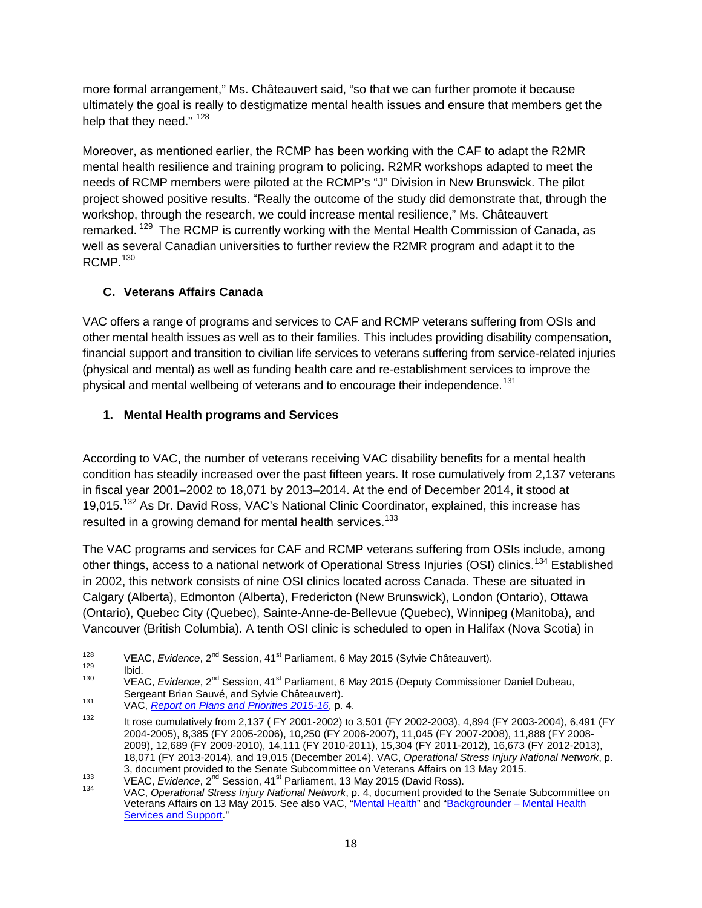more formal arrangement," Ms. Châteauvert said, "so that we can further promote it because ultimately the goal is really to destigmatize mental health issues and ensure that members get the help that they need." [128]

Moreover, as mentioned earlier, the RCMP has been working with the CAF to adapt the R2MR mental health resilience and training program to policing. R2MR workshops adapted to meet the needs of RCMP members were piloted at the RCMP's "J" Division in New Brunswick. The pilot project showed positive results. "Really the outcome of the study did demonstrate that, through the workshop, through the research, we could increase mental resilience," Ms. Châteauvert remarked. [129] The RCMP is currently working with the Mental Health Commission of Canada, as well as several Canadian universities to further review the R2MR program and adapt it to the RCMP.[130]

### C. Veterans Affairs Canada

VAC offers a range of programs and services to CAF and RCMP veterans suffering from OSIs and other mental health issues as well as to their families. This includes providing disability compensation, financial support and transition to civilian life services to veterans suffering from service-related injuries (physical and mental) as well as funding health care and re-establishment services to improve the physical and mental wellbeing of veterans and to encourage their independence.[131]

#### 1. Mental Health programs and Services

According to VAC, the number of veterans receiving VAC disability benefits for a mental health condition has steadily increased over the past fifteen years. It rose cumulatively from 2,137 veterans in fiscal year 2001–2002 to 18,071 by 2013–2014. At the end of December 2014, it stood at 19,015.[132] As Dr. David Ross, VAC's National Clinic Coordinator, explained, this increase has resulted in a growing demand for mental health services.[133]

The VAC programs and services for CAF and RCMP veterans suffering from OSIs include, among other things, access to a national network of Operational Stress Injuries (OSI) clinics.[134] Established in 2002, this network consists of nine OSI clinics located across Canada. These are situated in Calgary (Alberta), Edmonton (Alberta), Fredericton (New Brunswick), London (Ontario), Ottawa (Ontario), Quebec City (Quebec), Sainte-Anne-de-Bellevue (Quebec), Winnipeg (Manitoba), and Vancouver (British Columbia). A tenth OSI clinic is scheduled to open in Halifax (Nova Scotia) in

---

[128] VEAC, *Evidence*, 2nd Session, 41st Parliament, 6 May 2015 (Sylvie Châteauvert).

[129] Ibid.

[130] VEAC, *Evidence*, 2nd Session, 41st Parliament, 6 May 2015 (Deputy Commissioner Daniel Dubeau, Sergeant Brian Sauvé, and Sylvie Châteauvert).

[131] VAC, *Report on Plans and Priorities 2015-16*, p. 4.

[132] It rose cumulatively from 2,137 ( FY 2001-2002) to 3,501 (FY 2002-2003), 4,894 (FY 2003-2004), 6,491 (FY 2004-2005), 8,385 (FY 2005-2006), 10,250 (FY 2006-2007), 11,045 (FY 2007-2008), 11,888 (FY 2008-2009), 12,689 (FY 2009-2010), 14,111 (FY 2010-2011), 15,304 (FY 2011-2012), 16,673 (FY 2012-2013), 18,071 (FY 2013-2014), and 19,015 (December 2014). VAC, *Operational Stress Injury National Network*, p. 3, document provided to the Senate Subcommittee on Veterans Affairs on 13 May 2015.

[133] VEAC, *Evidence*, 2nd Session, 41st Parliament, 13 May 2015 (David Ross).

[134] VAC, *Operational Stress Injury National Network*, p. 4, document provided to the Senate Subcommittee on Veterans Affairs on 13 May 2015. See also VAC, "Mental Health" and "Backgrounder – Mental Health Services and Support."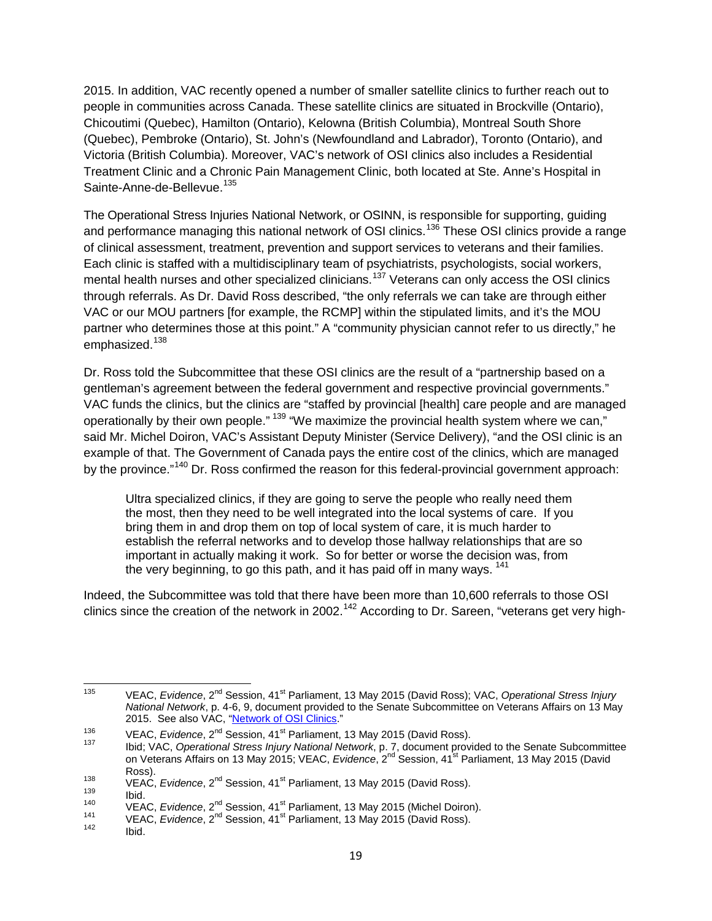2015. In addition, VAC recently opened a number of smaller satellite clinics to further reach out to people in communities across Canada. These satellite clinics are situated in Brockville (Ontario), Chicoutimi (Quebec), Hamilton (Ontario), Kelowna (British Columbia), Montreal South Shore (Quebec), Pembroke (Ontario), St. John's (Newfoundland and Labrador), Toronto (Ontario), and Victoria (British Columbia). Moreover, VAC's network of OSI clinics also includes a Residential Treatment Clinic and a Chronic Pain Management Clinic, both located at Ste. Anne's Hospital in Sainte-Anne-de-Bellevue.[135]

The Operational Stress Injuries National Network, or OSINN, is responsible for supporting, guiding and performance managing this national network of OSI clinics.[136] These OSI clinics provide a range of clinical assessment, treatment, prevention and support services to veterans and their families. Each clinic is staffed with a multidisciplinary team of psychiatrists, psychologists, social workers, mental health nurses and other specialized clinicians.[137] Veterans can only access the OSI clinics through referrals. As Dr. David Ross described, "the only referrals we can take are through either VAC or our MOU partners [for example, the RCMP] within the stipulated limits, and it's the MOU partner who determines those at this point." A "community physician cannot refer to us directly," he emphasized.[138]

Dr. Ross told the Subcommittee that these OSI clinics are the result of a "partnership based on a gentleman's agreement between the federal government and respective provincial governments." VAC funds the clinics, but the clinics are "staffed by provincial [health] care people and are managed operationally by their own people." [139] "We maximize the provincial health system where we can," said Mr. Michel Doiron, VAC's Assistant Deputy Minister (Service Delivery), "and the OSI clinic is an example of that. The Government of Canada pays the entire cost of the clinics, which are managed by the province."[140] Dr. Ross confirmed the reason for this federal-provincial government approach:

> Ultra specialized clinics, if they are going to serve the people who really need them the most, then they need to be well integrated into the local systems of care. If you bring them in and drop them on top of local system of care, it is much harder to establish the referral networks and to develop those hallway relationships that are so important in actually making it work. So for better or worse the decision was, from the very beginning, to go this path, and it has paid off in many ways. [141]

Indeed, the Subcommittee was told that there have been more than 10,600 referrals to those OSI clinics since the creation of the network in 2002.[142] According to Dr. Sareen, "veterans get very high-

---

[135] VEAC, *Evidence*, 2nd Session, 41st Parliament, 13 May 2015 (David Ross); VAC, *Operational Stress Injury National Network*, p. 4-6, 9, document provided to the Senate Subcommittee on Veterans Affairs on 13 May 2015. See also VAC, "Network of OSI Clinics."

[136] VEAC, *Evidence*, 2nd Session, 41st Parliament, 13 May 2015 (David Ross).

[137] Ibid; VAC, *Operational Stress Injury National Network*, p. 7, document provided to the Senate Subcommittee on Veterans Affairs on 13 May 2015; VEAC, *Evidence*, 2nd Session, 41st Parliament, 13 May 2015 (David Ross).

[138] VEAC, *Evidence*, 2nd Session, 41st Parliament, 13 May 2015 (David Ross).

[139] Ibid.

[140] VEAC, *Evidence*, 2nd Session, 41st Parliament, 13 May 2015 (Michel Doiron).

[141] VEAC, *Evidence*, 2nd Session, 41st Parliament, 13 May 2015 (David Ross).

[142] Ibid.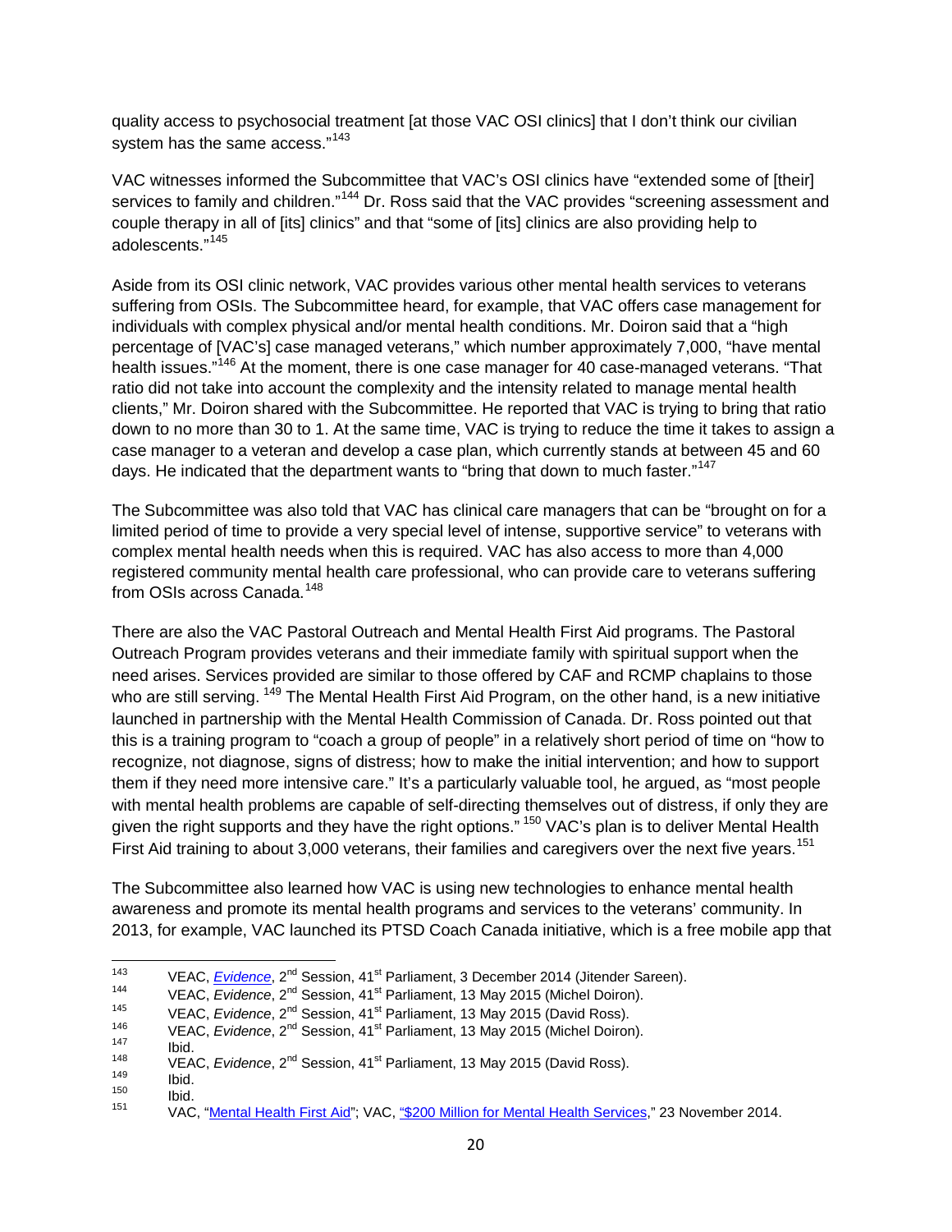quality access to psychosocial treatment [at those VAC OSI clinics] that I don't think our civilian system has the same access."[143]

VAC witnesses informed the Subcommittee that VAC's OSI clinics have "extended some of [their] services to family and children."[144] Dr. Ross said that the VAC provides "screening assessment and couple therapy in all of [its] clinics" and that "some of [its] clinics are also providing help to adolescents."[145]

Aside from its OSI clinic network, VAC provides various other mental health services to veterans suffering from OSIs. The Subcommittee heard, for example, that VAC offers case management for individuals with complex physical and/or mental health conditions. Mr. Doiron said that a "high percentage of [VAC's] case managed veterans," which number approximately 7,000, "have mental health issues."[146] At the moment, there is one case manager for 40 case-managed veterans. "That ratio did not take into account the complexity and the intensity related to manage mental health clients," Mr. Doiron shared with the Subcommittee. He reported that VAC is trying to bring that ratio down to no more than 30 to 1. At the same time, VAC is trying to reduce the time it takes to assign a case manager to a veteran and develop a case plan, which currently stands at between 45 and 60 days. He indicated that the department wants to "bring that down to much faster."[147]

The Subcommittee was also told that VAC has clinical care managers that can be "brought on for a limited period of time to provide a very special level of intense, supportive service" to veterans with complex mental health needs when this is required. VAC has also access to more than 4,000 registered community mental health care professional, who can provide care to veterans suffering from OSIs across Canada.[148]

There are also the VAC Pastoral Outreach and Mental Health First Aid programs. The Pastoral Outreach Program provides veterans and their immediate family with spiritual support when the need arises. Services provided are similar to those offered by CAF and RCMP chaplains to those who are still serving. [149] The Mental Health First Aid Program, on the other hand, is a new initiative launched in partnership with the Mental Health Commission of Canada. Dr. Ross pointed out that this is a training program to "coach a group of people" in a relatively short period of time on "how to recognize, not diagnose, signs of distress; how to make the initial intervention; and how to support them if they need more intensive care." It's a particularly valuable tool, he argued, as "most people with mental health problems are capable of self-directing themselves out of distress, if only they are given the right supports and they have the right options." [150] VAC's plan is to deliver Mental Health First Aid training to about 3,000 veterans, their families and caregivers over the next five years.[151]

The Subcommittee also learned how VAC is using new technologies to enhance mental health awareness and promote its mental health programs and services to the veterans' community. In 2013, for example, VAC launched its PTSD Coach Canada initiative, which is a free mobile app that

---

[143] VEAC, *Evidence*, 2nd Session, 41st Parliament, 3 December 2014 (Jitender Sareen).
[144] VEAC, *Evidence*, 2nd Session, 41st Parliament, 13 May 2015 (Michel Doiron).
[145] VEAC, *Evidence*, 2nd Session, 41st Parliament, 13 May 2015 (David Ross).
[146] VEAC, *Evidence*, 2nd Session, 41st Parliament, 13 May 2015 (Michel Doiron).
[147] Ibid.
[148] VEAC, *Evidence*, 2nd Session, 41st Parliament, 13 May 2015 (David Ross).
[149] Ibid.
[150] Ibid.
[151] VAC, "Mental Health First Aid"; VAC, "$200 Million for Mental Health Services," 23 November 2014.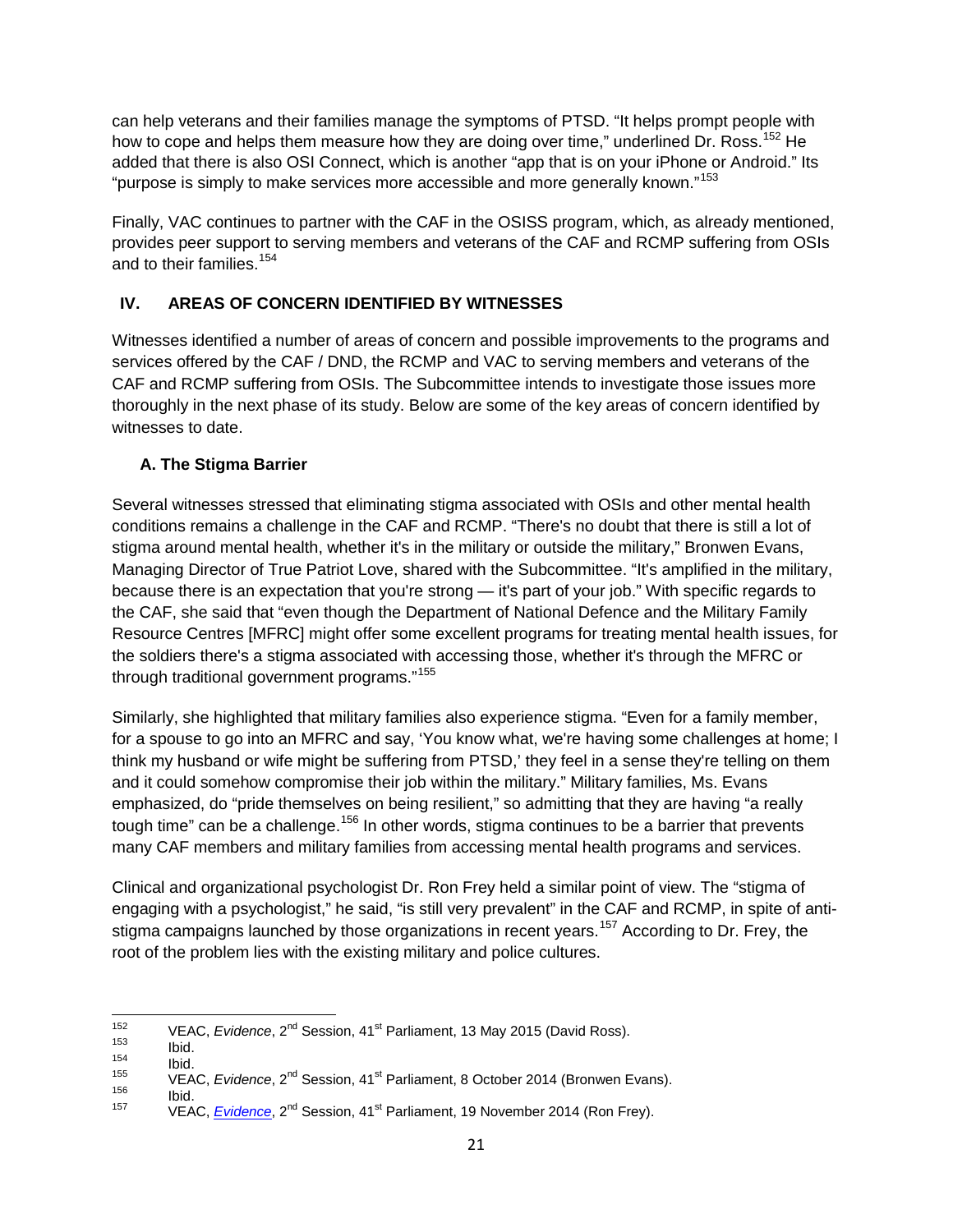can help veterans and their families manage the symptoms of PTSD. "It helps prompt people with how to cope and helps them measure how they are doing over time," underlined Dr. Ross.[152] He added that there is also OSI Connect, which is another "app that is on your iPhone or Android." Its "purpose is simply to make services more accessible and more generally known."[153]

Finally, VAC continues to partner with the CAF in the OSISS program, which, as already mentioned, provides peer support to serving members and veterans of the CAF and RCMP suffering from OSIs and to their families.[154]

## IV. AREAS OF CONCERN IDENTIFIED BY WITNESSES

Witnesses identified a number of areas of concern and possible improvements to the programs and services offered by the CAF / DND, the RCMP and VAC to serving members and veterans of the CAF and RCMP suffering from OSIs. The Subcommittee intends to investigate those issues more thoroughly in the next phase of its study. Below are some of the key areas of concern identified by witnesses to date.

### A. The Stigma Barrier

Several witnesses stressed that eliminating stigma associated with OSIs and other mental health conditions remains a challenge in the CAF and RCMP. "There's no doubt that there is still a lot of stigma around mental health, whether it's in the military or outside the military," Bronwen Evans, Managing Director of True Patriot Love, shared with the Subcommittee. "It's amplified in the military, because there is an expectation that you're strong — it's part of your job." With specific regards to the CAF, she said that "even though the Department of National Defence and the Military Family Resource Centres [MFRC] might offer some excellent programs for treating mental health issues, for the soldiers there's a stigma associated with accessing those, whether it's through the MFRC or through traditional government programs."[155]

Similarly, she highlighted that military families also experience stigma. "Even for a family member, for a spouse to go into an MFRC and say, 'You know what, we're having some challenges at home; I think my husband or wife might be suffering from PTSD,' they feel in a sense they're telling on them and it could somehow compromise their job within the military." Military families, Ms. Evans emphasized, do "pride themselves on being resilient," so admitting that they are having "a really tough time" can be a challenge.[156] In other words, stigma continues to be a barrier that prevents many CAF members and military families from accessing mental health programs and services.

Clinical and organizational psychologist Dr. Ron Frey held a similar point of view. The "stigma of engaging with a psychologist," he said, "is still very prevalent" in the CAF and RCMP, in spite of anti-stigma campaigns launched by those organizations in recent years.[157] According to Dr. Frey, the root of the problem lies with the existing military and police cultures.

---

[152] VEAC, *Evidence*, 2nd Session, 41st Parliament, 13 May 2015 (David Ross).

[153] Ibid.

[154] Ibid.

[155] VEAC, *Evidence*, 2nd Session, 41st Parliament, 8 October 2014 (Bronwen Evans).

[156] Ibid.

[157] VEAC, *Evidence*, 2nd Session, 41st Parliament, 19 November 2014 (Ron Frey).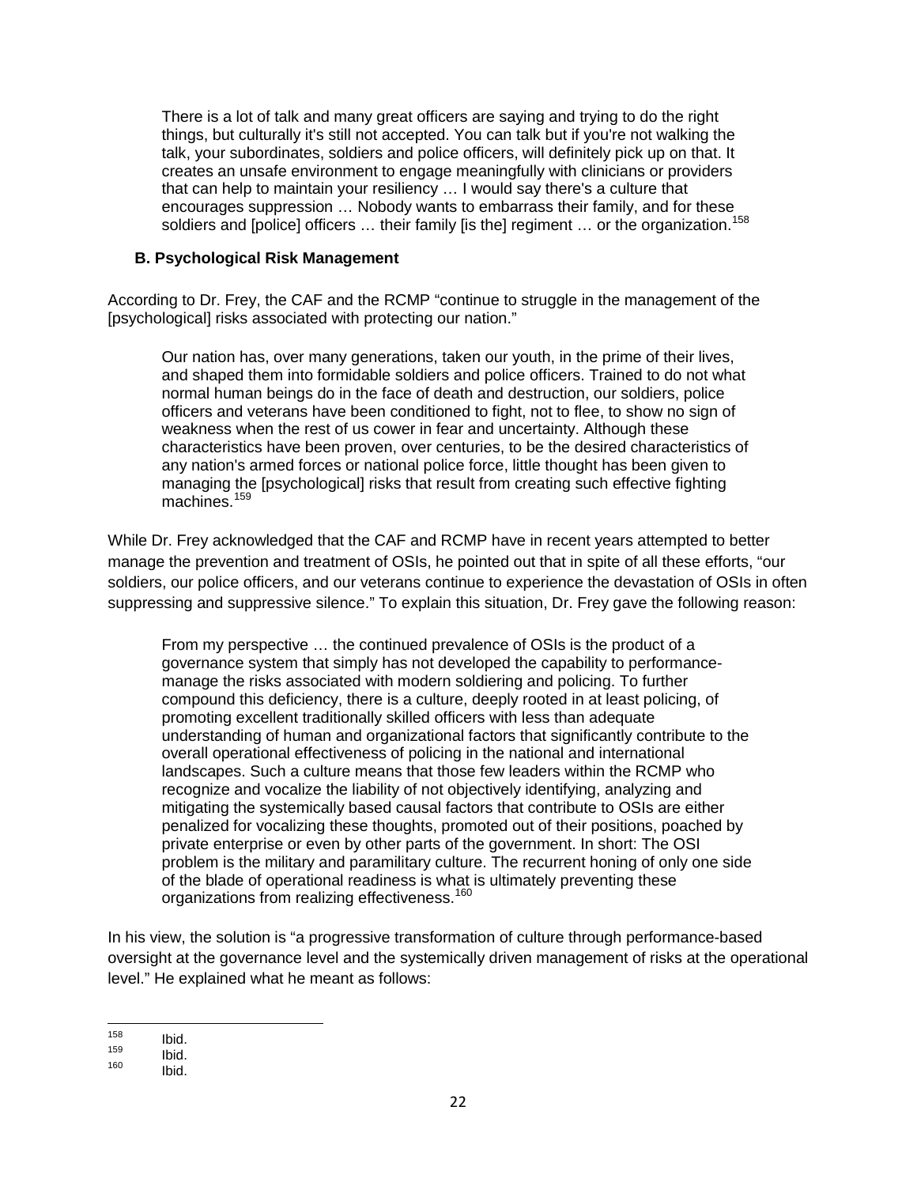> There is a lot of talk and many great officers are saying and trying to do the right things, but culturally it's still not accepted. You can talk but if you're not walking the talk, your subordinates, soldiers and police officers, will definitely pick up on that. It creates an unsafe environment to engage meaningfully with clinicians or providers that can help to maintain your resiliency … I would say there's a culture that encourages suppression … Nobody wants to embarrass their family, and for these soldiers and [police] officers … their family [is the] regiment … or the organization.[158]

### B. Psychological Risk Management

According to Dr. Frey, the CAF and the RCMP "continue to struggle in the management of the [psychological] risks associated with protecting our nation."

> Our nation has, over many generations, taken our youth, in the prime of their lives, and shaped them into formidable soldiers and police officers. Trained to do not what normal human beings do in the face of death and destruction, our soldiers, police officers and veterans have been conditioned to fight, not to flee, to show no sign of weakness when the rest of us cower in fear and uncertainty. Although these characteristics have been proven, over centuries, to be the desired characteristics of any nation's armed forces or national police force, little thought has been given to managing the [psychological] risks that result from creating such effective fighting machines.[159]

While Dr. Frey acknowledged that the CAF and RCMP have in recent years attempted to better manage the prevention and treatment of OSIs, he pointed out that in spite of all these efforts, "our soldiers, our police officers, and our veterans continue to experience the devastation of OSIs in often suppressing and suppressive silence." To explain this situation, Dr. Frey gave the following reason:

> From my perspective … the continued prevalence of OSIs is the product of a governance system that simply has not developed the capability to performance-manage the risks associated with modern soldiering and policing. To further compound this deficiency, there is a culture, deeply rooted in at least policing, of promoting excellent traditionally skilled officers with less than adequate understanding of human and organizational factors that significantly contribute to the overall operational effectiveness of policing in the national and international landscapes. Such a culture means that those few leaders within the RCMP who recognize and vocalize the liability of not objectively identifying, analyzing and mitigating the systemically based causal factors that contribute to OSIs are either penalized for vocalizing these thoughts, promoted out of their positions, poached by private enterprise or even by other parts of the government. In short: The OSI problem is the military and paramilitary culture. The recurrent honing of only one side of the blade of operational readiness is what is ultimately preventing these organizations from realizing effectiveness.[160]

In his view, the solution is "a progressive transformation of culture through performance-based oversight at the governance level and the systemically driven management of risks at the operational level." He explained what he meant as follows:

---

[158] Ibid.
[159] Ibid.
[160] Ibid.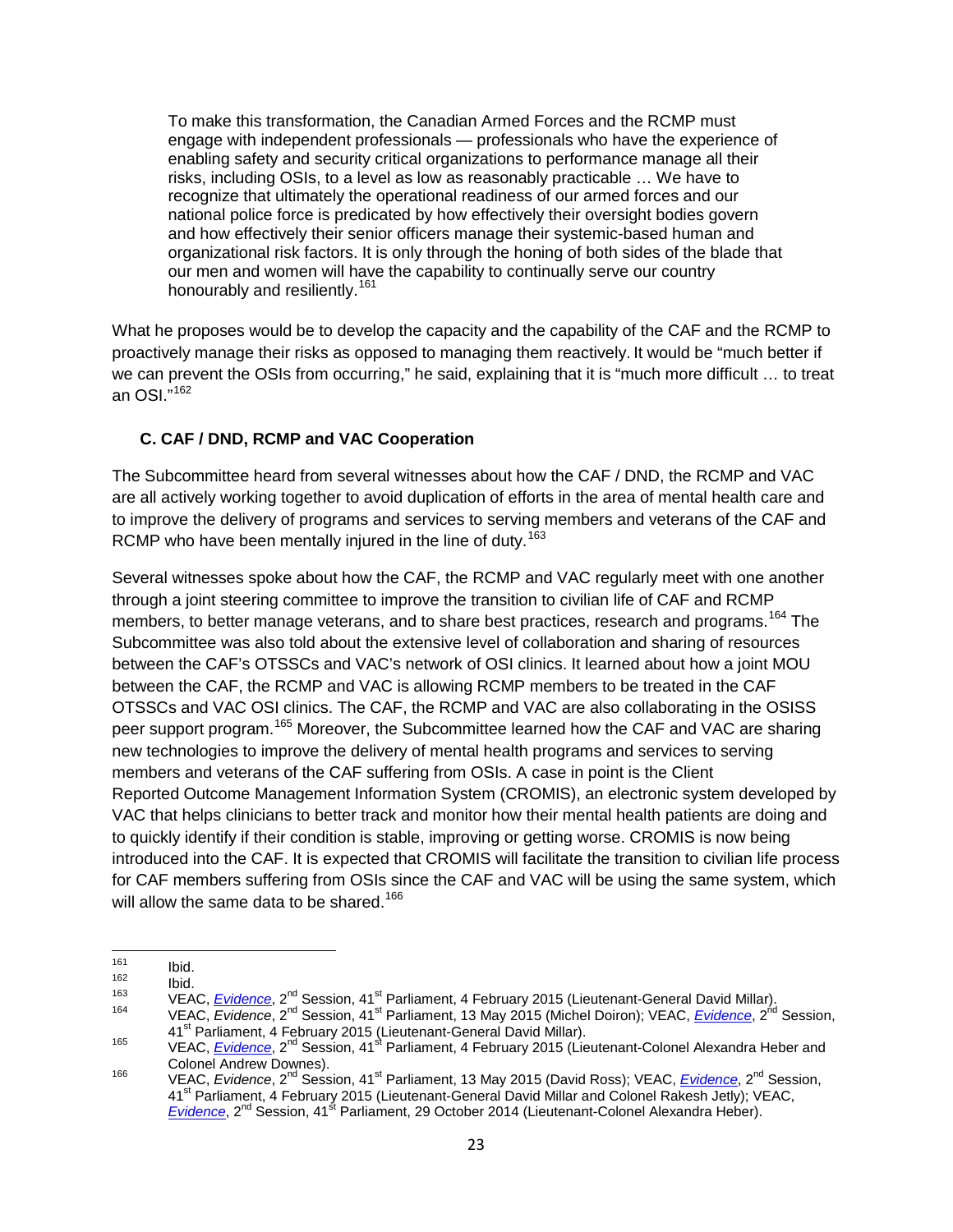> To make this transformation, the Canadian Armed Forces and the RCMP must engage with independent professionals — professionals who have the experience of enabling safety and security critical organizations to performance manage all their risks, including OSIs, to a level as low as reasonably practicable … We have to recognize that ultimately the operational readiness of our armed forces and our national police force is predicated by how effectively their oversight bodies govern and how effectively their senior officers manage their systemic-based human and organizational risk factors. It is only through the honing of both sides of the blade that our men and women will have the capability to continually serve our country honourably and resiliently.[161]

What he proposes would be to develop the capacity and the capability of the CAF and the RCMP to proactively manage their risks as opposed to managing them reactively. It would be "much better if we can prevent the OSIs from occurring," he said, explaining that it is "much more difficult … to treat an OSI."[162]

### C. CAF / DND, RCMP and VAC Cooperation

The Subcommittee heard from several witnesses about how the CAF / DND, the RCMP and VAC are all actively working together to avoid duplication of efforts in the area of mental health care and to improve the delivery of programs and services to serving members and veterans of the CAF and RCMP who have been mentally injured in the line of duty.[163]

Several witnesses spoke about how the CAF, the RCMP and VAC regularly meet with one another through a joint steering committee to improve the transition to civilian life of CAF and RCMP members, to better manage veterans, and to share best practices, research and programs.[164] The Subcommittee was also told about the extensive level of collaboration and sharing of resources between the CAF's OTSSCs and VAC's network of OSI clinics. It learned about how a joint MOU between the CAF, the RCMP and VAC is allowing RCMP members to be treated in the CAF OTSSCs and VAC OSI clinics. The CAF, the RCMP and VAC are also collaborating in the OSISS peer support program.[165] Moreover, the Subcommittee learned how the CAF and VAC are sharing new technologies to improve the delivery of mental health programs and services to serving members and veterans of the CAF suffering from OSIs. A case in point is the Client Reported Outcome Management Information System (CROMIS), an electronic system developed by VAC that helps clinicians to better track and monitor how their mental health patients are doing and to quickly identify if their condition is stable, improving or getting worse. CROMIS is now being introduced into the CAF. It is expected that CROMIS will facilitate the transition to civilian life process for CAF members suffering from OSIs since the CAF and VAC will be using the same system, which will allow the same data to be shared.[166]

---

161 Ibid.

162 Ibid.

163 VEAC, *Evidence*, 2nd Session, 41st Parliament, 4 February 2015 (Lieutenant-General David Millar).

164 VEAC, *Evidence*, 2nd Session, 41st Parliament, 13 May 2015 (Michel Doiron); VEAC, *Evidence*, 2nd Session, 41st Parliament, 4 February 2015 (Lieutenant-General David Millar).

165 VEAC, *Evidence*, 2nd Session, 41st Parliament, 4 February 2015 (Lieutenant-Colonel Alexandra Heber and Colonel Andrew Downes).

166 VEAC, *Evidence*, 2nd Session, 41st Parliament, 13 May 2015 (David Ross); VEAC, *Evidence*, 2nd Session, 41st Parliament, 4 February 2015 (Lieutenant-General David Millar and Colonel Rakesh Jetly); VEAC, *Evidence*, 2nd Session, 41st Parliament, 29 October 2014 (Lieutenant-Colonel Alexandra Heber).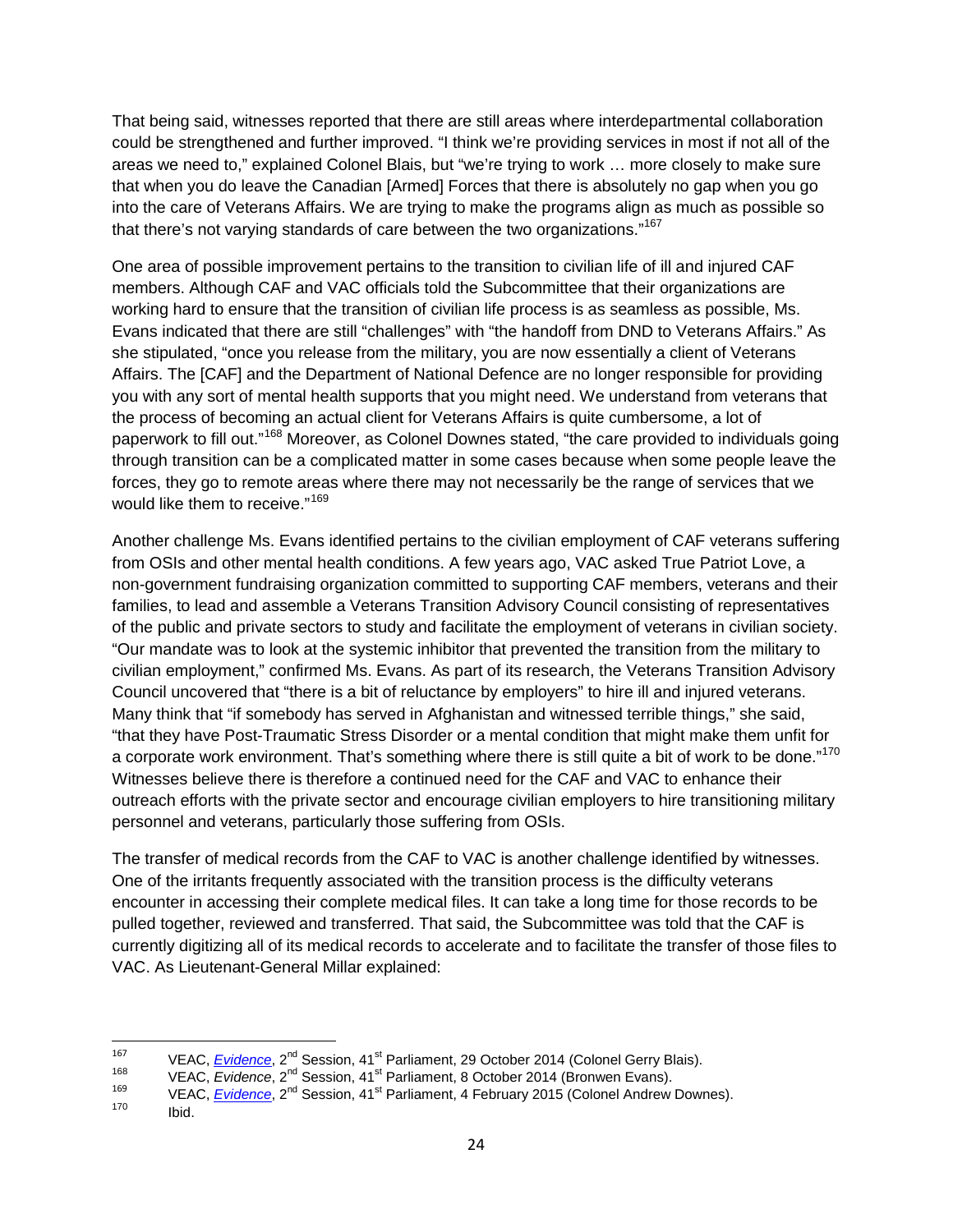That being said, witnesses reported that there are still areas where interdepartmental collaboration could be strengthened and further improved. "I think we're providing services in most if not all of the areas we need to," explained Colonel Blais, but "we're trying to work … more closely to make sure that when you do leave the Canadian [Armed] Forces that there is absolutely no gap when you go into the care of Veterans Affairs. We are trying to make the programs align as much as possible so that there's not varying standards of care between the two organizations."[167]

One area of possible improvement pertains to the transition to civilian life of ill and injured CAF members. Although CAF and VAC officials told the Subcommittee that their organizations are working hard to ensure that the transition of civilian life process is as seamless as possible, Ms. Evans indicated that there are still "challenges" with "the handoff from DND to Veterans Affairs." As she stipulated, "once you release from the military, you are now essentially a client of Veterans Affairs. The [CAF] and the Department of National Defence are no longer responsible for providing you with any sort of mental health supports that you might need. We understand from veterans that the process of becoming an actual client for Veterans Affairs is quite cumbersome, a lot of paperwork to fill out."[168] Moreover, as Colonel Downes stated, "the care provided to individuals going through transition can be a complicated matter in some cases because when some people leave the forces, they go to remote areas where there may not necessarily be the range of services that we would like them to receive."[169]

Another challenge Ms. Evans identified pertains to the civilian employment of CAF veterans suffering from OSIs and other mental health conditions. A few years ago, VAC asked True Patriot Love, a non-government fundraising organization committed to supporting CAF members, veterans and their families, to lead and assemble a Veterans Transition Advisory Council consisting of representatives of the public and private sectors to study and facilitate the employment of veterans in civilian society. "Our mandate was to look at the systemic inhibitor that prevented the transition from the military to civilian employment," confirmed Ms. Evans. As part of its research, the Veterans Transition Advisory Council uncovered that "there is a bit of reluctance by employers" to hire ill and injured veterans. Many think that "if somebody has served in Afghanistan and witnessed terrible things," she said, "that they have Post-Traumatic Stress Disorder or a mental condition that might make them unfit for a corporate work environment. That's something where there is still quite a bit of work to be done."[170] Witnesses believe there is therefore a continued need for the CAF and VAC to enhance their outreach efforts with the private sector and encourage civilian employers to hire transitioning military personnel and veterans, particularly those suffering from OSIs.

The transfer of medical records from the CAF to VAC is another challenge identified by witnesses. One of the irritants frequently associated with the transition process is the difficulty veterans encounter in accessing their complete medical files. It can take a long time for those records to be pulled together, reviewed and transferred. That said, the Subcommittee was told that the CAF is currently digitizing all of its medical records to accelerate and to facilitate the transfer of those files to VAC. As Lieutenant-General Millar explained:

---

167 VEAC, *Evidence*, 2nd Session, 41st Parliament, 29 October 2014 (Colonel Gerry Blais).

168 VEAC, *Evidence*, 2nd Session, 41st Parliament, 8 October 2014 (Bronwen Evans).

169 VEAC, *Evidence*, 2nd Session, 41st Parliament, 4 February 2015 (Colonel Andrew Downes).

170 Ibid.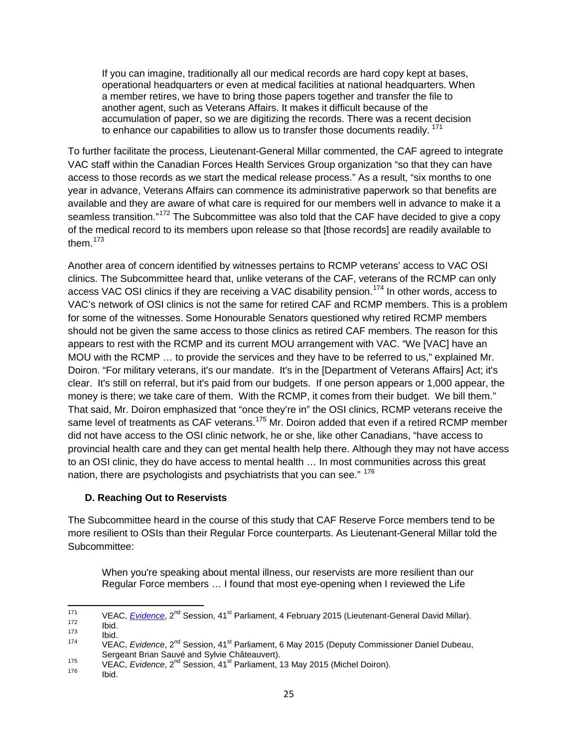> If you can imagine, traditionally all our medical records are hard copy kept at bases, operational headquarters or even at medical facilities at national headquarters. When a member retires, we have to bring those papers together and transfer the file to another agent, such as Veterans Affairs. It makes it difficult because of the accumulation of paper, so we are digitizing the records. There was a recent decision to enhance our capabilities to allow us to transfer those documents readily. [171]

To further facilitate the process, Lieutenant-General Millar commented, the CAF agreed to integrate VAC staff within the Canadian Forces Health Services Group organization "so that they can have access to those records as we start the medical release process." As a result, "six months to one year in advance, Veterans Affairs can commence its administrative paperwork so that benefits are available and they are aware of what care is required for our members well in advance to make it a seamless transition."[172] The Subcommittee was also told that the CAF have decided to give a copy of the medical record to its members upon release so that [those records] are readily available to them.[173]

Another area of concern identified by witnesses pertains to RCMP veterans' access to VAC OSI clinics. The Subcommittee heard that, unlike veterans of the CAF, veterans of the RCMP can only access VAC OSI clinics if they are receiving a VAC disability pension.[174] In other words, access to VAC's network of OSI clinics is not the same for retired CAF and RCMP members. This is a problem for some of the witnesses. Some Honourable Senators questioned why retired RCMP members should not be given the same access to those clinics as retired CAF members. The reason for this appears to rest with the RCMP and its current MOU arrangement with VAC. "We [VAC] have an MOU with the RCMP … to provide the services and they have to be referred to us," explained Mr. Doiron. "For military veterans, it's our mandate. It's in the [Department of Veterans Affairs] Act; it's clear. It's still on referral, but it's paid from our budgets. If one person appears or 1,000 appear, the money is there; we take care of them. With the RCMP, it comes from their budget. We bill them." That said, Mr. Doiron emphasized that "once they're in" the OSI clinics, RCMP veterans receive the same level of treatments as CAF veterans.[175] Mr. Doiron added that even if a retired RCMP member did not have access to the OSI clinic network, he or she, like other Canadians, "have access to provincial health care and they can get mental health help there. Although they may not have access to an OSI clinic, they do have access to mental health … In most communities across this great nation, there are psychologists and psychiatrists that you can see." [176]

### D. Reaching Out to Reservists

The Subcommittee heard in the course of this study that CAF Reserve Force members tend to be more resilient to OSIs than their Regular Force counterparts. As Lieutenant-General Millar told the Subcommittee:

> When you're speaking about mental illness, our reservists are more resilient than our Regular Force members … I found that most eye-opening when I reviewed the Life

---

[171] VEAC, *Evidence*, 2nd Session, 41st Parliament, 4 February 2015 (Lieutenant-General David Millar).
[172] Ibid.
[173] Ibid.
[174] VEAC, *Evidence*, 2nd Session, 41st Parliament, 6 May 2015 (Deputy Commissioner Daniel Dubeau, Sergeant Brian Sauvé and Sylvie Châteauvert).
[175] VEAC, *Evidence*, 2nd Session, 41st Parliament, 13 May 2015 (Michel Doiron).
[176] Ibid.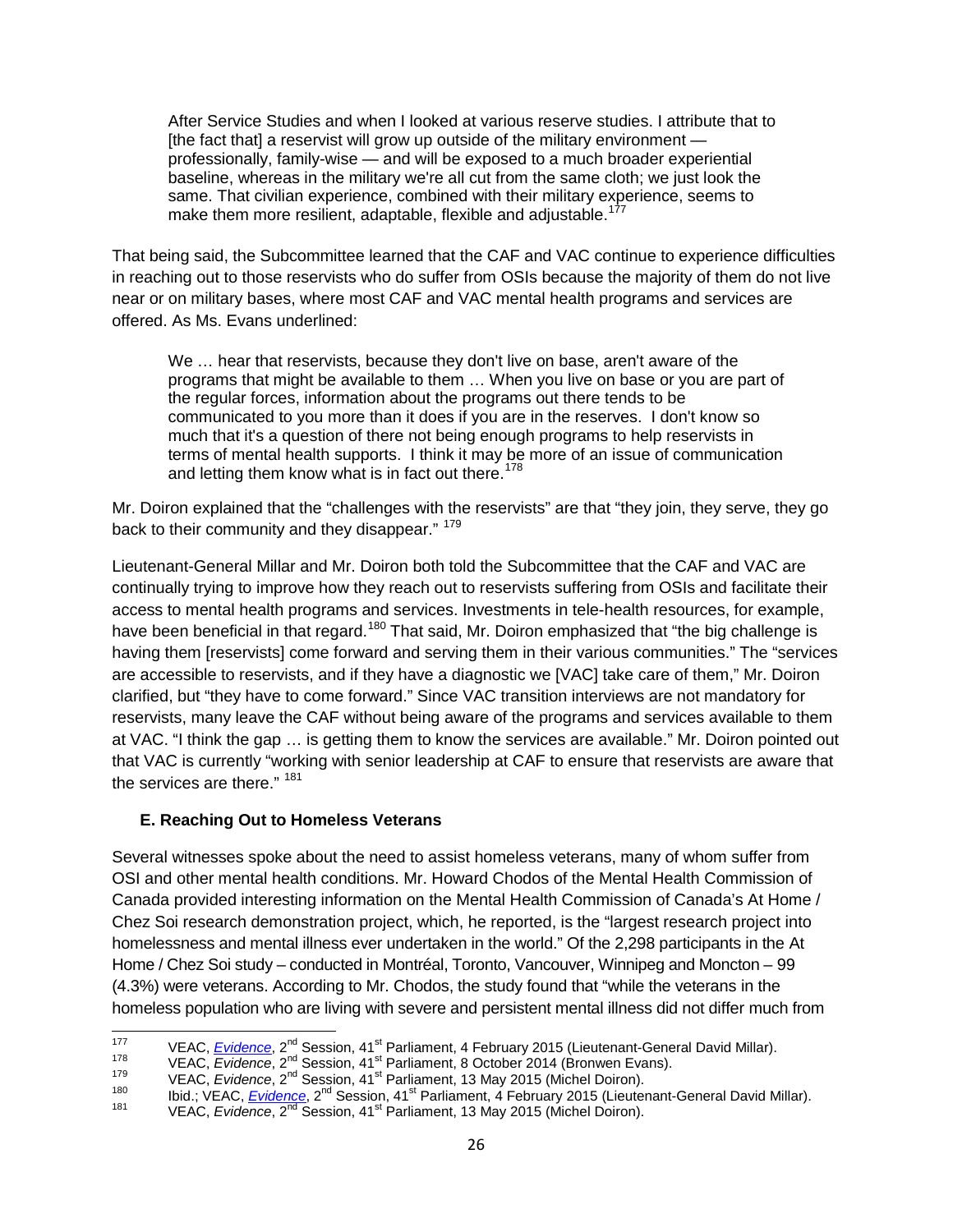> After Service Studies and when I looked at various reserve studies. I attribute that to [the fact that] a reservist will grow up outside of the military environment — professionally, family-wise — and will be exposed to a much broader experiential baseline, whereas in the military we're all cut from the same cloth; we just look the same. That civilian experience, combined with their military experience, seems to make them more resilient, adaptable, flexible and adjustable.[177]

That being said, the Subcommittee learned that the CAF and VAC continue to experience difficulties in reaching out to those reservists who do suffer from OSIs because the majority of them do not live near or on military bases, where most CAF and VAC mental health programs and services are offered. As Ms. Evans underlined:

> We … hear that reservists, because they don't live on base, aren't aware of the programs that might be available to them … When you live on base or you are part of the regular forces, information about the programs out there tends to be communicated to you more than it does if you are in the reserves. I don't know so much that it's a question of there not being enough programs to help reservists in terms of mental health supports. I think it may be more of an issue of communication and letting them know what is in fact out there.[178]

Mr. Doiron explained that the "challenges with the reservists" are that "they join, they serve, they go back to their community and they disappear." [179]

Lieutenant-General Millar and Mr. Doiron both told the Subcommittee that the CAF and VAC are continually trying to improve how they reach out to reservists suffering from OSIs and facilitate their access to mental health programs and services. Investments in tele-health resources, for example, have been beneficial in that regard.[180] That said, Mr. Doiron emphasized that "the big challenge is having them [reservists] come forward and serving them in their various communities." The "services are accessible to reservists, and if they have a diagnostic we [VAC] take care of them," Mr. Doiron clarified, but "they have to come forward." Since VAC transition interviews are not mandatory for reservists, many leave the CAF without being aware of the programs and services available to them at VAC. "I think the gap … is getting them to know the services are available." Mr. Doiron pointed out that VAC is currently "working with senior leadership at CAF to ensure that reservists are aware that the services are there." [181]

### E. Reaching Out to Homeless Veterans

Several witnesses spoke about the need to assist homeless veterans, many of whom suffer from OSI and other mental health conditions. Mr. Howard Chodos of the Mental Health Commission of Canada provided interesting information on the Mental Health Commission of Canada's At Home / Chez Soi research demonstration project, which, he reported, is the "largest research project into homelessness and mental illness ever undertaken in the world." Of the 2,298 participants in the At Home / Chez Soi study – conducted in Montréal, Toronto, Vancouver, Winnipeg and Moncton – 99 (4.3%) were veterans. According to Mr. Chodos, the study found that "while the veterans in the homeless population who are living with severe and persistent mental illness did not differ much from

---

[177] VEAC, *Evidence*, 2nd Session, 41st Parliament, 4 February 2015 (Lieutenant-General David Millar).

[178] VEAC, *Evidence*, 2nd Session, 41st Parliament, 8 October 2014 (Bronwen Evans).

[179] VEAC, *Evidence*, 2nd Session, 41st Parliament, 13 May 2015 (Michel Doiron).

[180] Ibid.; VEAC, *Evidence*, 2nd Session, 41st Parliament, 4 February 2015 (Lieutenant-General David Millar).

[181] VEAC, *Evidence*, 2nd Session, 41st Parliament, 13 May 2015 (Michel Doiron).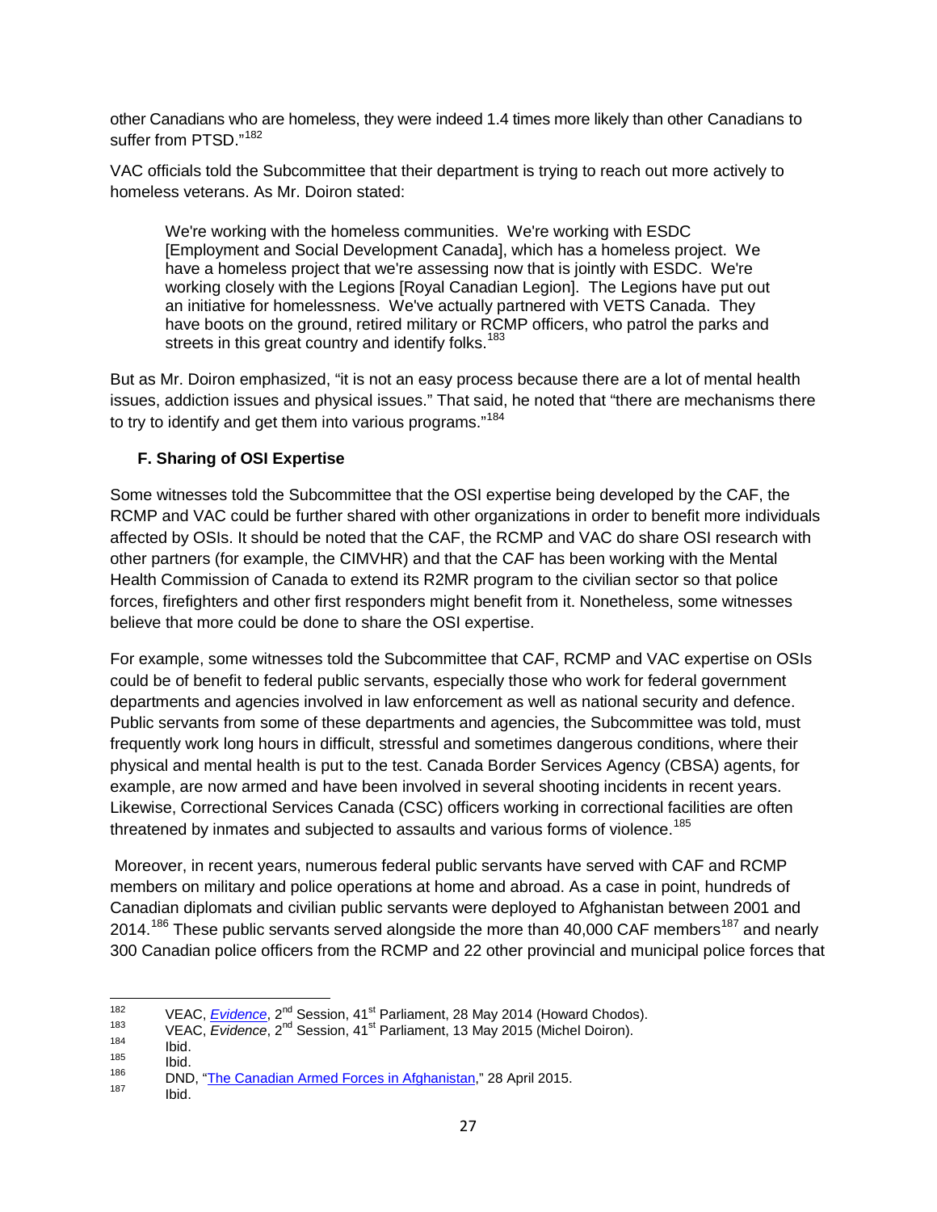other Canadians who are homeless, they were indeed 1.4 times more likely than other Canadians to suffer from PTSD."[182]

VAC officials told the Subcommittee that their department is trying to reach out more actively to homeless veterans. As Mr. Doiron stated:

> We're working with the homeless communities. We're working with ESDC [Employment and Social Development Canada], which has a homeless project. We have a homeless project that we're assessing now that is jointly with ESDC. We're working closely with the Legions [Royal Canadian Legion]. The Legions have put out an initiative for homelessness. We've actually partnered with VETS Canada. They have boots on the ground, retired military or RCMP officers, who patrol the parks and streets in this great country and identify folks.[183]

But as Mr. Doiron emphasized, "it is not an easy process because there are a lot of mental health issues, addiction issues and physical issues." That said, he noted that "there are mechanisms there to try to identify and get them into various programs."[184]

### F. Sharing of OSI Expertise

Some witnesses told the Subcommittee that the OSI expertise being developed by the CAF, the RCMP and VAC could be further shared with other organizations in order to benefit more individuals affected by OSIs. It should be noted that the CAF, the RCMP and VAC do share OSI research with other partners (for example, the CIMVHR) and that the CAF has been working with the Mental Health Commission of Canada to extend its R2MR program to the civilian sector so that police forces, firefighters and other first responders might benefit from it. Nonetheless, some witnesses believe that more could be done to share the OSI expertise.

For example, some witnesses told the Subcommittee that CAF, RCMP and VAC expertise on OSIs could be of benefit to federal public servants, especially those who work for federal government departments and agencies involved in law enforcement as well as national security and defence. Public servants from some of these departments and agencies, the Subcommittee was told, must frequently work long hours in difficult, stressful and sometimes dangerous conditions, where their physical and mental health is put to the test. Canada Border Services Agency (CBSA) agents, for example, are now armed and have been involved in several shooting incidents in recent years. Likewise, Correctional Services Canada (CSC) officers working in correctional facilities are often threatened by inmates and subjected to assaults and various forms of violence.[185]

Moreover, in recent years, numerous federal public servants have served with CAF and RCMP members on military and police operations at home and abroad. As a case in point, hundreds of Canadian diplomats and civilian public servants were deployed to Afghanistan between 2001 and 2014.[186] These public servants served alongside the more than 40,000 CAF members[187] and nearly 300 Canadian police officers from the RCMP and 22 other provincial and municipal police forces that

---

[182] VEAC, *Evidence*, 2nd Session, 41st Parliament, 28 May 2014 (Howard Chodos).

[183] VEAC, *Evidence*, 2nd Session, 41st Parliament, 13 May 2015 (Michel Doiron).

[184] Ibid.

[185] Ibid.

[186] DND, "The Canadian Armed Forces in Afghanistan," 28 April 2015.

[187] Ibid.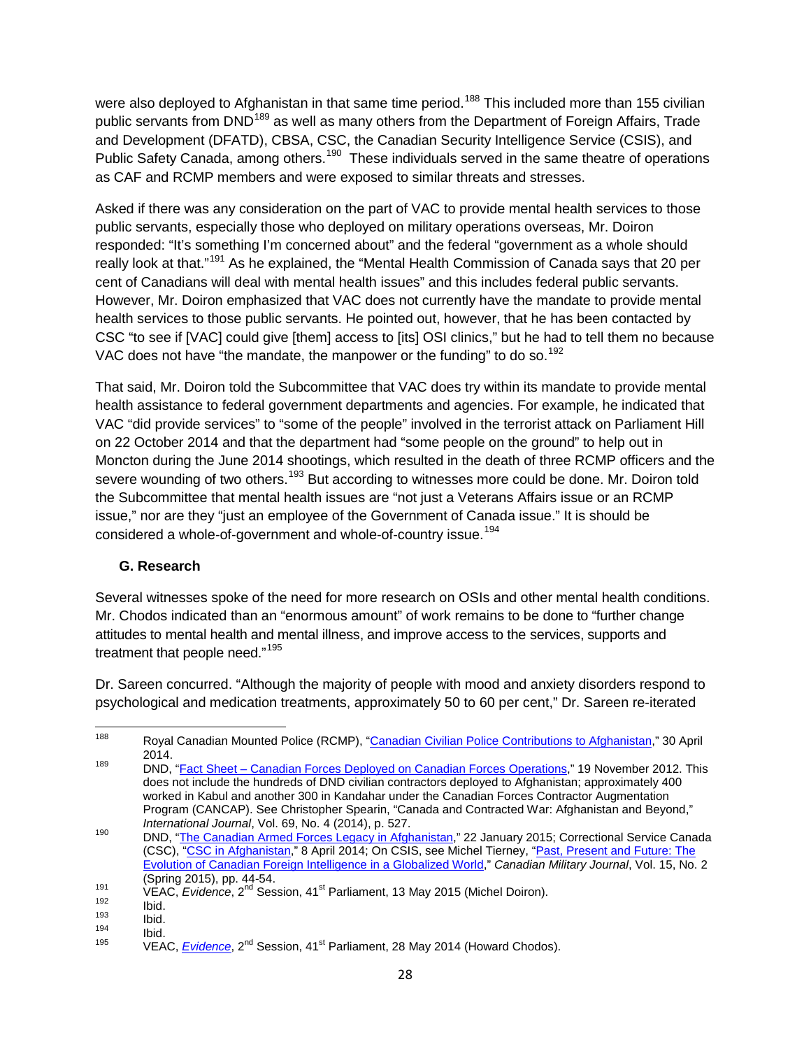were also deployed to Afghanistan in that same time period.[188] This included more than 155 civilian public servants from DND[189] as well as many others from the Department of Foreign Affairs, Trade and Development (DFATD), CBSA, CSC, the Canadian Security Intelligence Service (CSIS), and Public Safety Canada, among others.[190] These individuals served in the same theatre of operations as CAF and RCMP members and were exposed to similar threats and stresses.

Asked if there was any consideration on the part of VAC to provide mental health services to those public servants, especially those who deployed on military operations overseas, Mr. Doiron responded: "It's something I'm concerned about" and the federal "government as a whole should really look at that."[191] As he explained, the "Mental Health Commission of Canada says that 20 per cent of Canadians will deal with mental health issues" and this includes federal public servants. However, Mr. Doiron emphasized that VAC does not currently have the mandate to provide mental health services to those public servants. He pointed out, however, that he has been contacted by CSC "to see if [VAC] could give [them] access to [its] OSI clinics," but he had to tell them no because VAC does not have "the mandate, the manpower or the funding" to do so.[192]

That said, Mr. Doiron told the Subcommittee that VAC does try within its mandate to provide mental health assistance to federal government departments and agencies. For example, he indicated that VAC "did provide services" to "some of the people" involved in the terrorist attack on Parliament Hill on 22 October 2014 and that the department had "some people on the ground" to help out in Moncton during the June 2014 shootings, which resulted in the death of three RCMP officers and the severe wounding of two others.[193] But according to witnesses more could be done. Mr. Doiron told the Subcommittee that mental health issues are "not just a Veterans Affairs issue or an RCMP issue," nor are they "just an employee of the Government of Canada issue." It is should be considered a whole-of-government and whole-of-country issue.[194]

### G. Research

Several witnesses spoke of the need for more research on OSIs and other mental health conditions. Mr. Chodos indicated than an "enormous amount" of work remains to be done to "further change attitudes to mental health and mental illness, and improve access to the services, supports and treatment that people need."[195]

Dr. Sareen concurred. "Although the majority of people with mood and anxiety disorders respond to psychological and medication treatments, approximately 50 to 60 per cent," Dr. Sareen re-iterated

---

188 Royal Canadian Mounted Police (RCMP), "Canadian Civilian Police Contributions to Afghanistan," 30 April 2014.

189 DND, "Fact Sheet – Canadian Forces Deployed on Canadian Forces Operations," 19 November 2012. This does not include the hundreds of DND civilian contractors deployed to Afghanistan; approximately 400 worked in Kabul and another 300 in Kandahar under the Canadian Forces Contractor Augmentation Program (CANCAP). See Christopher Spearin, "Canada and Contracted War: Afghanistan and Beyond," *International Journal*, Vol. 69, No. 4 (2014), p. 527.

190 DND, "The Canadian Armed Forces Legacy in Afghanistan," 22 January 2015; Correctional Service Canada (CSC), "CSC in Afghanistan," 8 April 2014; On CSIS, see Michel Tierney, "Past, Present and Future: The Evolution of Canadian Foreign Intelligence in a Globalized World," *Canadian Military Journal*, Vol. 15, No. 2 (Spring 2015), pp. 44-54.

191 VEAC, *Evidence*, 2nd Session, 41st Parliament, 13 May 2015 (Michel Doiron).

192 Ibid.

193 Ibid.

194 Ibid.

195 VEAC, *Evidence*, 2nd Session, 41st Parliament, 28 May 2014 (Howard Chodos).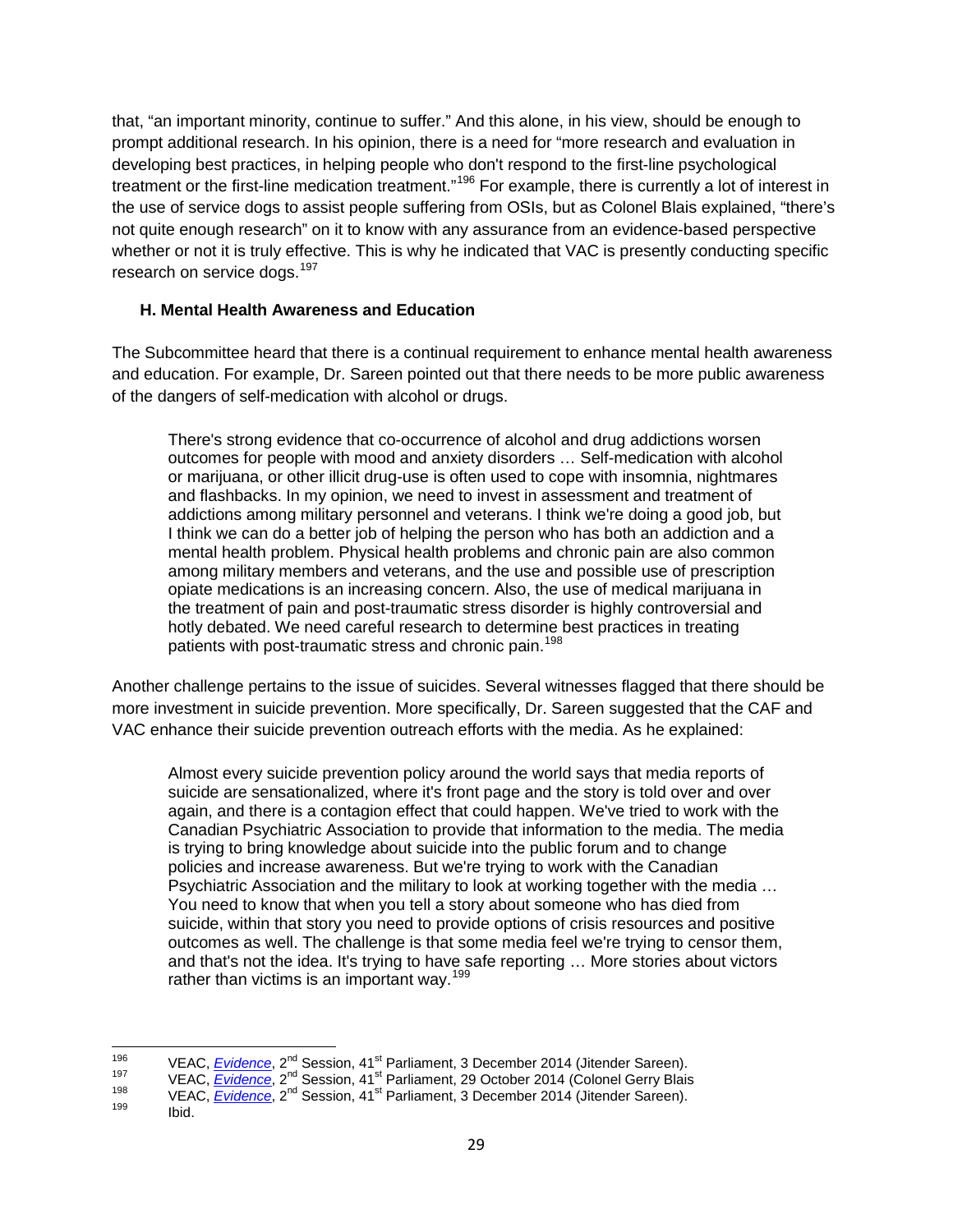that, "an important minority, continue to suffer." And this alone, in his view, should be enough to prompt additional research. In his opinion, there is a need for "more research and evaluation in developing best practices, in helping people who don't respond to the first-line psychological treatment or the first-line medication treatment."[196] For example, there is currently a lot of interest in the use of service dogs to assist people suffering from OSIs, but as Colonel Blais explained, "there's not quite enough research" on it to know with any assurance from an evidence-based perspective whether or not it is truly effective. This is why he indicated that VAC is presently conducting specific research on service dogs.[197]

### H. Mental Health Awareness and Education

The Subcommittee heard that there is a continual requirement to enhance mental health awareness and education. For example, Dr. Sareen pointed out that there needs to be more public awareness of the dangers of self-medication with alcohol or drugs.

> There's strong evidence that co-occurrence of alcohol and drug addictions worsen outcomes for people with mood and anxiety disorders … Self-medication with alcohol or marijuana, or other illicit drug-use is often used to cope with insomnia, nightmares and flashbacks. In my opinion, we need to invest in assessment and treatment of addictions among military personnel and veterans. I think we're doing a good job, but I think we can do a better job of helping the person who has both an addiction and a mental health problem. Physical health problems and chronic pain are also common among military members and veterans, and the use and possible use of prescription opiate medications is an increasing concern. Also, the use of medical marijuana in the treatment of pain and post-traumatic stress disorder is highly controversial and hotly debated. We need careful research to determine best practices in treating patients with post-traumatic stress and chronic pain.[198]

Another challenge pertains to the issue of suicides. Several witnesses flagged that there should be more investment in suicide prevention. More specifically, Dr. Sareen suggested that the CAF and VAC enhance their suicide prevention outreach efforts with the media. As he explained:

> Almost every suicide prevention policy around the world says that media reports of suicide are sensationalized, where it's front page and the story is told over and over again, and there is a contagion effect that could happen. We've tried to work with the Canadian Psychiatric Association to provide that information to the media. The media is trying to bring knowledge about suicide into the public forum and to change policies and increase awareness. But we're trying to work with the Canadian Psychiatric Association and the military to look at working together with the media … You need to know that when you tell a story about someone who has died from suicide, within that story you need to provide options of crisis resources and positive outcomes as well. The challenge is that some media feel we're trying to censor them, and that's not the idea. It's trying to have safe reporting … More stories about victors rather than victims is an important way.[199]

---

[196] VEAC, *Evidence*, 2nd Session, 41st Parliament, 3 December 2014 (Jitender Sareen).

[197] VEAC, *Evidence*, 2nd Session, 41st Parliament, 29 October 2014 (Colonel Gerry Blais

[198] VEAC, *Evidence*, 2nd Session, 41st Parliament, 3 December 2014 (Jitender Sareen).

[199] Ibid.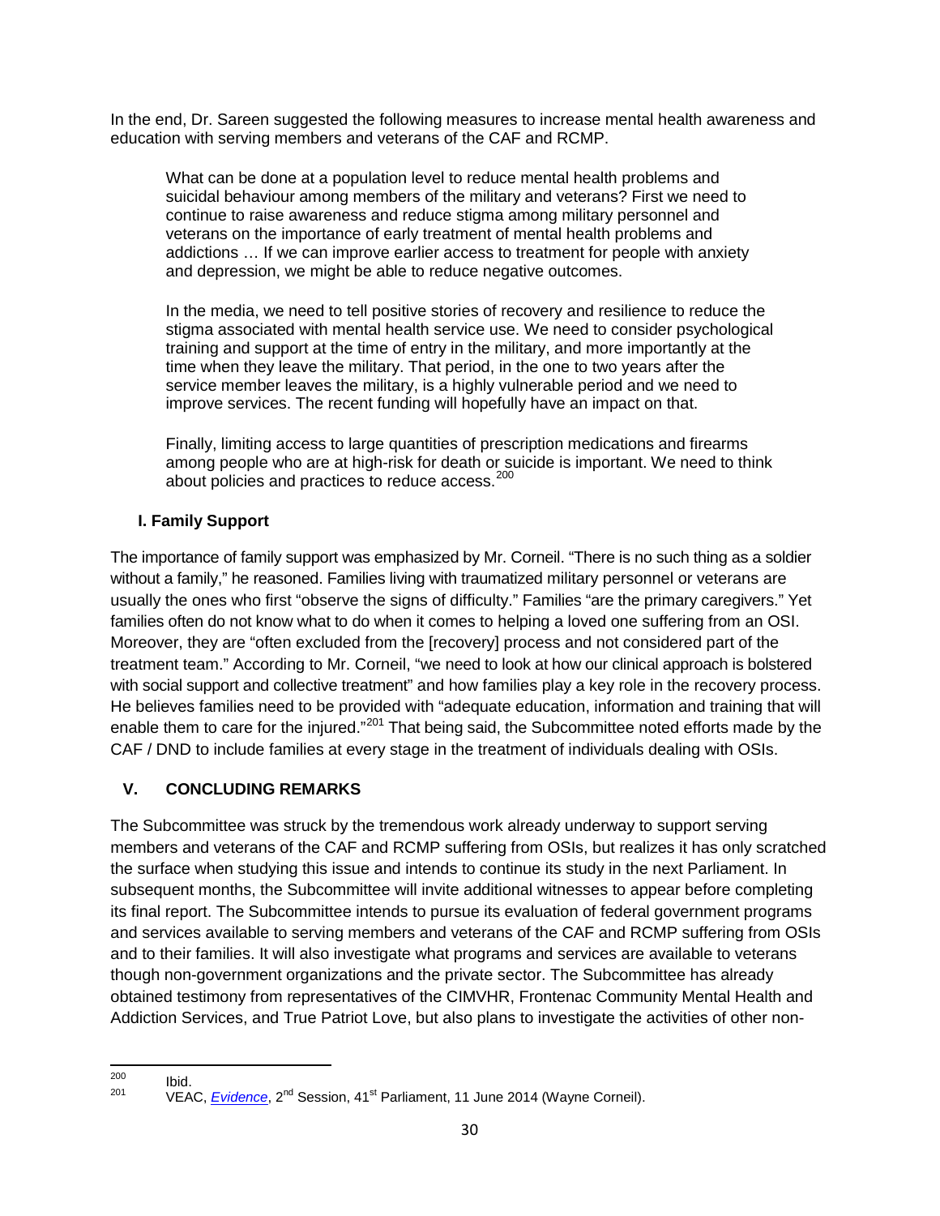In the end, Dr. Sareen suggested the following measures to increase mental health awareness and education with serving members and veterans of the CAF and RCMP.

> What can be done at a population level to reduce mental health problems and suicidal behaviour among members of the military and veterans? First we need to continue to raise awareness and reduce stigma among military personnel and veterans on the importance of early treatment of mental health problems and addictions … If we can improve earlier access to treatment for people with anxiety and depression, we might be able to reduce negative outcomes.
>
> In the media, we need to tell positive stories of recovery and resilience to reduce the stigma associated with mental health service use. We need to consider psychological training and support at the time of entry in the military, and more importantly at the time when they leave the military. That period, in the one to two years after the service member leaves the military, is a highly vulnerable period and we need to improve services. The recent funding will hopefully have an impact on that.
>
> Finally, limiting access to large quantities of prescription medications and firearms among people who are at high-risk for death or suicide is important. We need to think about policies and practices to reduce access.[200]

### I. Family Support

The importance of family support was emphasized by Mr. Corneil. "There is no such thing as a soldier without a family," he reasoned. Families living with traumatized military personnel or veterans are usually the ones who first "observe the signs of difficulty." Families "are the primary caregivers." Yet families often do not know what to do when it comes to helping a loved one suffering from an OSI. Moreover, they are "often excluded from the [recovery] process and not considered part of the treatment team." According to Mr. Corneil, "we need to look at how our clinical approach is bolstered with social support and collective treatment" and how families play a key role in the recovery process. He believes families need to be provided with "adequate education, information and training that will enable them to care for the injured."[201] That being said, the Subcommittee noted efforts made by the CAF / DND to include families at every stage in the treatment of individuals dealing with OSIs.

## V. CONCLUDING REMARKS

The Subcommittee was struck by the tremendous work already underway to support serving members and veterans of the CAF and RCMP suffering from OSIs, but realizes it has only scratched the surface when studying this issue and intends to continue its study in the next Parliament. In subsequent months, the Subcommittee will invite additional witnesses to appear before completing its final report. The Subcommittee intends to pursue its evaluation of federal government programs and services available to serving members and veterans of the CAF and RCMP suffering from OSIs and to their families. It will also investigate what programs and services are available to veterans though non-government organizations and the private sector. The Subcommittee has already obtained testimony from representatives of the CIMVHR, Frontenac Community Mental Health and Addiction Services, and True Patriot Love, but also plans to investigate the activities of other non-

---

[200] Ibid.

[201] VEAC, *Evidence*, 2nd Session, 41st Parliament, 11 June 2014 (Wayne Corneil).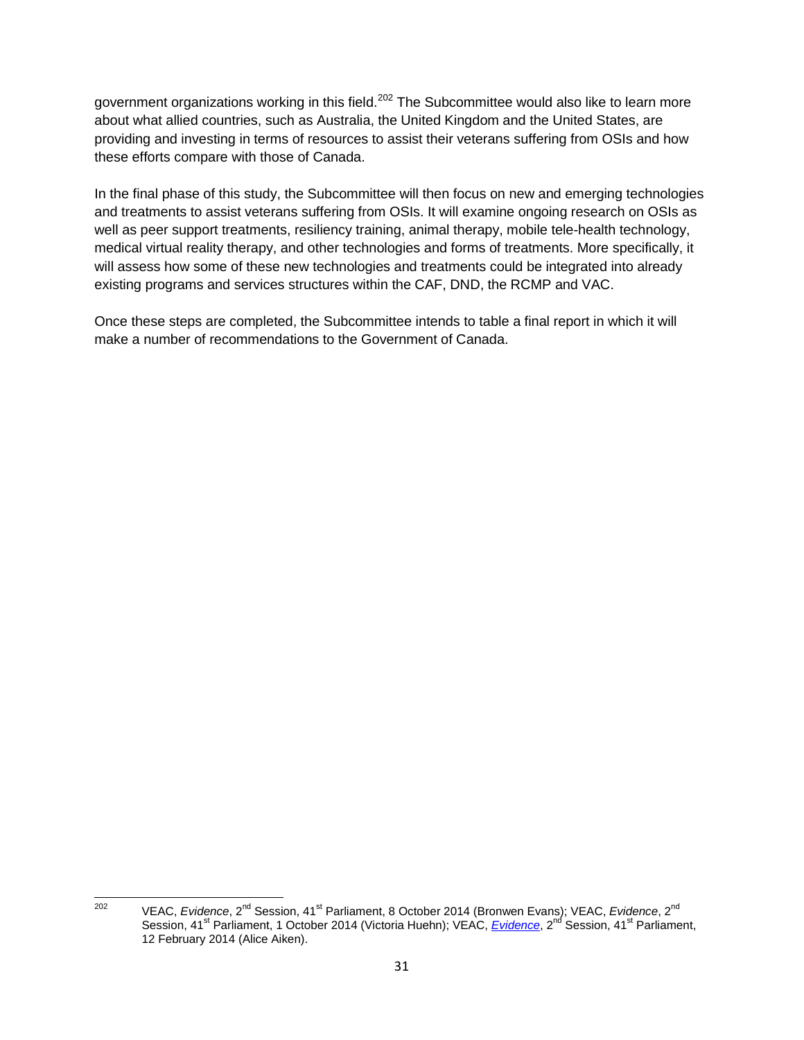government organizations working in this field.[202] The Subcommittee would also like to learn more about what allied countries, such as Australia, the United Kingdom and the United States, are providing and investing in terms of resources to assist their veterans suffering from OSIs and how these efforts compare with those of Canada.

In the final phase of this study, the Subcommittee will then focus on new and emerging technologies and treatments to assist veterans suffering from OSIs. It will examine ongoing research on OSIs as well as peer support treatments, resiliency training, animal therapy, mobile tele-health technology, medical virtual reality therapy, and other technologies and forms of treatments. More specifically, it will assess how some of these new technologies and treatments could be integrated into already existing programs and services structures within the CAF, DND, the RCMP and VAC.

Once these steps are completed, the Subcommittee intends to table a final report in which it will make a number of recommendations to the Government of Canada.

---

[202] VEAC, *Evidence*, 2nd Session, 41st Parliament, 8 October 2014 (Bronwen Evans); VEAC, *Evidence*, 2nd Session, 41st Parliament, 1 October 2014 (Victoria Huehn); VEAC, *Evidence*, 2nd Session, 41st Parliament, 12 February 2014 (Alice Aiken).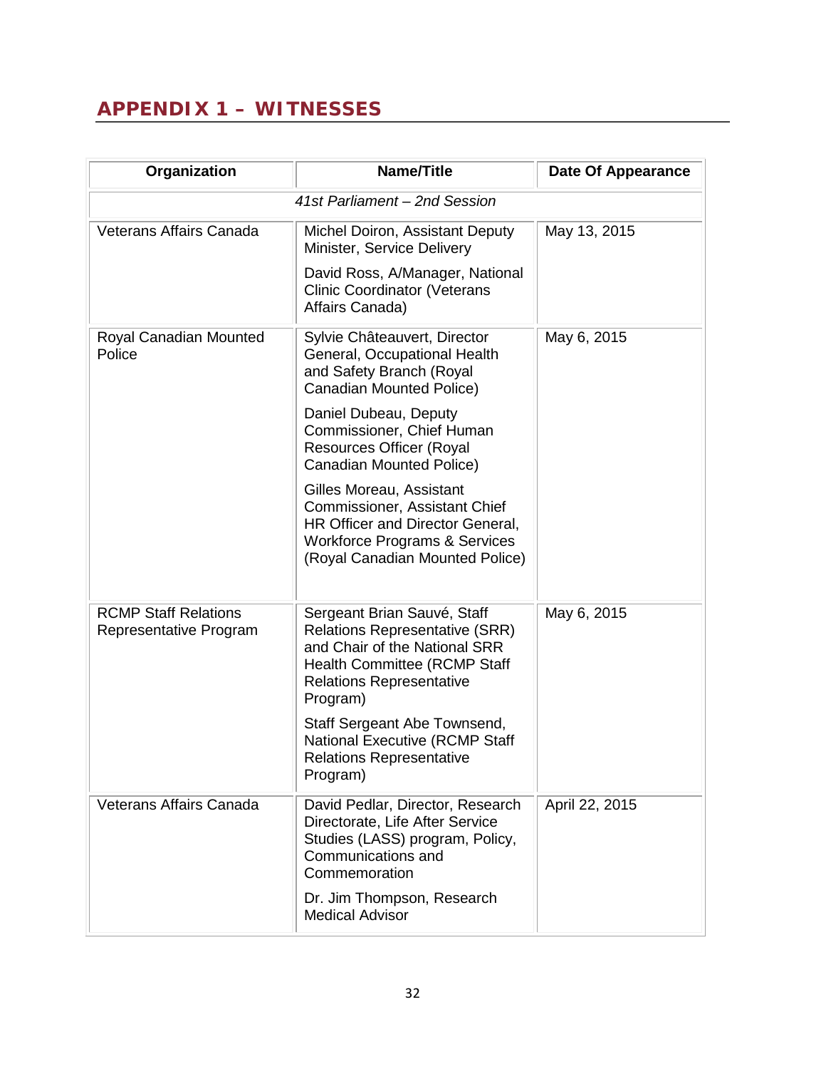## APPENDIX 1 – WITNESSES

| Organization | Name/Title | Date Of Appearance |
|---|---|---|
| *41st Parliament – 2nd Session* | | |
| Veterans Affairs Canada | Michel Doiron, Assistant Deputy Minister, Service Delivery<br><br>David Ross, A/Manager, National Clinic Coordinator (Veterans Affairs Canada) | May 13, 2015 |
| Royal Canadian Mounted Police | Sylvie Châteauvert, Director General, Occupational Health and Safety Branch (Royal Canadian Mounted Police)<br><br>Daniel Dubeau, Deputy Commissioner, Chief Human Resources Officer (Royal Canadian Mounted Police)<br><br>Gilles Moreau, Assistant Commissioner, Assistant Chief HR Officer and Director General, Workforce Programs & Services (Royal Canadian Mounted Police) | May 6, 2015 |
| RCMP Staff Relations Representative Program | Sergeant Brian Sauvé, Staff Relations Representative (SRR) and Chair of the National SRR Health Committee (RCMP Staff Relations Representative Program)<br><br>Staff Sergeant Abe Townsend, National Executive (RCMP Staff Relations Representative Program) | May 6, 2015 |
| Veterans Affairs Canada | David Pedlar, Director, Research Directorate, Life After Service Studies (LASS) program, Policy, Communications and Commemoration<br><br>Dr. Jim Thompson, Research Medical Advisor | April 22, 2015 |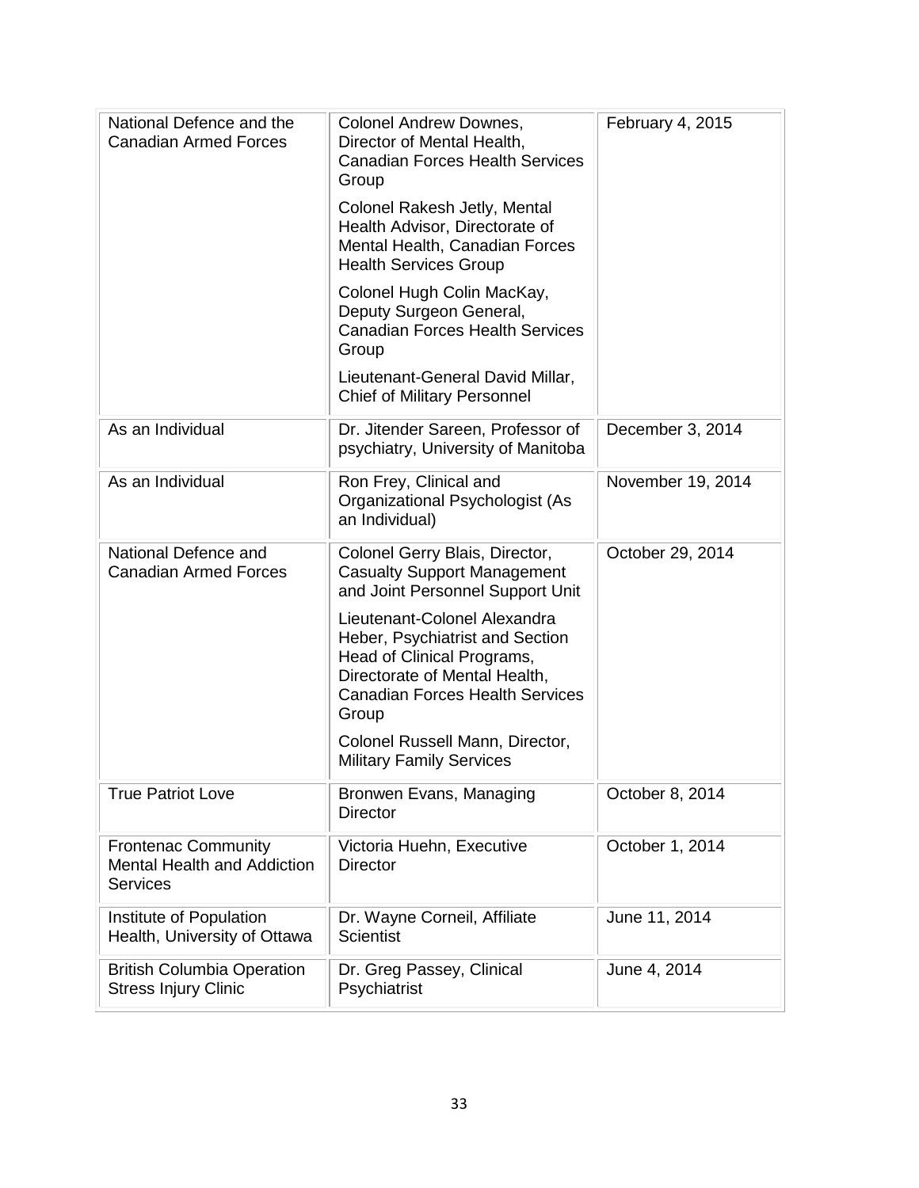| | | |
|---|---|---|
| National Defence and the Canadian Armed Forces | Colonel Andrew Downes, Director of Mental Health, Canadian Forces Health Services Group<br><br>Colonel Rakesh Jetly, Mental Health Advisor, Directorate of Mental Health, Canadian Forces Health Services Group<br><br>Colonel Hugh Colin MacKay, Deputy Surgeon General, Canadian Forces Health Services Group<br><br>Lieutenant-General David Millar, Chief of Military Personnel | February 4, 2015 |
| As an Individual | Dr. Jitender Sareen, Professor of psychiatry, University of Manitoba | December 3, 2014 |
| As an Individual | Ron Frey, Clinical and Organizational Psychologist (As an Individual) | November 19, 2014 |
| National Defence and Canadian Armed Forces | Colonel Gerry Blais, Director, Casualty Support Management and Joint Personnel Support Unit<br><br>Lieutenant-Colonel Alexandra Heber, Psychiatrist and Section Head of Clinical Programs, Directorate of Mental Health, Canadian Forces Health Services Group<br><br>Colonel Russell Mann, Director, Military Family Services | October 29, 2014 |
| True Patriot Love | Bronwen Evans, Managing Director | October 8, 2014 |
| Frontenac Community Mental Health and Addiction Services | Victoria Huehn, Executive Director | October 1, 2014 |
| Institute of Population Health, University of Ottawa | Dr. Wayne Corneil, Affiliate Scientist | June 11, 2014 |
| British Columbia Operation Stress Injury Clinic | Dr. Greg Passey, Clinical Psychiatrist | June 4, 2014 |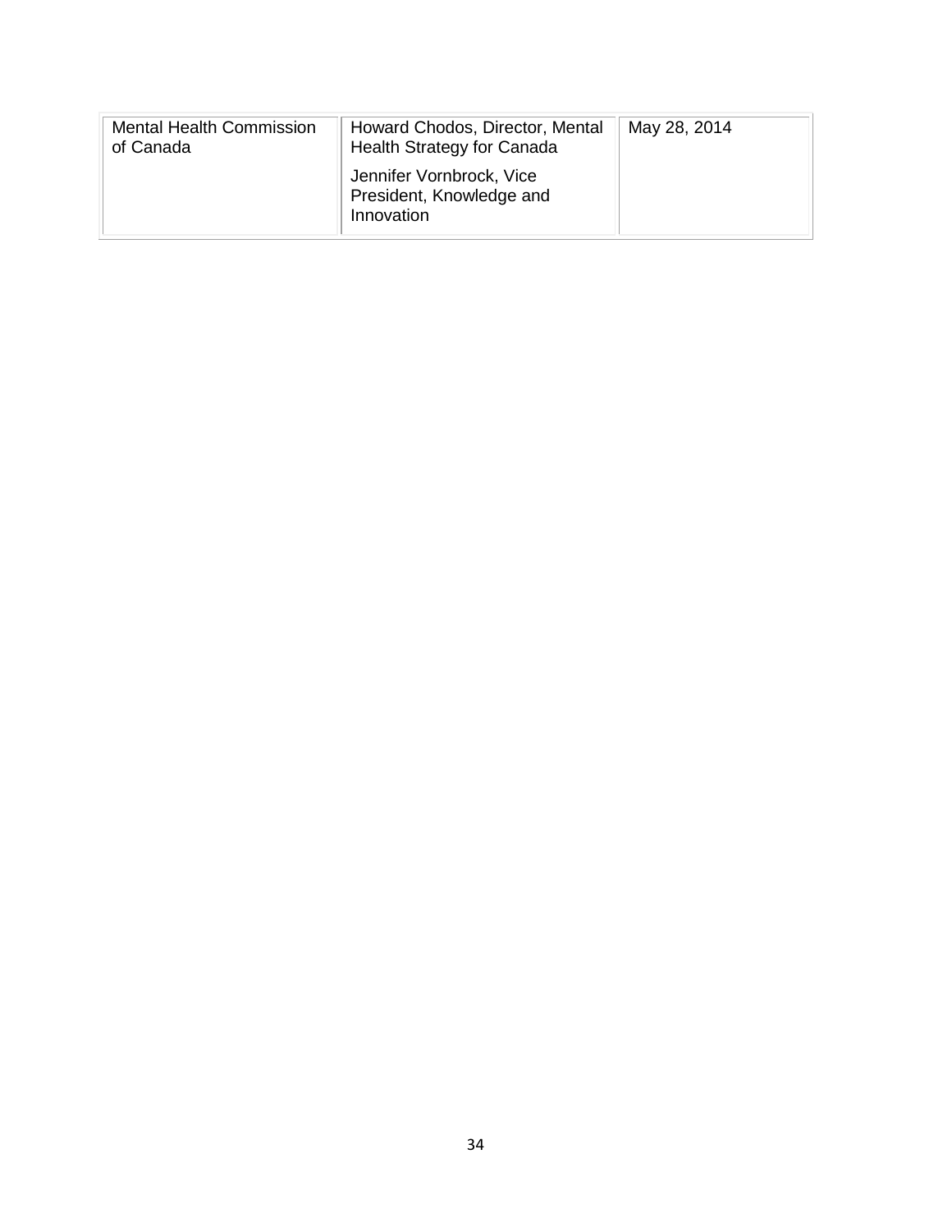| | | |
|---|---|---|
| Mental Health Commission of Canada | Howard Chodos, Director, Mental Health Strategy for Canada<br><br>Jennifer Vornbrock, Vice President, Knowledge and Innovation | May 28, 2014 |